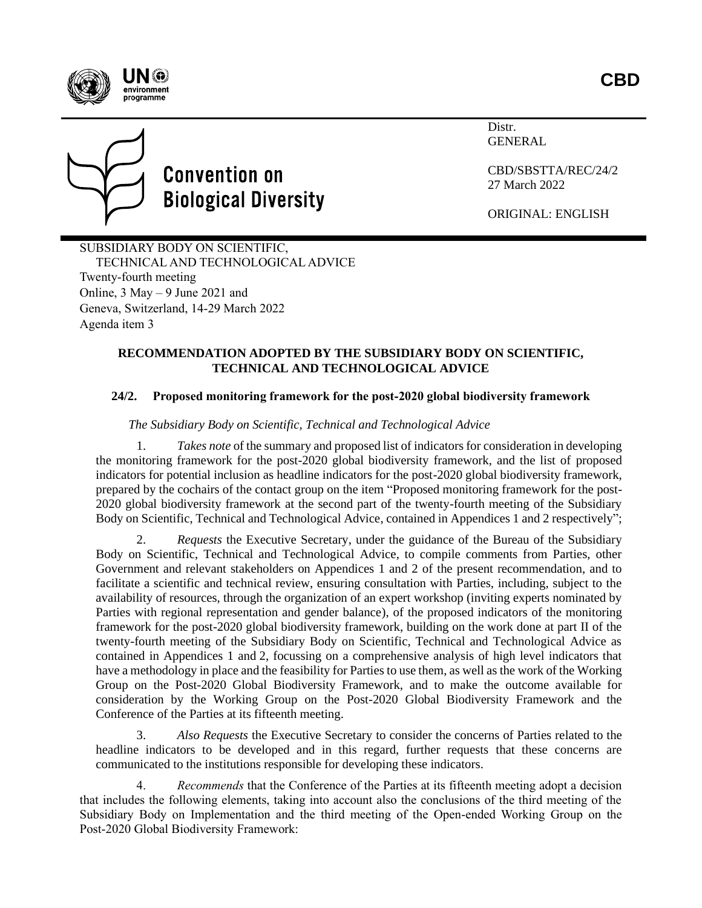CBD

Convention on Biological Diversity

Distr.
GENERAL

CBD/SBSTTA/REC/24/2
27 March 2022

ORIGINAL: ENGLISH

SUBSIDIARY BODY ON SCIENTIFIC, TECHNICAL AND TECHNOLOGICAL ADVICE
Twenty-fourth meeting
Online, 3 May – 9 June 2021 and
Geneva, Switzerland, 14-29 March 2022
Agenda item 3

**RECOMMENDATION ADOPTED BY THE SUBSIDIARY BODY ON SCIENTIFIC, TECHNICAL AND TECHNOLOGICAL ADVICE**

**24/2. Proposed monitoring framework for the post-2020 global biodiversity framework**

*The Subsidiary Body on Scientific, Technical and Technological Advice*

1. *Takes note* of the summary and proposed list of indicators for consideration in developing the monitoring framework for the post-2020 global biodiversity framework, and the list of proposed indicators for potential inclusion as headline indicators for the post-2020 global biodiversity framework, prepared by the cochairs of the contact group on the item "Proposed monitoring framework for the post-2020 global biodiversity framework at the second part of the twenty-fourth meeting of the Subsidiary Body on Scientific, Technical and Technological Advice, contained in Appendices 1 and 2 respectively";

2. *Requests* the Executive Secretary, under the guidance of the Bureau of the Subsidiary Body on Scientific, Technical and Technological Advice, to compile comments from Parties, other Government and relevant stakeholders on Appendices 1 and 2 of the present recommendation, and to facilitate a scientific and technical review, ensuring consultation with Parties, including, subject to the availability of resources, through the organization of an expert workshop (inviting experts nominated by Parties with regional representation and gender balance), of the proposed indicators of the monitoring framework for the post-2020 global biodiversity framework, building on the work done at part II of the twenty-fourth meeting of the Subsidiary Body on Scientific, Technical and Technological Advice as contained in Appendices 1 and 2, focussing on a comprehensive analysis of high level indicators that have a methodology in place and the feasibility for Parties to use them, as well as the work of the Working Group on the Post-2020 Global Biodiversity Framework, and to make the outcome available for consideration by the Working Group on the Post-2020 Global Biodiversity Framework and the Conference of the Parties at its fifteenth meeting.

3. *Also Requests* the Executive Secretary to consider the concerns of Parties related to the headline indicators to be developed and in this regard, further requests that these concerns are communicated to the institutions responsible for developing these indicators.

4. *Recommends* that the Conference of the Parties at its fifteenth meeting adopt a decision that includes the following elements, taking into account also the conclusions of the third meeting of the Subsidiary Body on Implementation and the third meeting of the Open-ended Working Group on the Post-2020 Global Biodiversity Framework: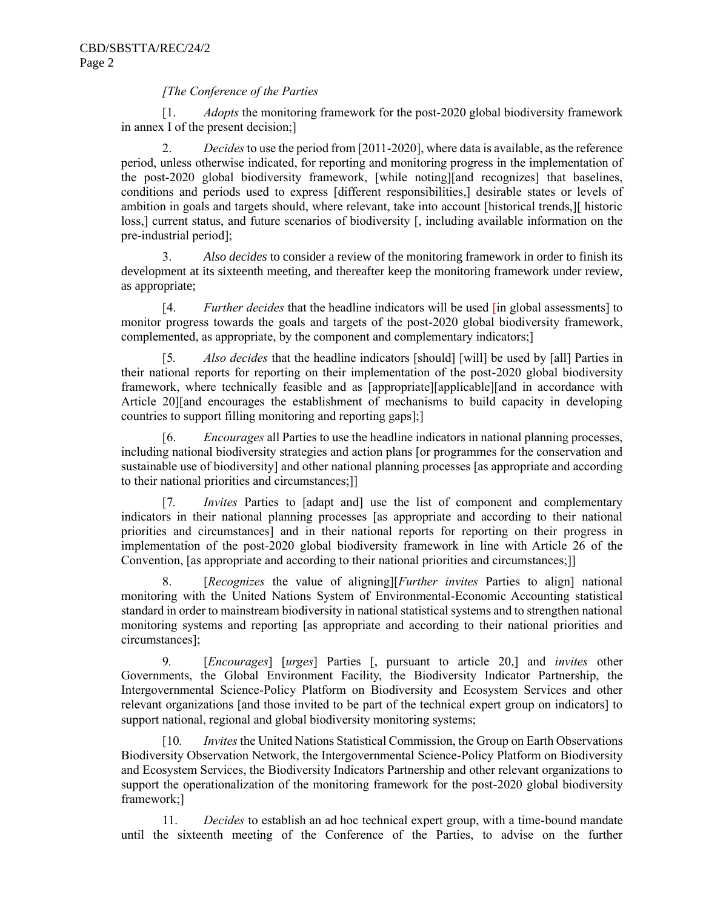*[The Conference of the Parties*

[1. *Adopts* the monitoring framework for the post-2020 global biodiversity framework in annex I of the present decision;]

2. *Decides* to use the period from [2011-2020], where data is available, as the reference period, unless otherwise indicated, for reporting and monitoring progress in the implementation of the post-2020 global biodiversity framework, [while noting][and recognizes] that baselines, conditions and periods used to express [different responsibilities,] desirable states or levels of ambition in goals and targets should, where relevant, take into account [historical trends,][ historic loss,] current status, and future scenarios of biodiversity [, including available information on the pre-industrial period];

3. *Also decides* to consider a review of the monitoring framework in order to finish its development at its sixteenth meeting, and thereafter keep the monitoring framework under review, as appropriate;

[4. *Further decides* that the headline indicators will be used [in global assessments] to monitor progress towards the goals and targets of the post-2020 global biodiversity framework, complemented, as appropriate, by the component and complementary indicators;]

[5. *Also decides* that the headline indicators [should] [will] be used by [all] Parties in their national reports for reporting on their implementation of the post-2020 global biodiversity framework, where technically feasible and as [appropriate][applicable][and in accordance with Article 20][and encourages the establishment of mechanisms to build capacity in developing countries to support filling monitoring and reporting gaps];]

[6. *Encourages* all Parties to use the headline indicators in national planning processes, including national biodiversity strategies and action plans [or programmes for the conservation and sustainable use of biodiversity] and other national planning processes [as appropriate and according to their national priorities and circumstances;]]

[7. *Invites* Parties to [adapt and] use the list of component and complementary indicators in their national planning processes [as appropriate and according to their national priorities and circumstances] and in their national reports for reporting on their progress in implementation of the post-2020 global biodiversity framework in line with Article 26 of the Convention, [as appropriate and according to their national priorities and circumstances;]]

8. [*Recognizes* the value of aligning][*Further invites* Parties to align] national monitoring with the United Nations System of Environmental-Economic Accounting statistical standard in order to mainstream biodiversity in national statistical systems and to strengthen national monitoring systems and reporting [as appropriate and according to their national priorities and circumstances];

9. [*Encourages*] [*urges*] Parties [, pursuant to article 20,] and *invites* other Governments, the Global Environment Facility, the Biodiversity Indicator Partnership, the Intergovernmental Science-Policy Platform on Biodiversity and Ecosystem Services and other relevant organizations [and those invited to be part of the technical expert group on indicators] to support national, regional and global biodiversity monitoring systems;

[10. *Invites* the United Nations Statistical Commission, the Group on Earth Observations Biodiversity Observation Network, the Intergovernmental Science-Policy Platform on Biodiversity and Ecosystem Services, the Biodiversity Indicators Partnership and other relevant organizations to support the operationalization of the monitoring framework for the post-2020 global biodiversity framework;]

11. *Decides* to establish an ad hoc technical expert group, with a time-bound mandate until the sixteenth meeting of the Conference of the Parties, to advise on the further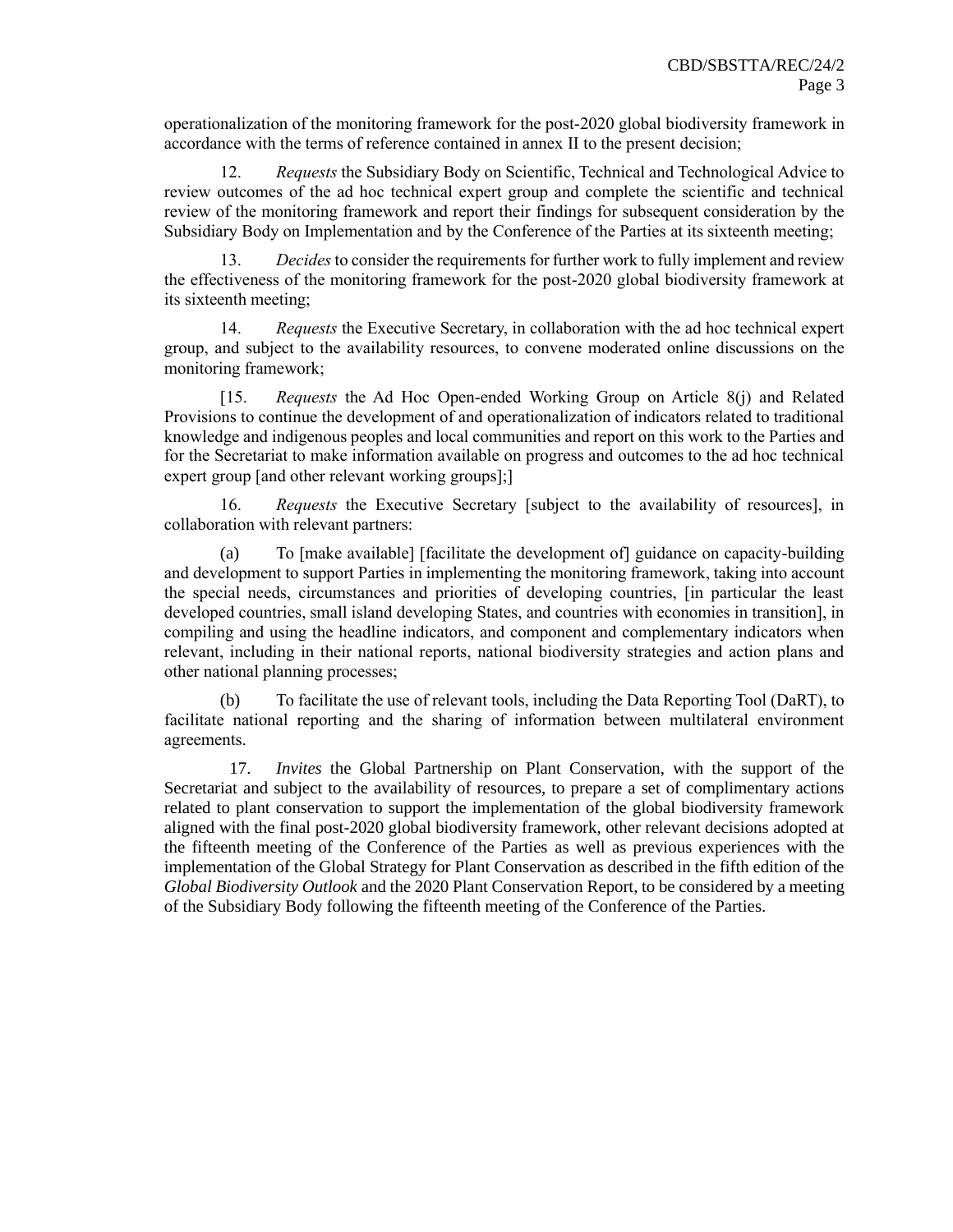operationalization of the monitoring framework for the post-2020 global biodiversity framework in accordance with the terms of reference contained in annex II to the present decision;

12. *Requests* the Subsidiary Body on Scientific, Technical and Technological Advice to review outcomes of the ad hoc technical expert group and complete the scientific and technical review of the monitoring framework and report their findings for subsequent consideration by the Subsidiary Body on Implementation and by the Conference of the Parties at its sixteenth meeting;

13. *Decides* to consider the requirements for further work to fully implement and review the effectiveness of the monitoring framework for the post-2020 global biodiversity framework at its sixteenth meeting;

14. *Requests* the Executive Secretary, in collaboration with the ad hoc technical expert group, and subject to the availability resources, to convene moderated online discussions on the monitoring framework;

[15. *Requests* the Ad Hoc Open-ended Working Group on Article 8(j) and Related Provisions to continue the development of and operationalization of indicators related to traditional knowledge and indigenous peoples and local communities and report on this work to the Parties and for the Secretariat to make information available on progress and outcomes to the ad hoc technical expert group [and other relevant working groups];]

16. *Requests* the Executive Secretary [subject to the availability of resources], in collaboration with relevant partners:

(a) To [make available] [facilitate the development of] guidance on capacity-building and development to support Parties in implementing the monitoring framework, taking into account the special needs, circumstances and priorities of developing countries, [in particular the least developed countries, small island developing States, and countries with economies in transition], in compiling and using the headline indicators, and component and complementary indicators when relevant, including in their national reports, national biodiversity strategies and action plans and other national planning processes;

(b) To facilitate the use of relevant tools, including the Data Reporting Tool (DaRT), to facilitate national reporting and the sharing of information between multilateral environment agreements.

17. *Invites* the Global Partnership on Plant Conservation, with the support of the Secretariat and subject to the availability of resources, to prepare a set of complimentary actions related to plant conservation to support the implementation of the global biodiversity framework aligned with the final post-2020 global biodiversity framework, other relevant decisions adopted at the fifteenth meeting of the Conference of the Parties as well as previous experiences with the implementation of the Global Strategy for Plant Conservation as described in the fifth edition of the *Global Biodiversity Outlook* and the 2020 Plant Conservation Report, to be considered by a meeting of the Subsidiary Body following the fifteenth meeting of the Conference of the Parties.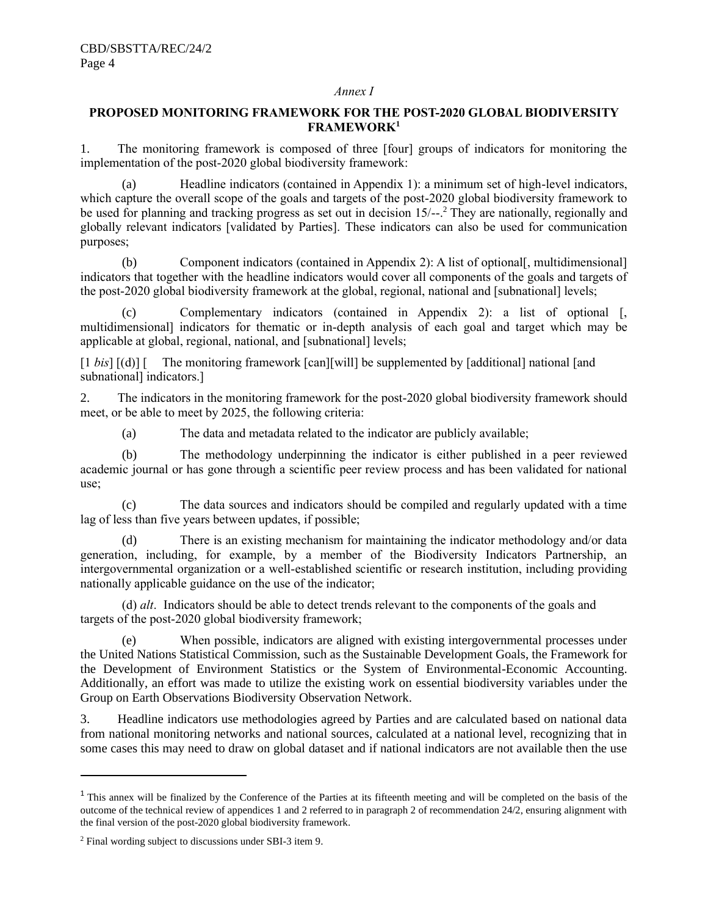*Annex I*

## PROPOSED MONITORING FRAMEWORK FOR THE POST-2020 GLOBAL BIODIVERSITY FRAMEWORK[1]

1. The monitoring framework is composed of three [four] groups of indicators for monitoring the implementation of the post-2020 global biodiversity framework:

(a) Headline indicators (contained in Appendix 1): a minimum set of high-level indicators, which capture the overall scope of the goals and targets of the post-2020 global biodiversity framework to be used for planning and tracking progress as set out in decision 15/--.[2] They are nationally, regionally and globally relevant indicators [validated by Parties]. These indicators can also be used for communication purposes;

(b) Component indicators (contained in Appendix 2): A list of optional[, multidimensional] indicators that together with the headline indicators would cover all components of the goals and targets of the post-2020 global biodiversity framework at the global, regional, national and [subnational] levels;

(c) Complementary indicators (contained in Appendix 2): a list of optional [, multidimensional] indicators for thematic or in-depth analysis of each goal and target which may be applicable at global, regional, national, and [subnational] levels;

[1 *bis*] [(d)] [ The monitoring framework [can][will] be supplemented by [additional] national [and subnational] indicators.]

2. The indicators in the monitoring framework for the post-2020 global biodiversity framework should meet, or be able to meet by 2025, the following criteria:

(a) The data and metadata related to the indicator are publicly available;

(b) The methodology underpinning the indicator is either published in a peer reviewed academic journal or has gone through a scientific peer review process and has been validated for national use;

(c) The data sources and indicators should be compiled and regularly updated with a time lag of less than five years between updates, if possible;

(d) There is an existing mechanism for maintaining the indicator methodology and/or data generation, including, for example, by a member of the Biodiversity Indicators Partnership, an intergovernmental organization or a well-established scientific or research institution, including providing nationally applicable guidance on the use of the indicator;

(d) *alt*. Indicators should be able to detect trends relevant to the components of the goals and targets of the post-2020 global biodiversity framework;

(e) When possible, indicators are aligned with existing intergovernmental processes under the United Nations Statistical Commission, such as the Sustainable Development Goals, the Framework for the Development of Environment Statistics or the System of Environmental-Economic Accounting. Additionally, an effort was made to utilize the existing work on essential biodiversity variables under the Group on Earth Observations Biodiversity Observation Network.

3. Headline indicators use methodologies agreed by Parties and are calculated based on national data from national monitoring networks and national sources, calculated at a national level, recognizing that in some cases this may need to draw on global dataset and if national indicators are not available then the use

---

[1] This annex will be finalized by the Conference of the Parties at its fifteenth meeting and will be completed on the basis of the outcome of the technical review of appendices 1 and 2 referred to in paragraph 2 of recommendation 24/2, ensuring alignment with the final version of the post-2020 global biodiversity framework.

[2] Final wording subject to discussions under SBI-3 item 9.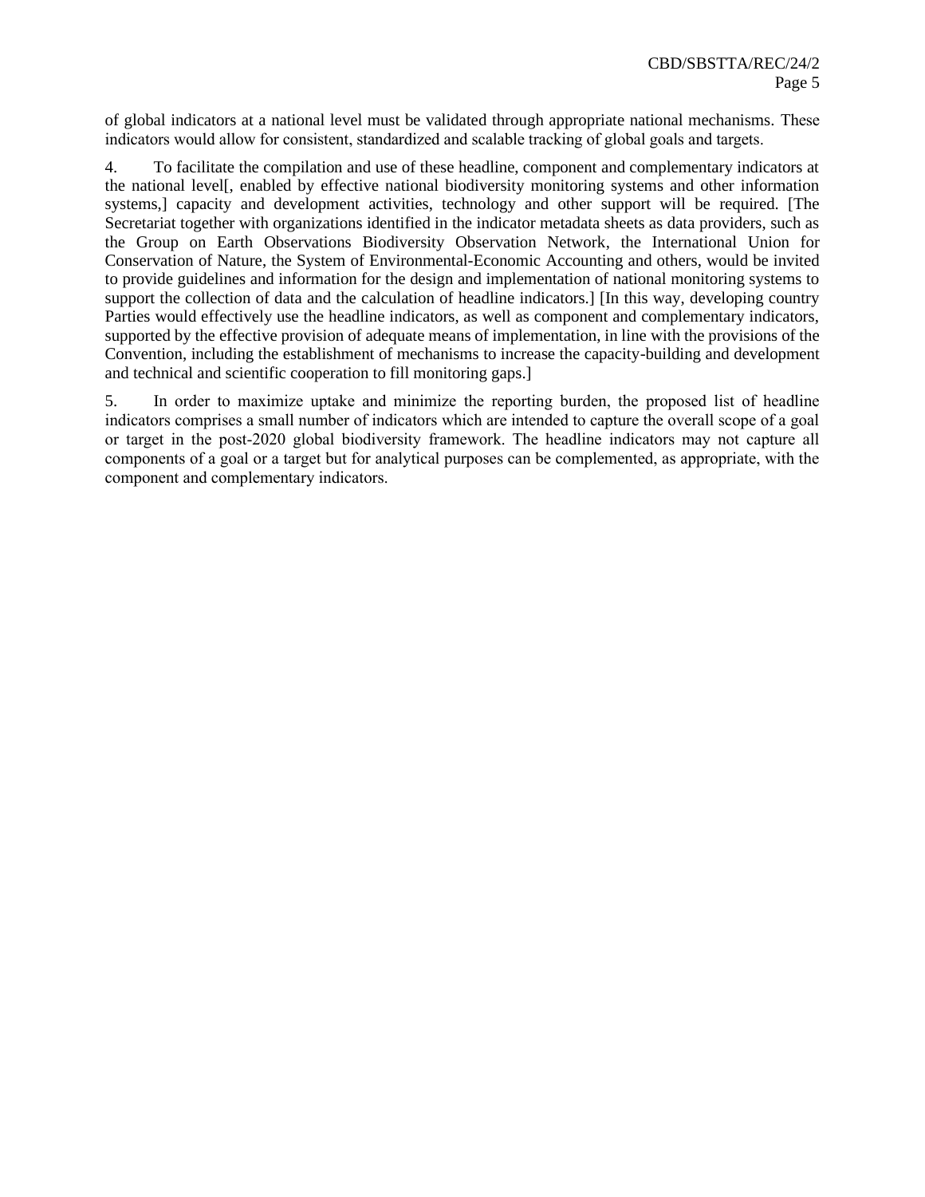of global indicators at a national level must be validated through appropriate national mechanisms. These indicators would allow for consistent, standardized and scalable tracking of global goals and targets.

4. To facilitate the compilation and use of these headline, component and complementary indicators at the national level[, enabled by effective national biodiversity monitoring systems and other information systems,] capacity and development activities, technology and other support will be required. [The Secretariat together with organizations identified in the indicator metadata sheets as data providers, such as the Group on Earth Observations Biodiversity Observation Network, the International Union for Conservation of Nature, the System of Environmental-Economic Accounting and others, would be invited to provide guidelines and information for the design and implementation of national monitoring systems to support the collection of data and the calculation of headline indicators.] [In this way, developing country Parties would effectively use the headline indicators, as well as component and complementary indicators, supported by the effective provision of adequate means of implementation, in line with the provisions of the Convention, including the establishment of mechanisms to increase the capacity-building and development and technical and scientific cooperation to fill monitoring gaps.]

5. In order to maximize uptake and minimize the reporting burden, the proposed list of headline indicators comprises a small number of indicators which are intended to capture the overall scope of a goal or target in the post-2020 global biodiversity framework. The headline indicators may not capture all components of a goal or a target but for analytical purposes can be complemented, as appropriate, with the component and complementary indicators.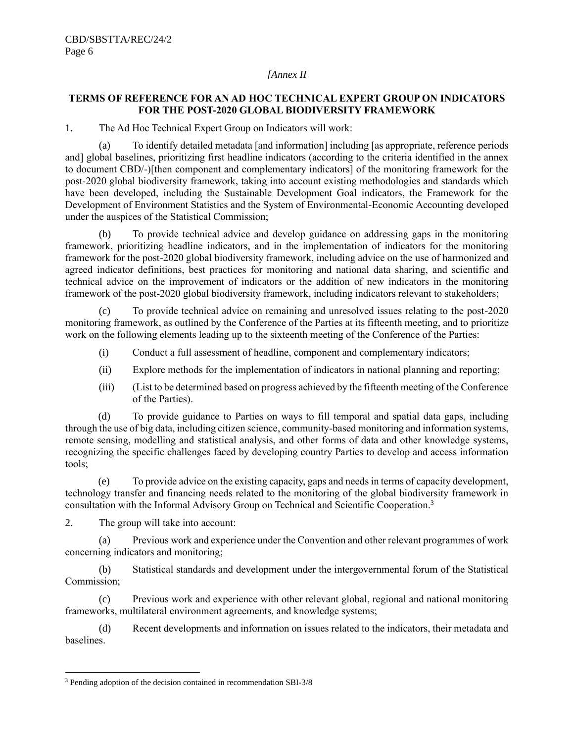*[Annex II*

## TERMS OF REFERENCE FOR AN AD HOC TECHNICAL EXPERT GROUP ON INDICATORS FOR THE POST-2020 GLOBAL BIODIVERSITY FRAMEWORK

1. The Ad Hoc Technical Expert Group on Indicators will work:

(a) To identify detailed metadata [and information] including [as appropriate, reference periods and] global baselines, prioritizing first headline indicators (according to the criteria identified in the annex to document CBD/-)[then component and complementary indicators] of the monitoring framework for the post-2020 global biodiversity framework, taking into account existing methodologies and standards which have been developed, including the Sustainable Development Goal indicators, the Framework for the Development of Environment Statistics and the System of Environmental-Economic Accounting developed under the auspices of the Statistical Commission;

(b) To provide technical advice and develop guidance on addressing gaps in the monitoring framework, prioritizing headline indicators, and in the implementation of indicators for the monitoring framework for the post-2020 global biodiversity framework, including advice on the use of harmonized and agreed indicator definitions, best practices for monitoring and national data sharing, and scientific and technical advice on the improvement of indicators or the addition of new indicators in the monitoring framework of the post-2020 global biodiversity framework, including indicators relevant to stakeholders;

(c) To provide technical advice on remaining and unresolved issues relating to the post-2020 monitoring framework, as outlined by the Conference of the Parties at its fifteenth meeting, and to prioritize work on the following elements leading up to the sixteenth meeting of the Conference of the Parties:

(i) Conduct a full assessment of headline, component and complementary indicators;

(ii) Explore methods for the implementation of indicators in national planning and reporting;

(iii) (List to be determined based on progress achieved by the fifteenth meeting of the Conference of the Parties).

(d) To provide guidance to Parties on ways to fill temporal and spatial data gaps, including through the use of big data, including citizen science, community-based monitoring and information systems, remote sensing, modelling and statistical analysis, and other forms of data and other knowledge systems, recognizing the specific challenges faced by developing country Parties to develop and access information tools;

(e) To provide advice on the existing capacity, gaps and needs in terms of capacity development, technology transfer and financing needs related to the monitoring of the global biodiversity framework in consultation with the Informal Advisory Group on Technical and Scientific Cooperation.[3]

2. The group will take into account:

(a) Previous work and experience under the Convention and other relevant programmes of work concerning indicators and monitoring;

(b) Statistical standards and development under the intergovernmental forum of the Statistical Commission;

(c) Previous work and experience with other relevant global, regional and national monitoring frameworks, multilateral environment agreements, and knowledge systems;

(d) Recent developments and information on issues related to the indicators, their metadata and baselines.

---

[3] Pending adoption of the decision contained in recommendation SBI-3/8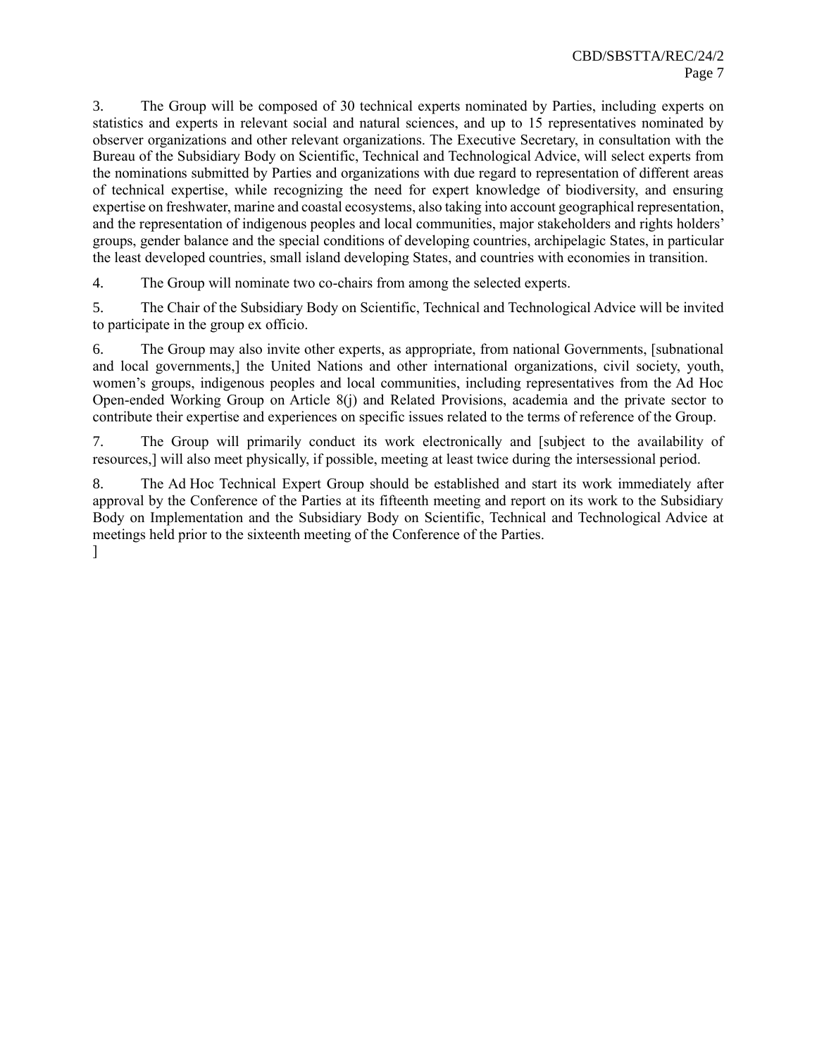3. The Group will be composed of 30 technical experts nominated by Parties, including experts on statistics and experts in relevant social and natural sciences, and up to 15 representatives nominated by observer organizations and other relevant organizations. The Executive Secretary, in consultation with the Bureau of the Subsidiary Body on Scientific, Technical and Technological Advice, will select experts from the nominations submitted by Parties and organizations with due regard to representation of different areas of technical expertise, while recognizing the need for expert knowledge of biodiversity, and ensuring expertise on freshwater, marine and coastal ecosystems, also taking into account geographical representation, and the representation of indigenous peoples and local communities, major stakeholders and rights holders' groups, gender balance and the special conditions of developing countries, archipelagic States, in particular the least developed countries, small island developing States, and countries with economies in transition.

4. The Group will nominate two co-chairs from among the selected experts.

5. The Chair of the Subsidiary Body on Scientific, Technical and Technological Advice will be invited to participate in the group ex officio.

6. The Group may also invite other experts, as appropriate, from national Governments, [subnational and local governments,] the United Nations and other international organizations, civil society, youth, women's groups, indigenous peoples and local communities, including representatives from the Ad Hoc Open-ended Working Group on Article 8(j) and Related Provisions, academia and the private sector to contribute their expertise and experiences on specific issues related to the terms of reference of the Group.

7. The Group will primarily conduct its work electronically and [subject to the availability of resources,] will also meet physically, if possible, meeting at least twice during the intersessional period.

8. The Ad Hoc Technical Expert Group should be established and start its work immediately after approval by the Conference of the Parties at its fifteenth meeting and report on its work to the Subsidiary Body on Implementation and the Subsidiary Body on Scientific, Technical and Technological Advice at meetings held prior to the sixteenth meeting of the Conference of the Parties.
]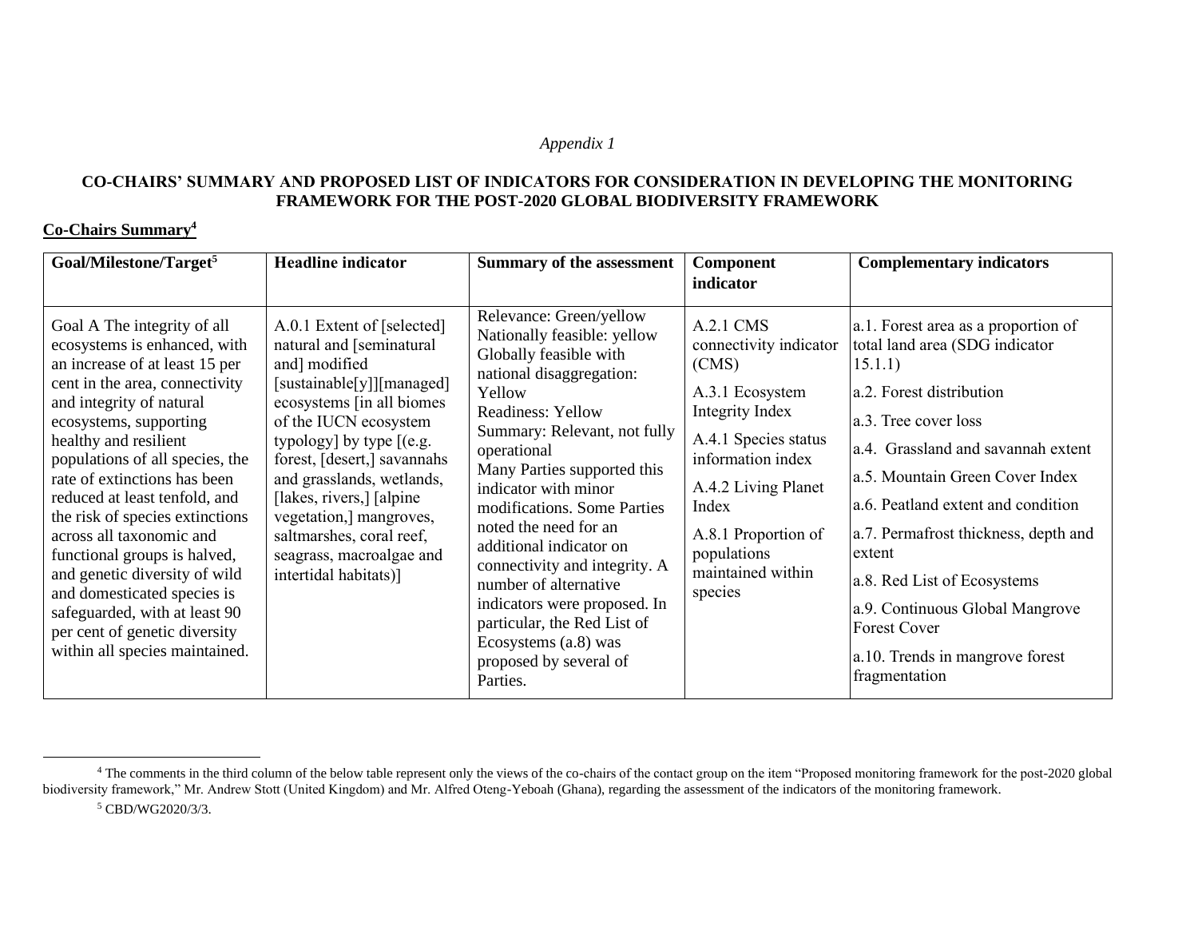*Appendix 1*

**CO-CHAIRS' SUMMARY AND PROPOSED LIST OF INDICATORS FOR CONSIDERATION IN DEVELOPING THE MONITORING FRAMEWORK FOR THE POST-2020 GLOBAL BIODIVERSITY FRAMEWORK**

**Co-Chairs Summary[4]**

| Goal/Milestone/Target[5] | Headline indicator | Summary of the assessment | Component indicator | Complementary indicators |
|---|---|---|---|---|
| Goal A The integrity of all ecosystems is enhanced, with an increase of at least 15 per cent in the area, connectivity and integrity of natural ecosystems, supporting healthy and resilient populations of all species, the rate of extinctions has been reduced at least tenfold, and the risk of species extinctions across all taxonomic and functional groups is halved, and genetic diversity of wild and domesticated species is safeguarded, with at least 90 per cent of genetic diversity within all species maintained. | A.0.1 Extent of [selected] natural and [seminatural and] modified [sustainable[y]][managed] ecosystems [in all biomes of the IUCN ecosystem typology] by type [(e.g. forest, [desert,] savannahs and grasslands, wetlands, [lakes, rivers,] [alpine vegetation,] mangroves, saltmarshes, coral reef, seagrass, macroalgae and intertidal habitats)] | Relevance: Green/yellow<br>Nationally feasible: yellow<br>Globally feasible with national disaggregation: Yellow<br>Readiness: Yellow<br>Summary: Relevant, not fully operational<br>Many Parties supported this indicator with minor modifications. Some Parties noted the need for an additional indicator on connectivity and integrity. A number of alternative indicators were proposed. In particular, the Red List of Ecosystems (a.8) was proposed by several of Parties. | A.2.1 CMS connectivity indicator (CMS)<br>A.3.1 Ecosystem Integrity Index<br>A.4.1 Species status information index<br>A.4.2 Living Planet Index<br>A.8.1 Proportion of populations maintained within species | a.1. Forest area as a proportion of total land area (SDG indicator 15.1.1)<br>a.2. Forest distribution<br>a.3. Tree cover loss<br>a.4. Grassland and savannah extent<br>a.5. Mountain Green Cover Index<br>a.6. Peatland extent and condition<br>a.7. Permafrost thickness, depth and extent<br>a.8. Red List of Ecosystems<br>a.9. Continuous Global Mangrove Forest Cover<br>a.10. Trends in mangrove forest fragmentation |

[4] The comments in the third column of the below table represent only the views of the co-chairs of the contact group on the item "Proposed monitoring framework for the post-2020 global biodiversity framework," Mr. Andrew Stott (United Kingdom) and Mr. Alfred Oteng-Yeboah (Ghana), regarding the assessment of the indicators of the monitoring framework.

[5] CBD/WG2020/3/3.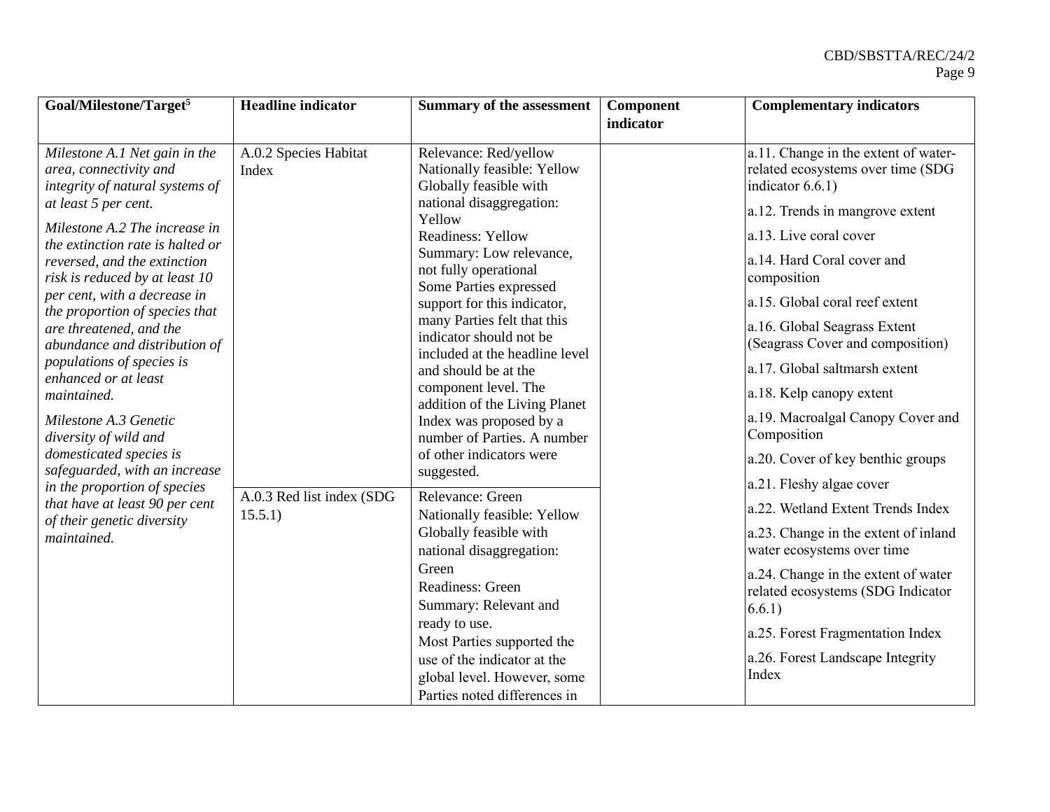| Goal/Milestone/Target[5] | Headline indicator | Summary of the assessment | Component indicator | Complementary indicators |
|---|---|---|---|---|
| *Milestone A.1 Net gain in the area, connectivity and integrity of natural systems of at least 5 per cent.*<br><br>*Milestone A.2 The increase in the extinction rate is halted or reversed, and the extinction risk is reduced by at least 10 per cent, with a decrease in the proportion of species that are threatened, and the abundance and distribution of populations of species is enhanced or at least maintained.*<br><br>*Milestone A.3 Genetic diversity of wild and domesticated species is safeguarded, with an increase in the proportion of species that have at least 90 per cent of their genetic diversity maintained.* | A.0.2 Species Habitat Index | Relevance: Red/yellow<br>Nationally feasible: Yellow<br>Globally feasible with national disaggregation: Yellow<br>Readiness: Yellow<br>Summary: Low relevance, not fully operational<br>Some Parties expressed support for this indicator, many Parties felt that this indicator should not be included at the headline level and should be at the component level. The addition of the Living Planet Index was proposed by a number of Parties. A number of other indicators were suggested. | | a.11. Change in the extent of water-related ecosystems over time (SDG indicator 6.6.1)<br><br>a.12. Trends in mangrove extent<br><br>a.13. Live coral cover<br><br>a.14. Hard Coral cover and composition<br><br>a.15. Global coral reef extent<br><br>a.16. Global Seagrass Extent (Seagrass Cover and composition)<br><br>a.17. Global saltmarsh extent<br><br>a.18. Kelp canopy extent<br><br>a.19. Macroalgal Canopy Cover and Composition<br><br>a.20. Cover of key benthic groups<br><br>a.21. Fleshy algae cover<br><br>a.22. Wetland Extent Trends Index<br><br>a.23. Change in the extent of inland water ecosystems over time<br><br>a.24. Change in the extent of water related ecosystems (SDG Indicator 6.6.1)<br><br>a.25. Forest Fragmentation Index<br><br>a.26. Forest Landscape Integrity Index |
| | A.0.3 Red list index (SDG 15.5.1) | Relevance: Green<br>Nationally feasible: Yellow<br>Globally feasible with national disaggregation: Green<br>Readiness: Green<br>Summary: Relevant and ready to use.<br>Most Parties supported the use of the indicator at the global level. However, some Parties noted differences in | | |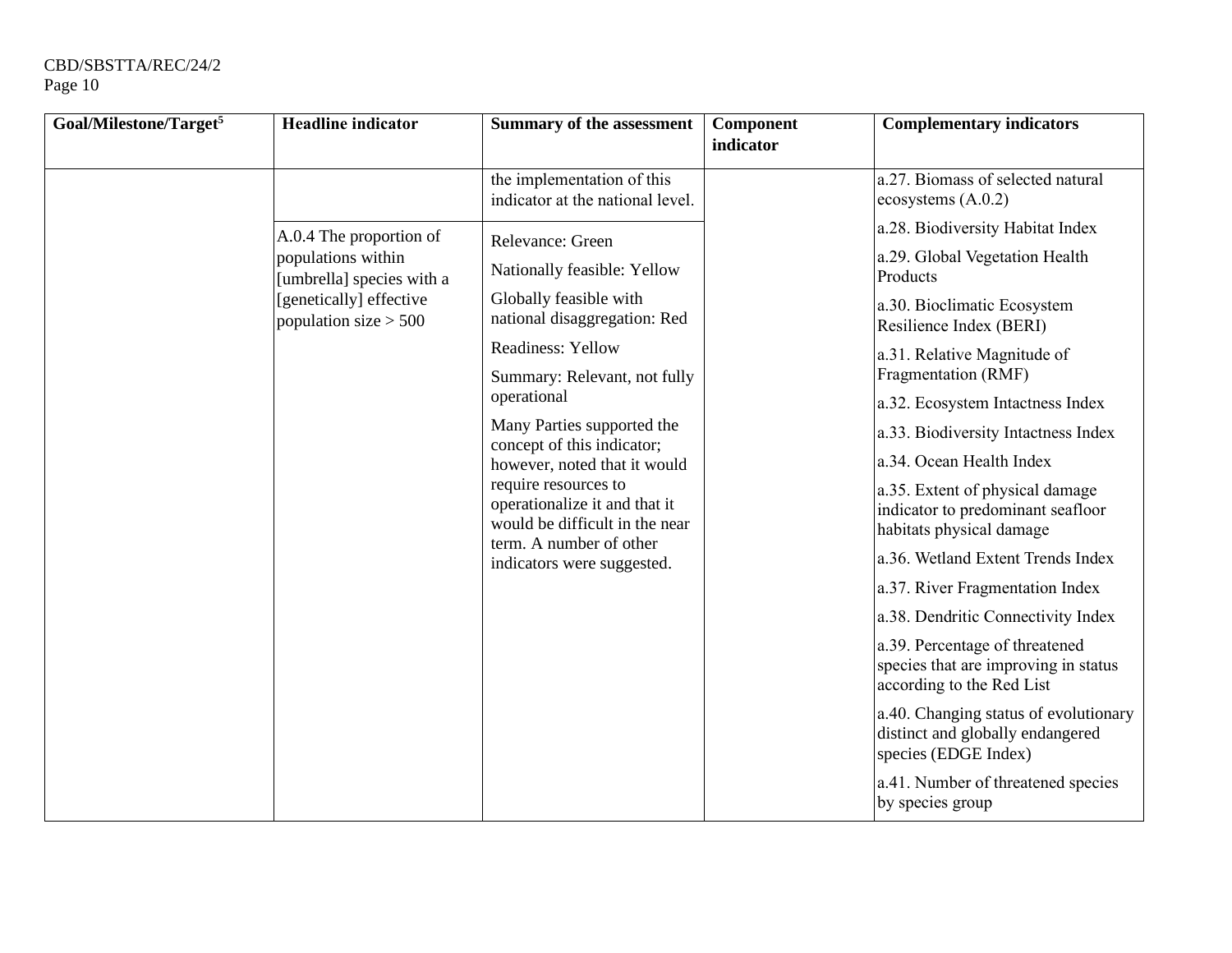| Goal/Milestone/Target[5] | Headline indicator | Summary of the assessment | Component indicator | Complementary indicators |
|---|---|---|---|---|
| | | the implementation of this indicator at the national level. | | a.27. Biomass of selected natural ecosystems (A.0.2) |
| | A.0.4 The proportion of populations within [umbrella] species with a [genetically] effective population size > 500 | Relevance: Green<br><br>Nationally feasible: Yellow<br><br>Globally feasible with national disaggregation: Red<br><br>Readiness: Yellow<br><br>Summary: Relevant, not fully operational<br><br>Many Parties supported the concept of this indicator; however, noted that it would require resources to operationalize it and that it would be difficult in the near term. A number of other indicators were suggested. | | a.28. Biodiversity Habitat Index<br><br>a.29. Global Vegetation Health Products<br><br>a.30. Bioclimatic Ecosystem Resilience Index (BERI)<br><br>a.31. Relative Magnitude of Fragmentation (RMF)<br><br>a.32. Ecosystem Intactness Index<br><br>a.33. Biodiversity Intactness Index<br><br>a.34. Ocean Health Index<br><br>a.35. Extent of physical damage indicator to predominant seafloor habitats physical damage<br><br>a.36. Wetland Extent Trends Index<br><br>a.37. River Fragmentation Index<br><br>a.38. Dendritic Connectivity Index<br><br>a.39. Percentage of threatened species that are improving in status according to the Red List<br><br>a.40. Changing status of evolutionary distinct and globally endangered species (EDGE Index)<br><br>a.41. Number of threatened species by species group |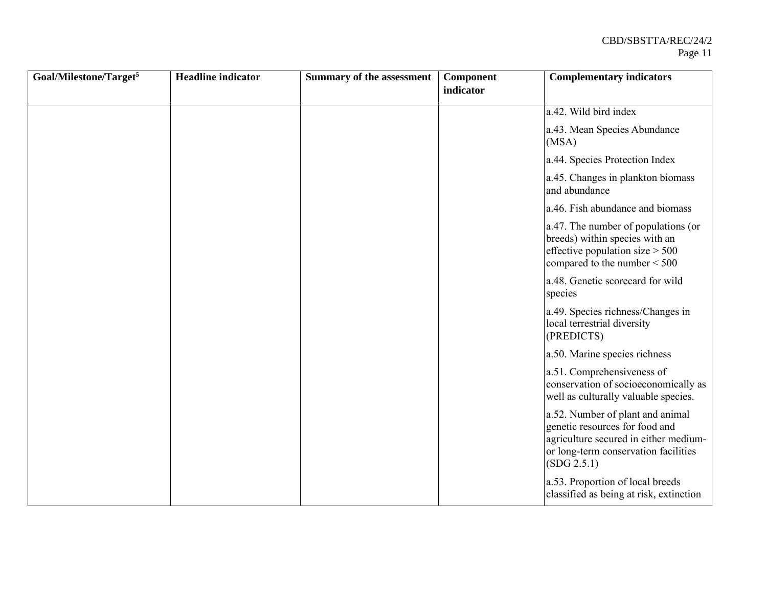| Goal/Milestone/Target[5] | Headline indicator | Summary of the assessment | Component indicator | Complementary indicators |
| --- | --- | --- | --- | --- |
| | | | | a.42. Wild bird index |
| | | | | a.43. Mean Species Abundance (MSA) |
| | | | | a.44. Species Protection Index |
| | | | | a.45. Changes in plankton biomass and abundance |
| | | | | a.46. Fish abundance and biomass |
| | | | | a.47. The number of populations (or breeds) within species with an effective population size > 500 compared to the number < 500 |
| | | | | a.48. Genetic scorecard for wild species |
| | | | | a.49. Species richness/Changes in local terrestrial diversity (PREDICTS) |
| | | | | a.50. Marine species richness |
| | | | | a.51. Comprehensiveness of conservation of socioeconomically as well as culturally valuable species. |
| | | | | a.52. Number of plant and animal genetic resources for food and agriculture secured in either medium- or long-term conservation facilities (SDG 2.5.1) |
| | | | | a.53. Proportion of local breeds classified as being at risk, extinction |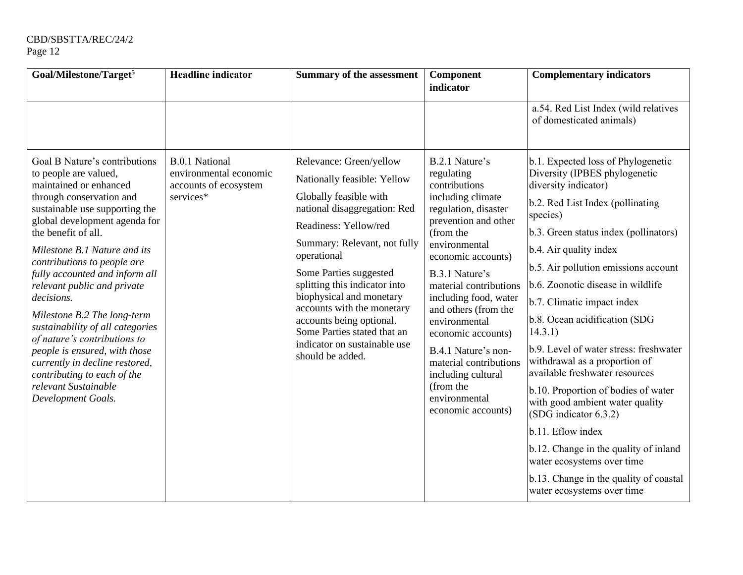| Goal/Milestone/Target[5] | Headline indicator | Summary of the assessment | Component indicator | Complementary indicators |
|---|---|---|---|---|
| | | | | a.54. Red List Index (wild relatives of domesticated animals) |
| Goal B Nature's contributions to people are valued, maintained or enhanced through conservation and sustainable use supporting the global development agenda for the benefit of all.<br><br>*Milestone B.1 Nature and its contributions to people are fully accounted and inform all relevant public and private decisions.*<br><br>*Milestone B.2 The long-term sustainability of all categories of nature's contributions to people is ensured, with those currently in decline restored, contributing to each of the relevant Sustainable Development Goals.* | B.0.1 National environmental economic accounts of ecosystem services* | Relevance: Green/yellow<br><br>Nationally feasible: Yellow<br><br>Globally feasible with national disaggregation: Red<br><br>Readiness: Yellow/red<br><br>Summary: Relevant, not fully operational<br><br>Some Parties suggested splitting this indicator into biophysical and monetary accounts with the monetary accounts being optional. Some Parties stated that an indicator on sustainable use should be added. | B.2.1 Nature's regulating contributions including climate regulation, disaster prevention and other (from the environmental economic accounts)<br><br>B.3.1 Nature's material contributions including food, water and others (from the environmental economic accounts)<br><br>B.4.1 Nature's non-material contributions including cultural (from the environmental economic accounts) | b.1. Expected loss of Phylogenetic Diversity (IPBES phylogenetic diversity indicator)<br><br>b.2. Red List Index (pollinating species)<br><br>b.3. Green status index (pollinators)<br><br>b.4. Air quality index<br><br>b.5. Air pollution emissions account<br><br>b.6. Zoonotic disease in wildlife<br><br>b.7. Climatic impact index<br><br>b.8. Ocean acidification (SDG 14.3.1)<br><br>b.9. Level of water stress: freshwater withdrawal as a proportion of available freshwater resources<br><br>b.10. Proportion of bodies of water with good ambient water quality (SDG indicator 6.3.2)<br><br>b.11. Eflow index<br><br>b.12. Change in the quality of inland water ecosystems over time<br><br>b.13. Change in the quality of coastal water ecosystems over time |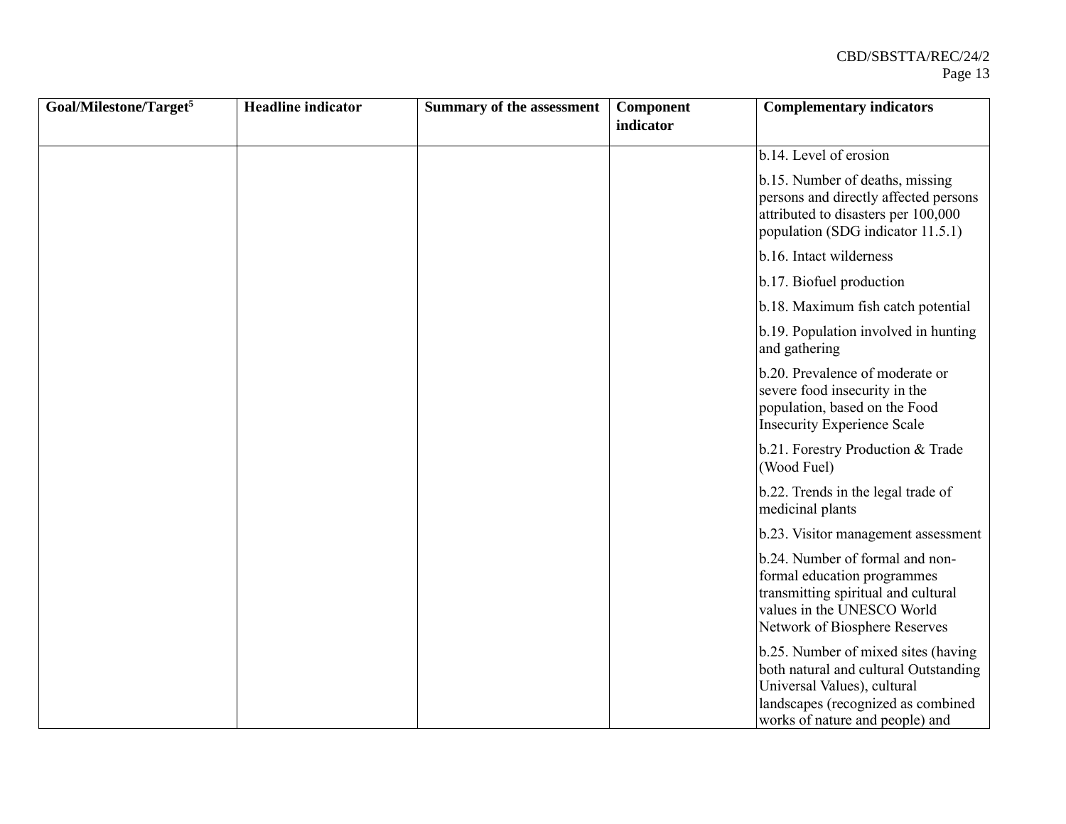| Goal/Milestone/Target[5] | Headline indicator | Summary of the assessment | Component indicator | Complementary indicators |
|---|---|---|---|---|
| | | | | b.14. Level of erosion<br><br>b.15. Number of deaths, missing persons and directly affected persons attributed to disasters per 100,000 population (SDG indicator 11.5.1)<br><br>b.16. Intact wilderness<br><br>b.17. Biofuel production<br><br>b.18. Maximum fish catch potential<br><br>b.19. Population involved in hunting and gathering<br><br>b.20. Prevalence of moderate or severe food insecurity in the population, based on the Food Insecurity Experience Scale<br><br>b.21. Forestry Production & Trade (Wood Fuel)<br><br>b.22. Trends in the legal trade of medicinal plants<br><br>b.23. Visitor management assessment<br><br>b.24. Number of formal and non-formal education programmes transmitting spiritual and cultural values in the UNESCO World Network of Biosphere Reserves<br><br>b.25. Number of mixed sites (having both natural and cultural Outstanding Universal Values), cultural landscapes (recognized as combined works of nature and people) and |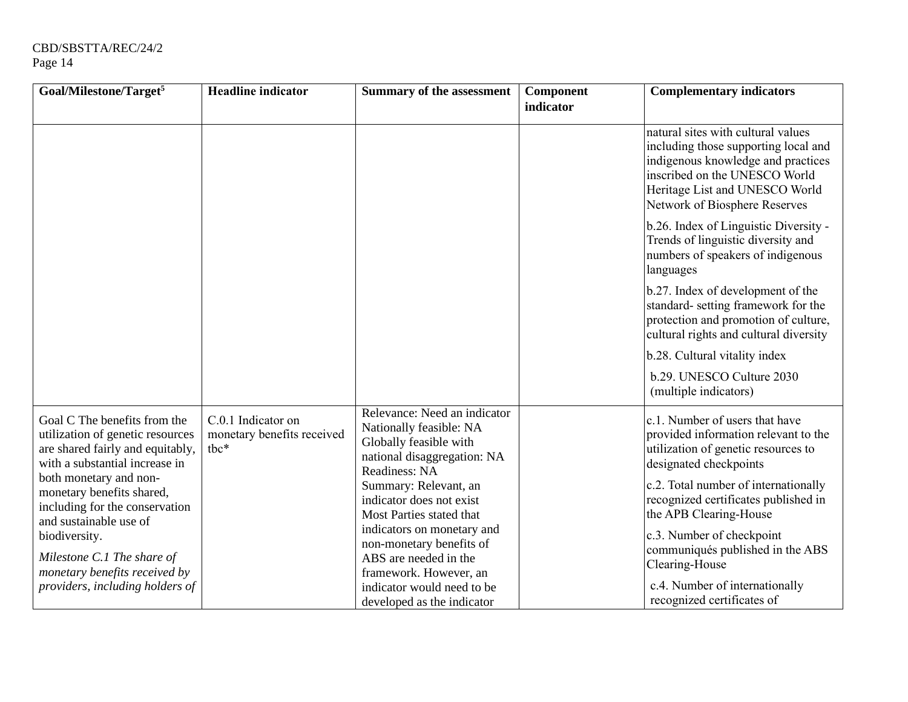| Goal/Milestone/Target[5] | Headline indicator | Summary of the assessment | Component indicator | Complementary indicators |
|---|---|---|---|---|
| | | | | natural sites with cultural values including those supporting local and indigenous knowledge and practices inscribed on the UNESCO World Heritage List and UNESCO World Network of Biosphere Reserves<br><br>b.26. Index of Linguistic Diversity - Trends of linguistic diversity and numbers of speakers of indigenous languages<br><br>b.27. Index of development of the standard- setting framework for the protection and promotion of culture, cultural rights and cultural diversity<br><br>b.28. Cultural vitality index<br><br>b.29. UNESCO Culture 2030 (multiple indicators) |
| Goal C The benefits from the utilization of genetic resources are shared fairly and equitably, with a substantial increase in both monetary and non-monetary benefits shared, including for the conservation and sustainable use of biodiversity.<br><br>*Milestone C.1 The share of monetary benefits received by providers, including holders of* | C.0.1 Indicator on monetary benefits received tbc* | Relevance: Need an indicator<br>Nationally feasible: NA<br>Globally feasible with national disaggregation: NA<br>Readiness: NA<br>Summary: Relevant, an indicator does not exist<br>Most Parties stated that indicators on monetary and non-monetary benefits of ABS are needed in the framework. However, an indicator would need to be developed as the indicator | | c.1. Number of users that have provided information relevant to the utilization of genetic resources to designated checkpoints<br><br>c.2. Total number of internationally recognized certificates published in the APB Clearing-House<br><br>c.3. Number of checkpoint communiqués published in the ABS Clearing-House<br><br>c.4. Number of internationally recognized certificates of |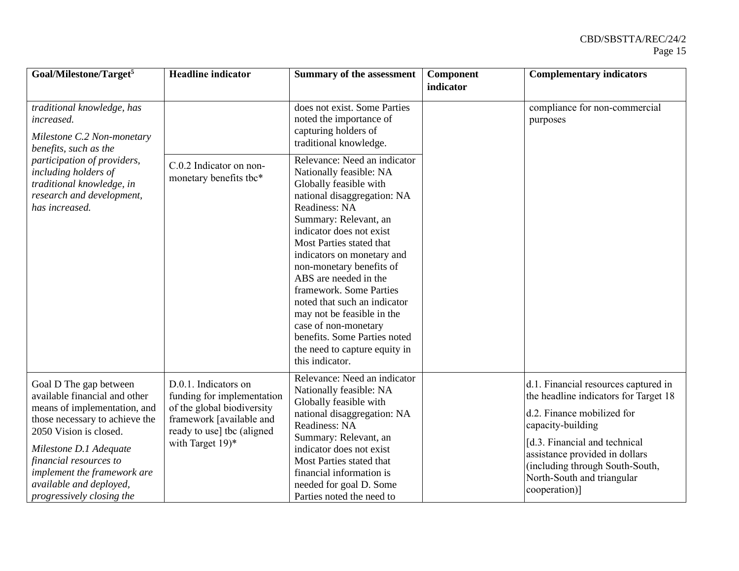| Goal/Milestone/Target[5] | Headline indicator | Summary of the assessment | Component indicator | Complementary indicators |
|---|---|---|---|---|
| *traditional knowledge, has increased.*<br><br>*Milestone C.2 Non-monetary benefits, such as the participation of providers, including holders of traditional knowledge, in research and development, has increased.* | | does not exist. Some Parties noted the importance of capturing holders of traditional knowledge. | | compliance for non-commercial purposes |
| | C.0.2 Indicator on non-monetary benefits tbc* | Relevance: Need an indicator<br>Nationally feasible: NA<br>Globally feasible with national disaggregation: NA<br>Readiness: NA<br>Summary: Relevant, an indicator does not exist<br>Most Parties stated that indicators on monetary and non-monetary benefits of ABS are needed in the framework. Some Parties noted that such an indicator may not be feasible in the case of non-monetary benefits. Some Parties noted the need to capture equity in this indicator. | | |
| Goal D The gap between available financial and other means of implementation, and those necessary to achieve the 2050 Vision is closed.<br><br>*Milestone D.1 Adequate financial resources to implement the framework are available and deployed, progressively closing the* | D.0.1. Indicators on funding for implementation of the global biodiversity framework [available and ready to use] tbc (aligned with Target 19)* | Relevance: Need an indicator<br>Nationally feasible: NA<br>Globally feasible with national disaggregation: NA<br>Readiness: NA<br>Summary: Relevant, an indicator does not exist<br>Most Parties stated that financial information is needed for goal D. Some Parties noted the need to | | d.1. Financial resources captured in the headline indicators for Target 18<br><br>d.2. Finance mobilized for capacity-building<br><br>[d.3. Financial and technical assistance provided in dollars (including through South-South, North-South and triangular cooperation)] |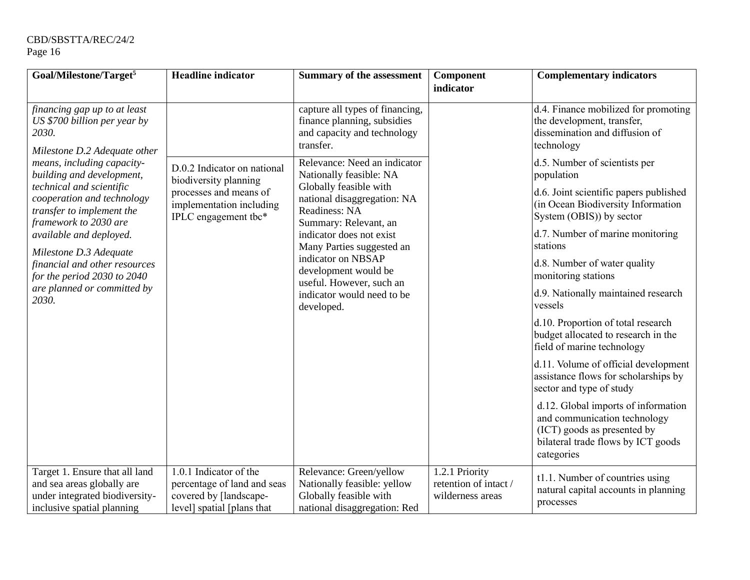| Goal/Milestone/Target[5] | Headline indicator | Summary of the assessment | Component indicator | Complementary indicators |
|---|---|---|---|---|
| *financing gap up to at least US $700 billion per year by 2030.* | | capture all types of financing, finance planning, subsidies and capacity and technology transfer. | | d.4. Finance mobilized for promoting the development, transfer, dissemination and diffusion of technology |
| *Milestone D.2 Adequate other means, including capacity-building and development, technical and scientific cooperation and technology transfer to implement the framework to 2030 are available and deployed.*<br><br>*Milestone D.3 Adequate financial and other resources for the period 2030 to 2040 are planned or committed by 2030.* | D.0.2 Indicator on national biodiversity planning processes and means of implementation including IPLC engagement tbc* | Relevance: Need an indicator<br>Nationally feasible: NA<br>Globally feasible with national disaggregation: NA<br>Readiness: NA<br>Summary: Relevant, an indicator does not exist Many Parties suggested an indicator on NBSAP development would be useful. However, such an indicator would need to be developed. | | d.5. Number of scientists per population<br><br>d.6. Joint scientific papers published (in Ocean Biodiversity Information System (OBIS)) by sector<br><br>d.7. Number of marine monitoring stations<br><br>d.8. Number of water quality monitoring stations<br><br>d.9. Nationally maintained research vessels<br><br>d.10. Proportion of total research budget allocated to research in the field of marine technology<br><br>d.11. Volume of official development assistance flows for scholarships by sector and type of study<br><br>d.12. Global imports of information and communication technology (ICT) goods as presented by bilateral trade flows by ICT goods categories |
| Target 1. Ensure that all land and sea areas globally are under integrated biodiversity-inclusive spatial planning | 1.0.1 Indicator of the percentage of land and seas covered by [landscape-level] spatial [plans that | Relevance: Green/yellow<br>Nationally feasible: yellow<br>Globally feasible with national disaggregation: Red | 1.2.1 Priority retention of intact / wilderness areas | t1.1. Number of countries using natural capital accounts in planning processes |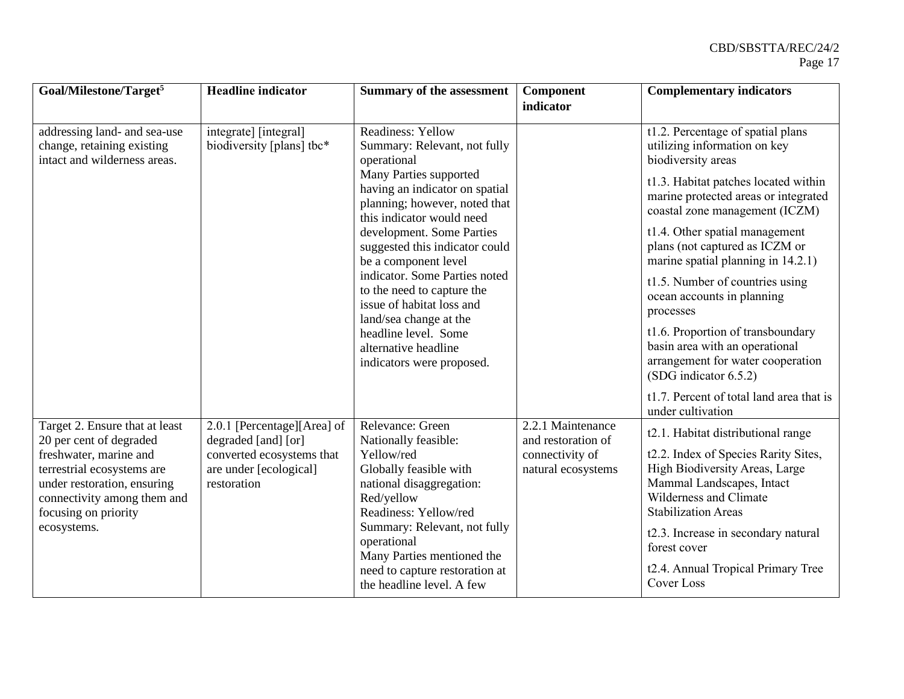| Goal/Milestone/Target[5] | Headline indicator | Summary of the assessment | Component indicator | Complementary indicators |
|---|---|---|---|---|
| addressing land- and sea-use change, retaining existing intact and wilderness areas. | integrate] [integral] biodiversity [plans] tbc* | Readiness: Yellow<br>Summary: Relevant, not fully operational<br>Many Parties supported having an indicator on spatial planning; however, noted that this indicator would need development. Some Parties suggested this indicator could be a component level indicator. Some Parties noted to the need to capture the issue of habitat loss and land/sea change at the headline level. Some alternative headline indicators were proposed. | | t1.2. Percentage of spatial plans utilizing information on key biodiversity areas<br>t1.3. Habitat patches located within marine protected areas or integrated coastal zone management (ICZM)<br>t1.4. Other spatial management plans (not captured as ICZM or marine spatial planning in 14.2.1)<br>t1.5. Number of countries using ocean accounts in planning processes<br>t1.6. Proportion of transboundary basin area with an operational arrangement for water cooperation (SDG indicator 6.5.2)<br>t1.7. Percent of total land area that is under cultivation |
| Target 2. Ensure that at least 20 per cent of degraded freshwater, marine and terrestrial ecosystems are under restoration, ensuring connectivity among them and focusing on priority ecosystems. | 2.0.1 [Percentage][Area] of degraded [and] [or] converted ecosystems that are under [ecological] restoration | Relevance: Green<br>Nationally feasible: Yellow/red<br>Globally feasible with national disaggregation: Red/yellow<br>Readiness: Yellow/red<br>Summary: Relevant, not fully operational<br>Many Parties mentioned the need to capture restoration at the headline level. A few | 2.2.1 Maintenance and restoration of connectivity of natural ecosystems | t2.1. Habitat distributional range<br>t2.2. Index of Species Rarity Sites, High Biodiversity Areas, Large Mammal Landscapes, Intact Wilderness and Climate Stabilization Areas<br>t2.3. Increase in secondary natural forest cover<br>t2.4. Annual Tropical Primary Tree Cover Loss |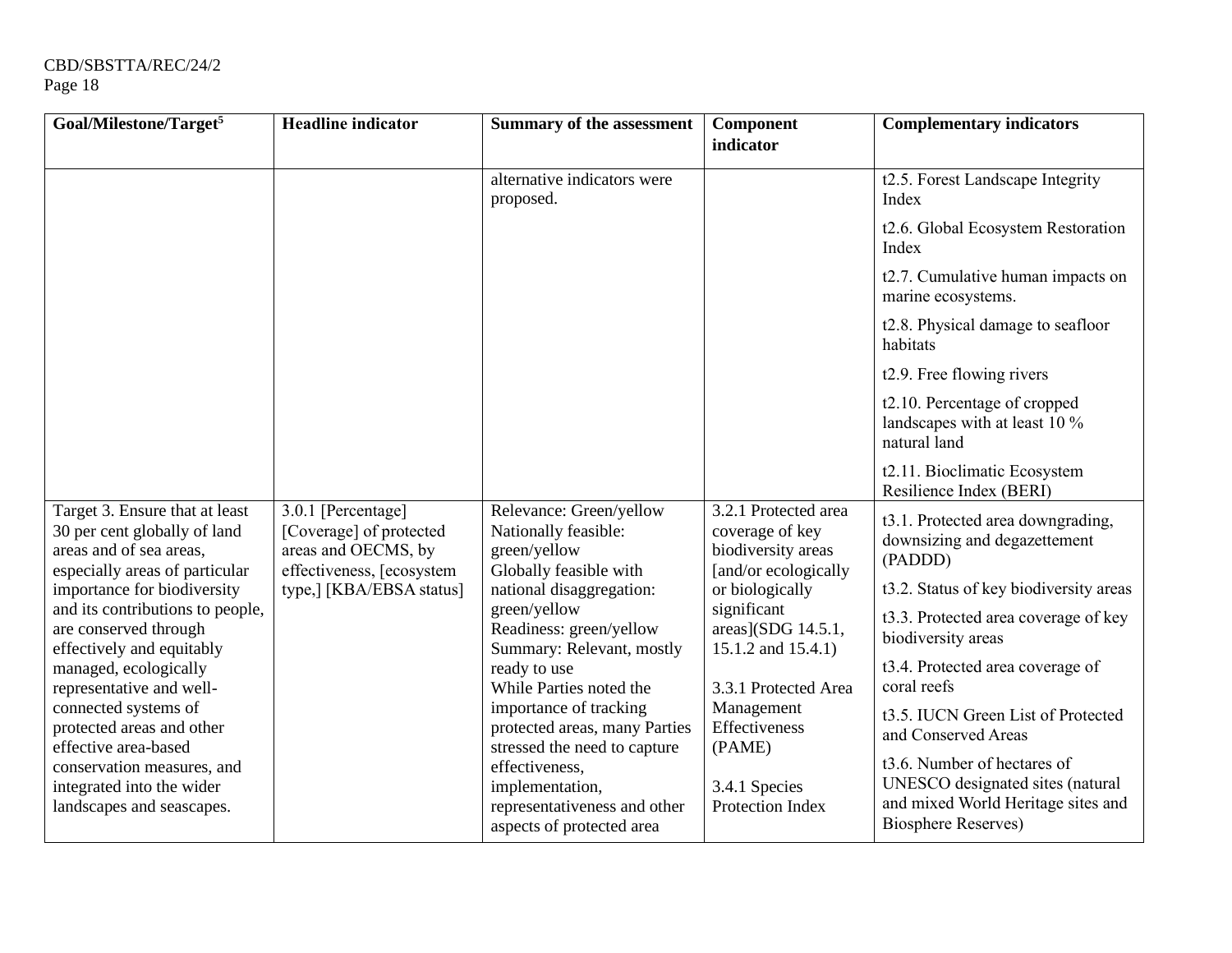| Goal/Milestone/Target[5] | Headline indicator | Summary of the assessment | Component indicator | Complementary indicators |
|---|---|---|---|---|
| | | alternative indicators were proposed. | | t2.5. Forest Landscape Integrity Index<br>t2.6. Global Ecosystem Restoration Index<br>t2.7. Cumulative human impacts on marine ecosystems.<br>t2.8. Physical damage to seafloor habitats<br>t2.9. Free flowing rivers<br>t2.10. Percentage of cropped landscapes with at least 10 % natural land<br>t2.11. Bioclimatic Ecosystem Resilience Index (BERI) |
| Target 3. Ensure that at least 30 per cent globally of land areas and of sea areas, especially areas of particular importance for biodiversity and its contributions to people, are conserved through effectively and equitably managed, ecologically representative and well-connected systems of protected areas and other effective area-based conservation measures, and integrated into the wider landscapes and seascapes. | 3.0.1 [Percentage] [Coverage] of protected areas and OECMS, by effectiveness, [ecosystem type,] [KBA/EBSA status] | Relevance: Green/yellow<br>Nationally feasible: green/yellow<br>Globally feasible with national disaggregation: green/yellow<br>Readiness: green/yellow<br>Summary: Relevant, mostly ready to use<br>While Parties noted the importance of tracking protected areas, many Parties stressed the need to capture effectiveness, implementation, representativeness and other aspects of protected area | 3.2.1 Protected area coverage of key biodiversity areas [and/or ecologically or biologically significant areas](SDG 14.5.1, 15.1.2 and 15.4.1)<br><br>3.3.1 Protected Area Management Effectiveness (PAME)<br><br>3.4.1 Species Protection Index | t3.1. Protected area downgrading, downsizing and degazettement (PADDD)<br>t3.2. Status of key biodiversity areas<br>t3.3. Protected area coverage of key biodiversity areas<br>t3.4. Protected area coverage of coral reefs<br>t3.5. IUCN Green List of Protected and Conserved Areas<br>t3.6. Number of hectares of UNESCO designated sites (natural and mixed World Heritage sites and Biosphere Reserves) |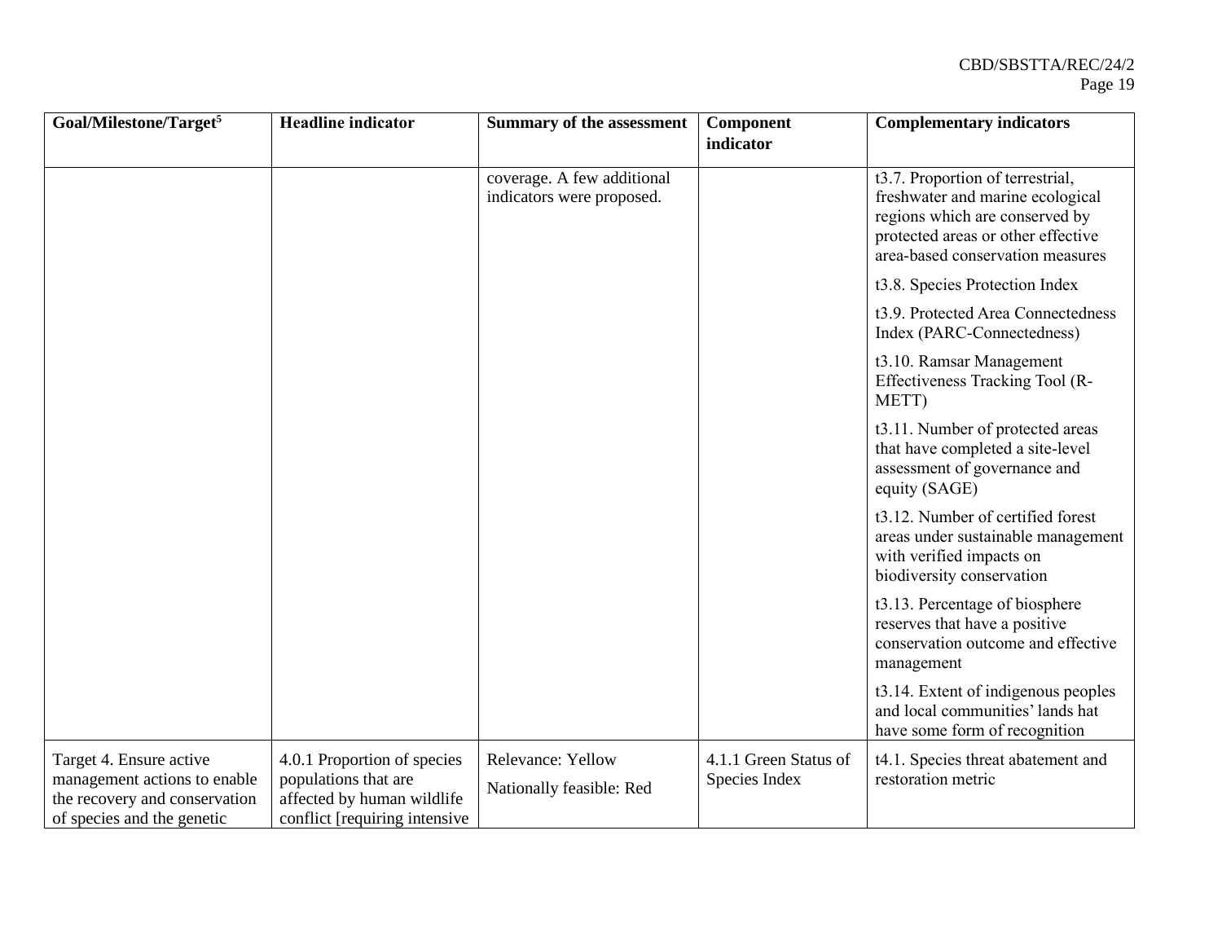| Goal/Milestone/Target[5] | Headline indicator | Summary of the assessment | Component indicator | Complementary indicators |
|---|---|---|---|---|
| | | coverage. A few additional indicators were proposed. | | t3.7. Proportion of terrestrial, freshwater and marine ecological regions which are conserved by protected areas or other effective area-based conservation measures<br><br>t3.8. Species Protection Index<br><br>t3.9. Protected Area Connectedness Index (PARC-Connectedness)<br><br>t3.10. Ramsar Management Effectiveness Tracking Tool (R-METT)<br><br>t3.11. Number of protected areas that have completed a site-level assessment of governance and equity (SAGE)<br><br>t3.12. Number of certified forest areas under sustainable management with verified impacts on biodiversity conservation<br><br>t3.13. Percentage of biosphere reserves that have a positive conservation outcome and effective management<br><br>t3.14. Extent of indigenous peoples and local communities' lands hat have some form of recognition |
| Target 4. Ensure active management actions to enable the recovery and conservation of species and the genetic | 4.0.1 Proportion of species populations that are affected by human wildlife conflict [requiring intensive | Relevance: Yellow<br><br>Nationally feasible: Red | 4.1.1 Green Status of Species Index | t4.1. Species threat abatement and restoration metric |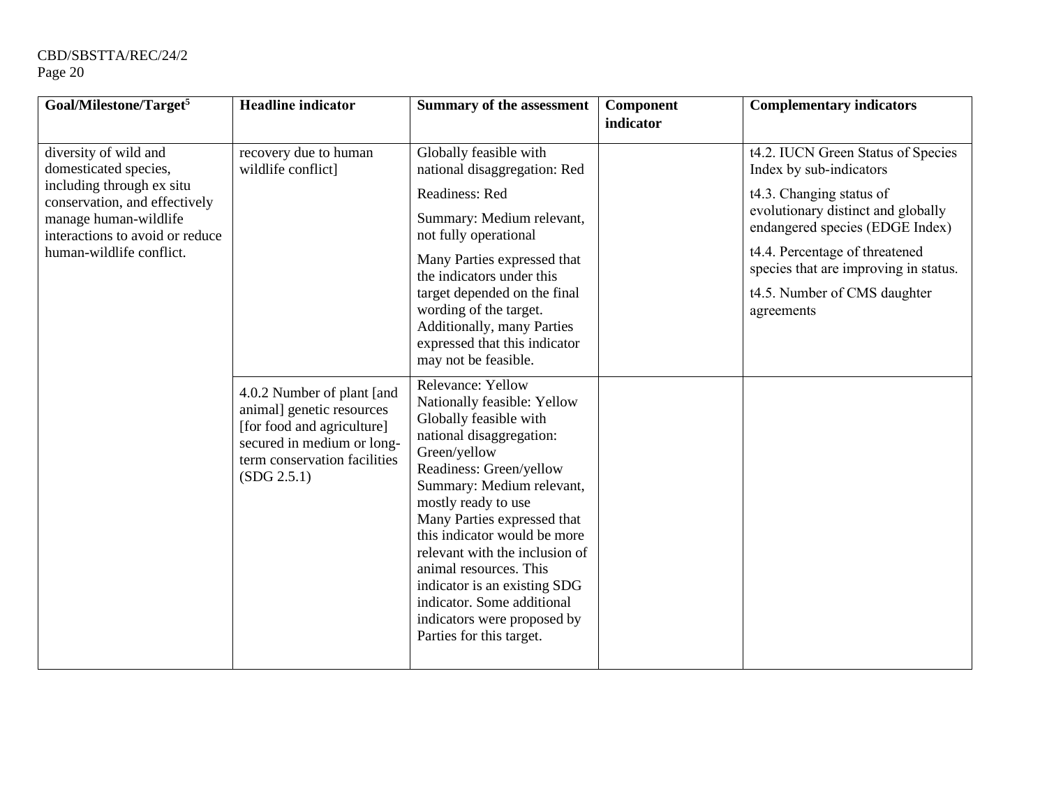| Goal/Milestone/Target[5] | Headline indicator | Summary of the assessment | Component indicator | Complementary indicators |
|---|---|---|---|---|
| diversity of wild and domesticated species, including through ex situ conservation, and effectively manage human-wildlife interactions to avoid or reduce human-wildlife conflict. | recovery due to human wildlife conflict] | Globally feasible with national disaggregation: Red<br>Readiness: Red<br>Summary: Medium relevant, not fully operational<br>Many Parties expressed that the indicators under this target depended on the final wording of the target. Additionally, many Parties expressed that this indicator may not be feasible. | | t4.2. IUCN Green Status of Species Index by sub-indicators<br>t4.3. Changing status of evolutionary distinct and globally endangered species (EDGE Index)<br>t4.4. Percentage of threatened species that are improving in status.<br>t4.5. Number of CMS daughter agreements |
| | 4.0.2 Number of plant [and animal] genetic resources [for food and agriculture] secured in medium or long-term conservation facilities (SDG 2.5.1) | Relevance: Yellow<br>Nationally feasible: Yellow<br>Globally feasible with national disaggregation: Green/yellow<br>Readiness: Green/yellow<br>Summary: Medium relevant, mostly ready to use<br>Many Parties expressed that this indicator would be more relevant with the inclusion of animal resources. This indicator is an existing SDG indicator. Some additional indicators were proposed by Parties for this target. | | |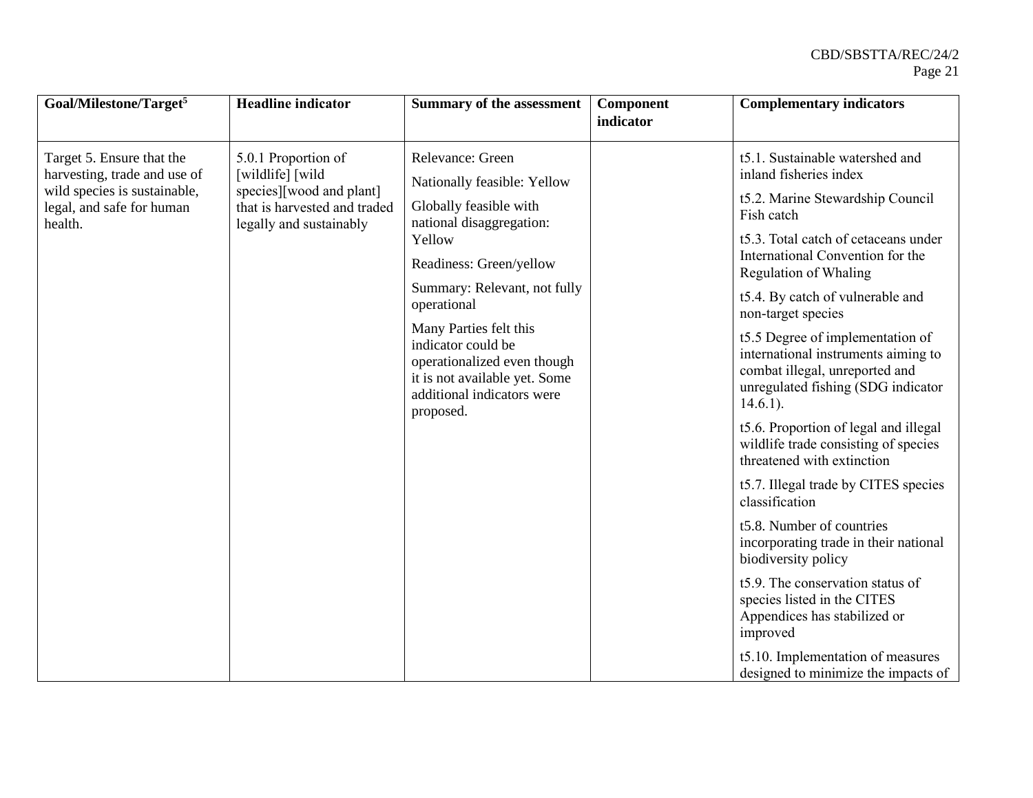| Goal/Milestone/Target[5] | Headline indicator | Summary of the assessment | Component indicator | Complementary indicators |
|---|---|---|---|---|
| Target 5. Ensure that the harvesting, trade and use of wild species is sustainable, legal, and safe for human health. | 5.0.1 Proportion of [wildlife] [wild species][wood and plant] that is harvested and traded legally and sustainably | Relevance: Green<br><br>Nationally feasible: Yellow<br><br>Globally feasible with national disaggregation: Yellow<br><br>Readiness: Green/yellow<br><br>Summary: Relevant, not fully operational<br><br>Many Parties felt this indicator could be operationalized even though it is not available yet. Some additional indicators were proposed. | | t5.1. Sustainable watershed and inland fisheries index<br><br>t5.2. Marine Stewardship Council Fish catch<br><br>t5.3. Total catch of cetaceans under International Convention for the Regulation of Whaling<br><br>t5.4. By catch of vulnerable and non-target species<br><br>t5.5 Degree of implementation of international instruments aiming to combat illegal, unreported and unregulated fishing (SDG indicator 14.6.1).<br><br>t5.6. Proportion of legal and illegal wildlife trade consisting of species threatened with extinction<br><br>t5.7. Illegal trade by CITES species classification<br><br>t5.8. Number of countries incorporating trade in their national biodiversity policy<br><br>t5.9. The conservation status of species listed in the CITES Appendices has stabilized or improved<br><br>t5.10. Implementation of measures designed to minimize the impacts of |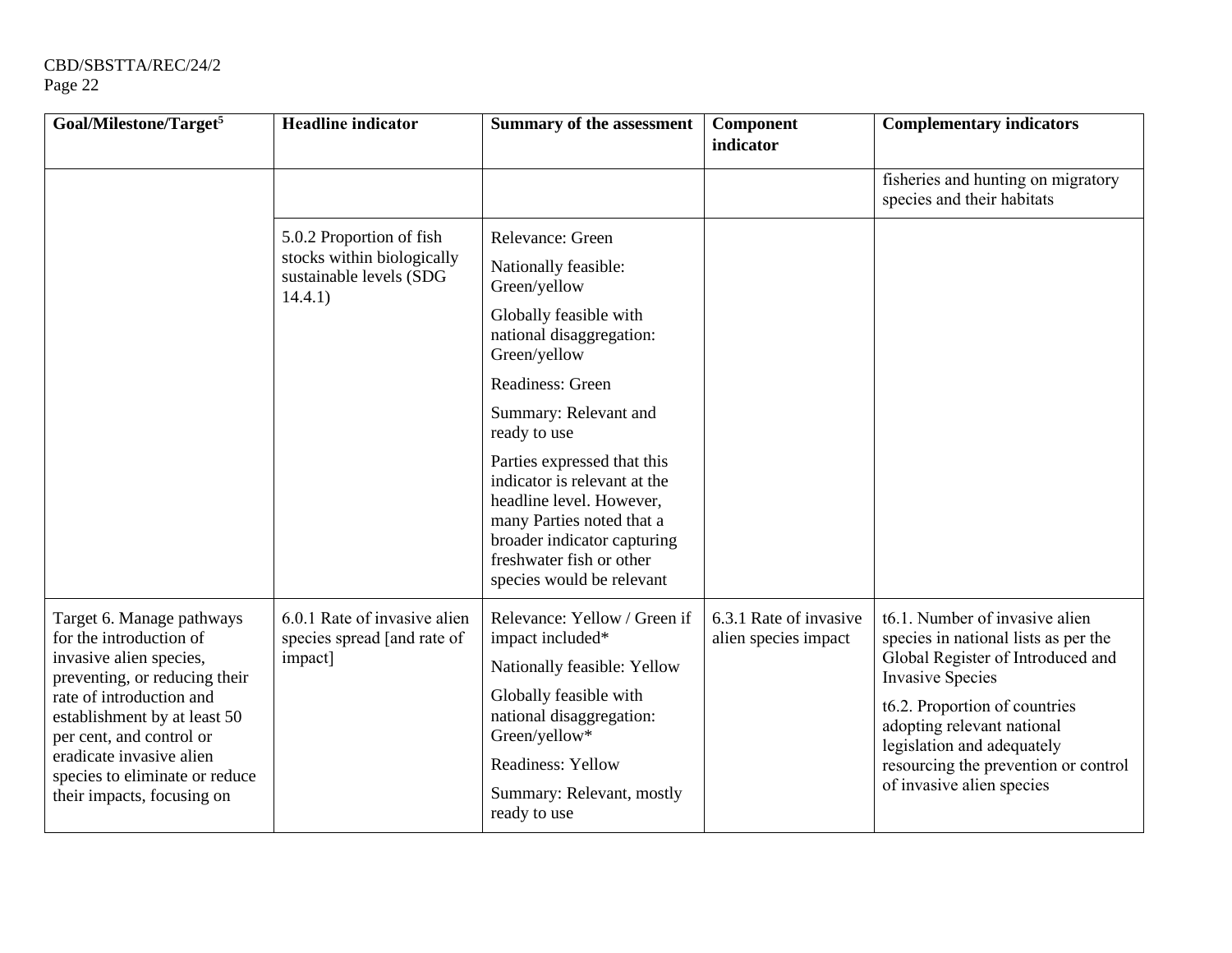| Goal/Milestone/Target[5] | Headline indicator | Summary of the assessment | Component indicator | Complementary indicators |
|---|---|---|---|---|
| | | | | fisheries and hunting on migratory species and their habitats |
| | 5.0.2 Proportion of fish stocks within biologically sustainable levels (SDG 14.4.1) | Relevance: Green<br><br>Nationally feasible: Green/yellow<br><br>Globally feasible with national disaggregation: Green/yellow<br><br>Readiness: Green<br><br>Summary: Relevant and ready to use<br><br>Parties expressed that this indicator is relevant at the headline level. However, many Parties noted that a broader indicator capturing freshwater fish or other species would be relevant | | |
| Target 6. Manage pathways for the introduction of invasive alien species, preventing, or reducing their rate of introduction and establishment by at least 50 per cent, and control or eradicate invasive alien species to eliminate or reduce their impacts, focusing on | 6.0.1 Rate of invasive alien species spread [and rate of impact] | Relevance: Yellow / Green if impact included*<br><br>Nationally feasible: Yellow<br><br>Globally feasible with national disaggregation: Green/yellow*<br><br>Readiness: Yellow<br><br>Summary: Relevant, mostly ready to use | 6.3.1 Rate of invasive alien species impact | t6.1. Number of invasive alien species in national lists as per the Global Register of Introduced and Invasive Species<br><br>t6.2. Proportion of countries adopting relevant national legislation and adequately resourcing the prevention or control of invasive alien species |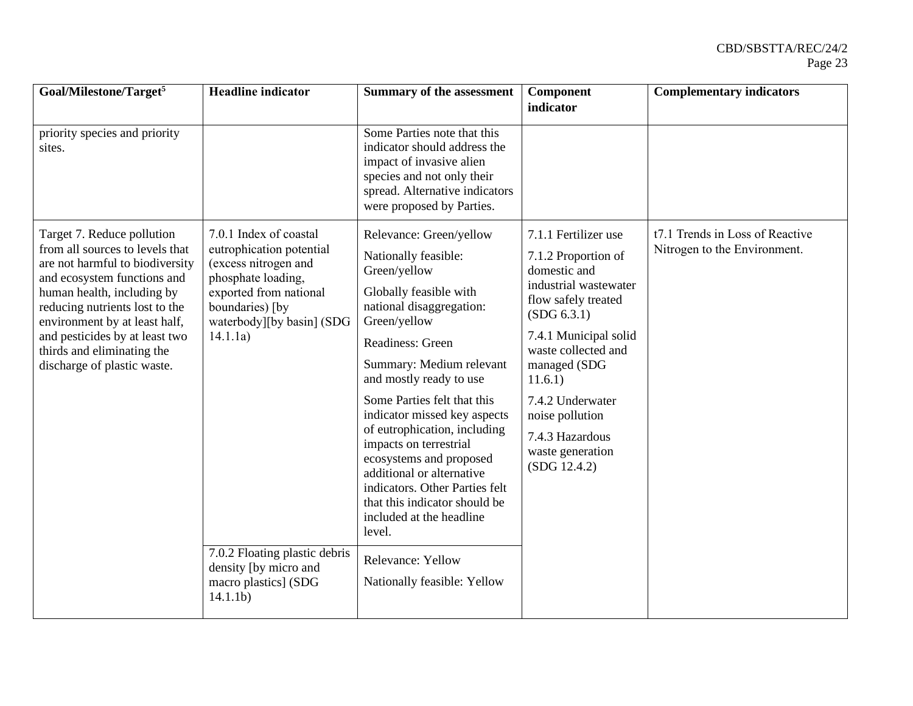| Goal/Milestone/Target[5] | Headline indicator | Summary of the assessment | Component indicator | Complementary indicators |
|---|---|---|---|---|
| priority species and priority sites. | | Some Parties note that this indicator should address the impact of invasive alien species and not only their spread. Alternative indicators were proposed by Parties. | | |
| Target 7. Reduce pollution from all sources to levels that are not harmful to biodiversity and ecosystem functions and human health, including by reducing nutrients lost to the environment by at least half, and pesticides by at least two thirds and eliminating the discharge of plastic waste. | 7.0.1 Index of coastal eutrophication potential (excess nitrogen and phosphate loading, exported from national boundaries) [by waterbody][by basin] (SDG 14.1.1a) | Relevance: Green/yellow<br><br>Nationally feasible: Green/yellow<br><br>Globally feasible with national disaggregation: Green/yellow<br><br>Readiness: Green<br><br>Summary: Medium relevant and mostly ready to use<br><br>Some Parties felt that this indicator missed key aspects of eutrophication, including impacts on terrestrial ecosystems and proposed additional or alternative indicators. Other Parties felt that this indicator should be included at the headline level. | 7.1.1 Fertilizer use<br><br>7.1.2 Proportion of domestic and industrial wastewater flow safely treated (SDG 6.3.1)<br><br>7.4.1 Municipal solid waste collected and managed (SDG 11.6.1)<br><br>7.4.2 Underwater noise pollution<br><br>7.4.3 Hazardous waste generation (SDG 12.4.2) | t7.1 Trends in Loss of Reactive Nitrogen to the Environment. |
| | 7.0.2 Floating plastic debris density [by micro and macro plastics] (SDG 14.1.1b) | Relevance: Yellow<br><br>Nationally feasible: Yellow | | |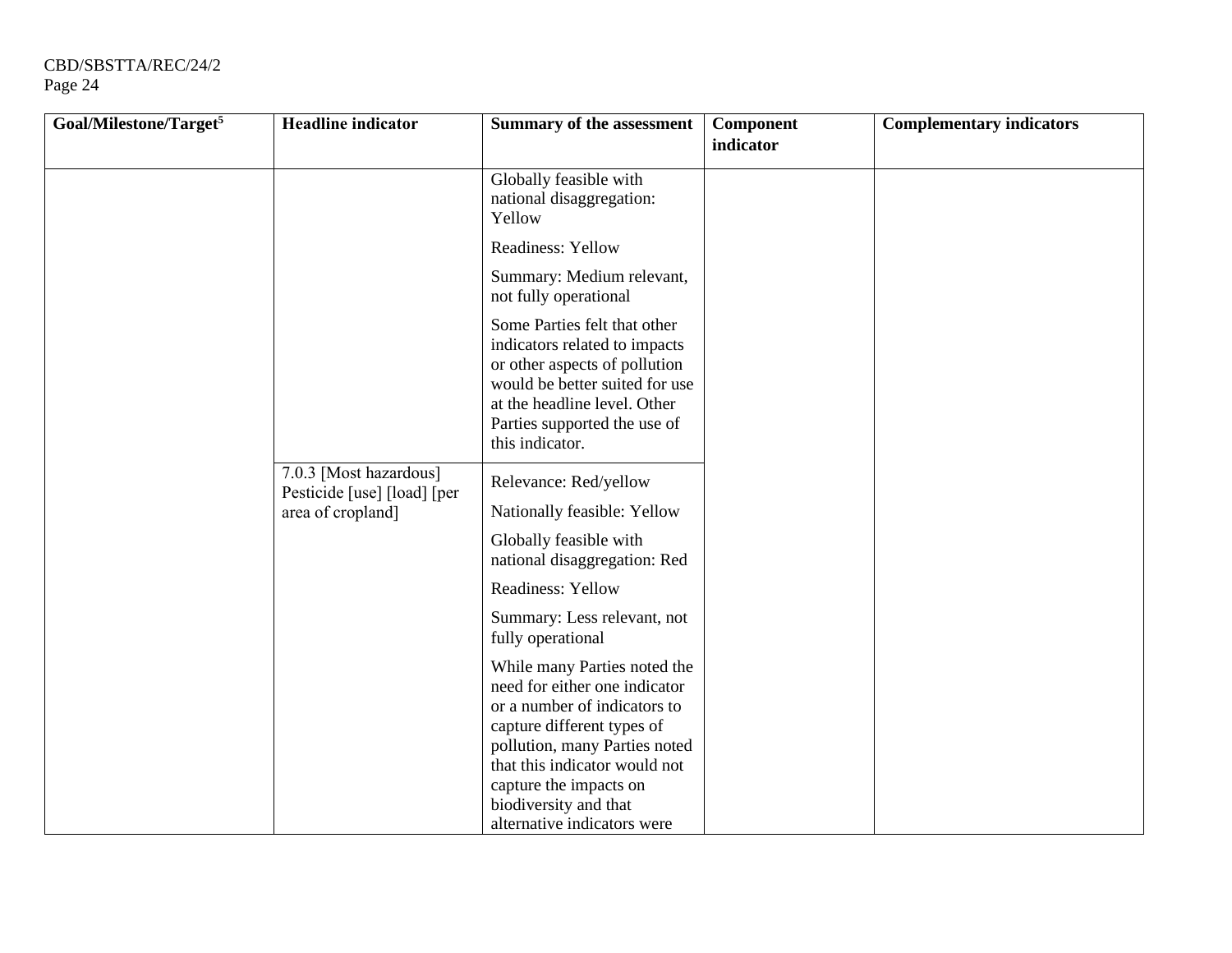| Goal/Milestone/Target[5] | Headline indicator | Summary of the assessment | Component indicator | Complementary indicators |
|---|---|---|---|---|
| | | Globally feasible with national disaggregation: Yellow<br><br>Readiness: Yellow<br><br>Summary: Medium relevant, not fully operational<br><br>Some Parties felt that other indicators related to impacts or other aspects of pollution would be better suited for use at the headline level. Other Parties supported the use of this indicator. | | |
| | 7.0.3 [Most hazardous] Pesticide [use] [load] [per area of cropland] | Relevance: Red/yellow<br><br>Nationally feasible: Yellow<br><br>Globally feasible with national disaggregation: Red<br><br>Readiness: Yellow<br><br>Summary: Less relevant, not fully operational<br><br>While many Parties noted the need for either one indicator or a number of indicators to capture different types of pollution, many Parties noted that this indicator would not capture the impacts on biodiversity and that alternative indicators were | | |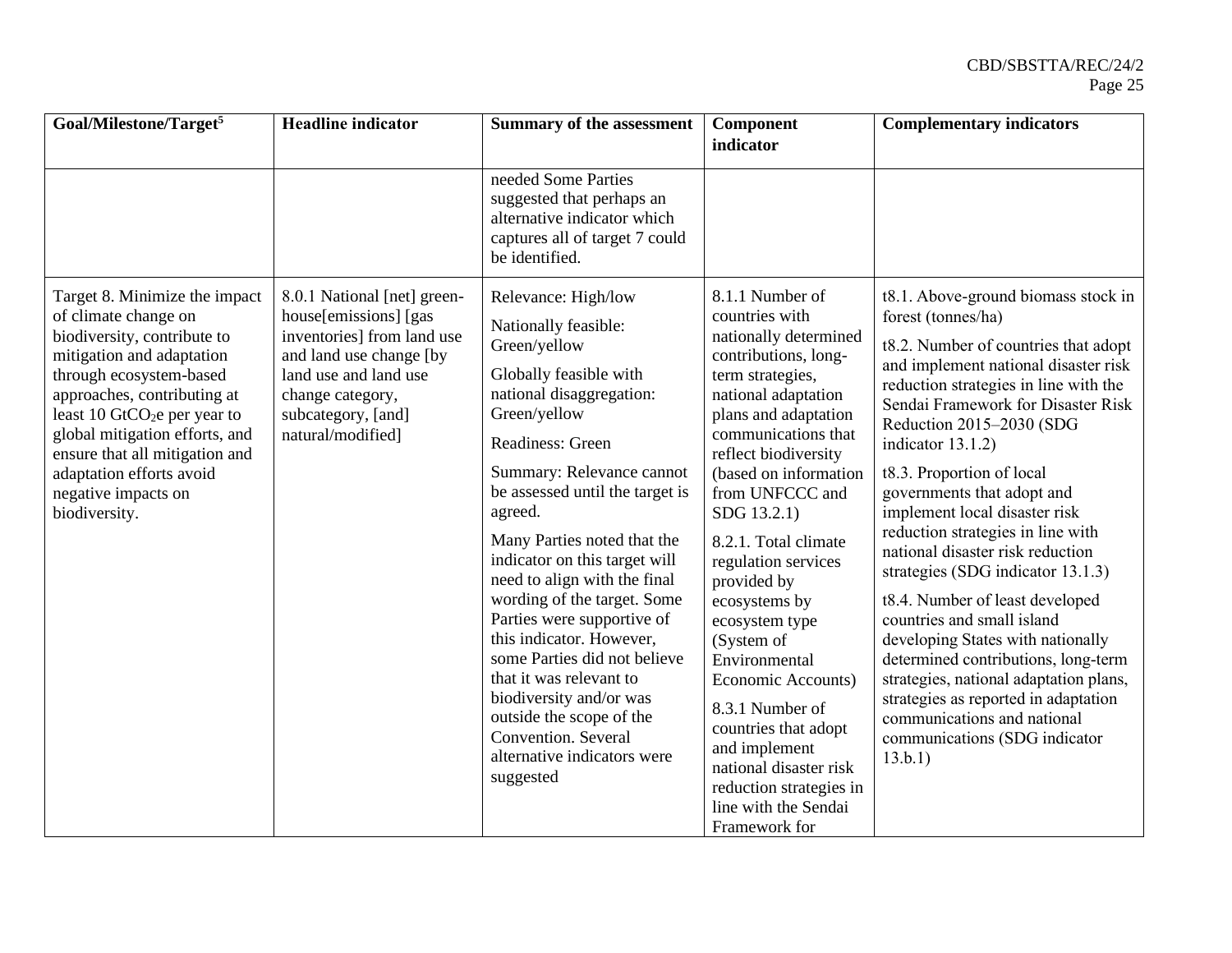| Goal/Milestone/Target[5] | Headline indicator | Summary of the assessment | Component indicator | Complementary indicators |
|---|---|---|---|---|
| | | needed Some Parties suggested that perhaps an alternative indicator which captures all of target 7 could be identified. | | |
| Target 8. Minimize the impact of climate change on biodiversity, contribute to mitigation and adaptation through ecosystem-based approaches, contributing at least 10 $GtCO_2e$ per year to global mitigation efforts, and ensure that all mitigation and adaptation efforts avoid negative impacts on biodiversity. | 8.0.1 National [net] green-house[emissions] [gas inventories] from land use and land use change [by land use and land use change category, subcategory, [and] natural/modified] | Relevance: High/low<br><br>Nationally feasible: Green/yellow<br><br>Globally feasible with national disaggregation: Green/yellow<br><br>Readiness: Green<br><br>Summary: Relevance cannot be assessed until the target is agreed.<br><br>Many Parties noted that the indicator on this target will need to align with the final wording of the target. Some Parties were supportive of this indicator. However, some Parties did not believe that it was relevant to biodiversity and/or was outside the scope of the Convention. Several alternative indicators were suggested | 8.1.1 Number of countries with nationally determined contributions, long-term strategies, national adaptation plans and adaptation communications that reflect biodiversity (based on information from UNFCCC and SDG 13.2.1)<br><br>8.2.1. Total climate regulation services provided by ecosystems by ecosystem type (System of Environmental Economic Accounts)<br><br>8.3.1 Number of countries that adopt and implement national disaster risk reduction strategies in line with the Sendai Framework for | t8.1. Above-ground biomass stock in forest (tonnes/ha)<br><br>t8.2. Number of countries that adopt and implement national disaster risk reduction strategies in line with the Sendai Framework for Disaster Risk Reduction 2015–2030 (SDG indicator 13.1.2)<br><br>t8.3. Proportion of local governments that adopt and implement local disaster risk reduction strategies in line with national disaster risk reduction strategies (SDG indicator 13.1.3)<br><br>t8.4. Number of least developed countries and small island developing States with nationally determined contributions, long-term strategies, national adaptation plans, strategies as reported in adaptation communications and national communications (SDG indicator 13.b.1) |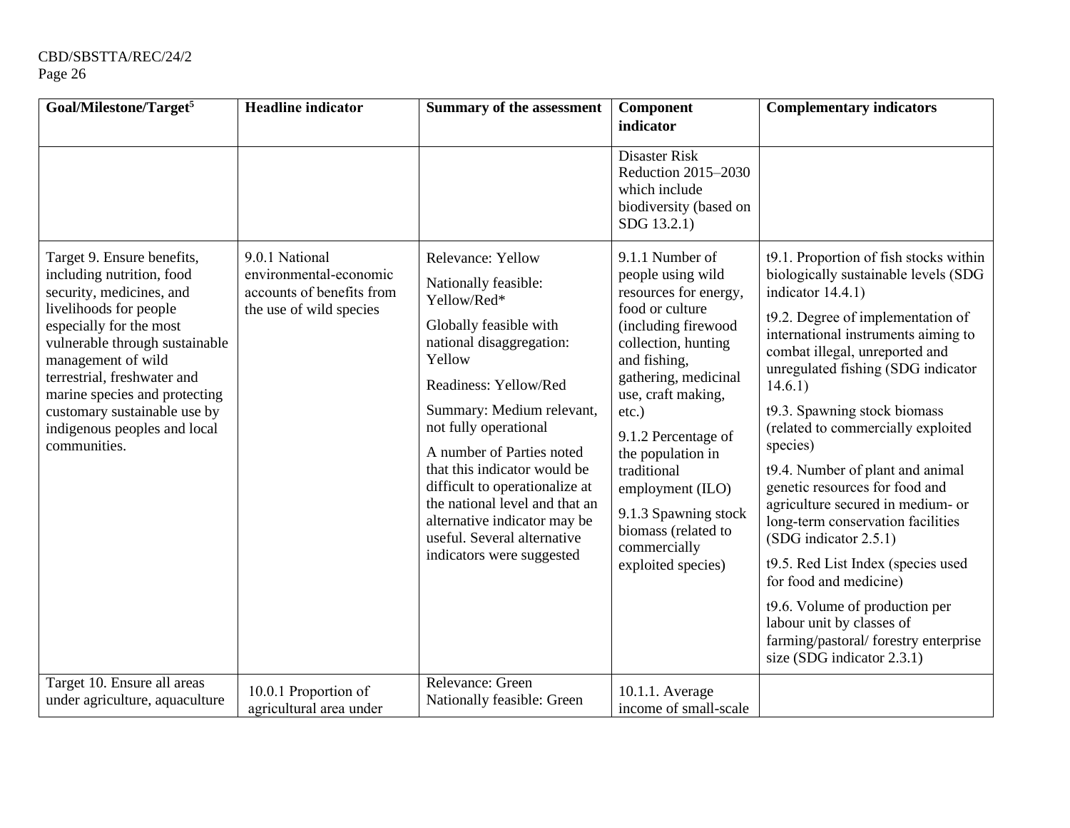| Goal/Milestone/Target[5] | Headline indicator | Summary of the assessment | Component indicator | Complementary indicators |
|---|---|---|---|---|
| | | | Disaster Risk Reduction 2015–2030 which include biodiversity (based on SDG 13.2.1) | |
| Target 9. Ensure benefits, including nutrition, food security, medicines, and livelihoods for people especially for the most vulnerable through sustainable management of wild terrestrial, freshwater and marine species and protecting customary sustainable use by indigenous peoples and local communities. | 9.0.1 National environmental-economic accounts of benefits from the use of wild species | Relevance: Yellow<br><br>Nationally feasible: Yellow/Red*<br><br>Globally feasible with national disaggregation: Yellow<br><br>Readiness: Yellow/Red<br><br>Summary: Medium relevant, not fully operational<br><br>A number of Parties noted that this indicator would be difficult to operationalize at the national level and that an alternative indicator may be useful. Several alternative indicators were suggested | 9.1.1 Number of people using wild resources for energy, food or culture (including firewood collection, hunting and fishing, gathering, medicinal use, craft making, etc.)<br><br>9.1.2 Percentage of the population in traditional employment (ILO)<br><br>9.1.3 Spawning stock biomass (related to commercially exploited species) | t9.1. Proportion of fish stocks within biologically sustainable levels (SDG indicator 14.4.1)<br><br>t9.2. Degree of implementation of international instruments aiming to combat illegal, unreported and unregulated fishing (SDG indicator 14.6.1)<br><br>t9.3. Spawning stock biomass (related to commercially exploited species)<br><br>t9.4. Number of plant and animal genetic resources for food and agriculture secured in medium- or long-term conservation facilities (SDG indicator 2.5.1)<br><br>t9.5. Red List Index (species used for food and medicine)<br><br>t9.6. Volume of production per labour unit by classes of farming/pastoral/ forestry enterprise size (SDG indicator 2.3.1) |
| Target 10. Ensure all areas under agriculture, aquaculture | 10.0.1 Proportion of agricultural area under | Relevance: Green<br>Nationally feasible: Green | 10.1.1. Average income of small-scale | |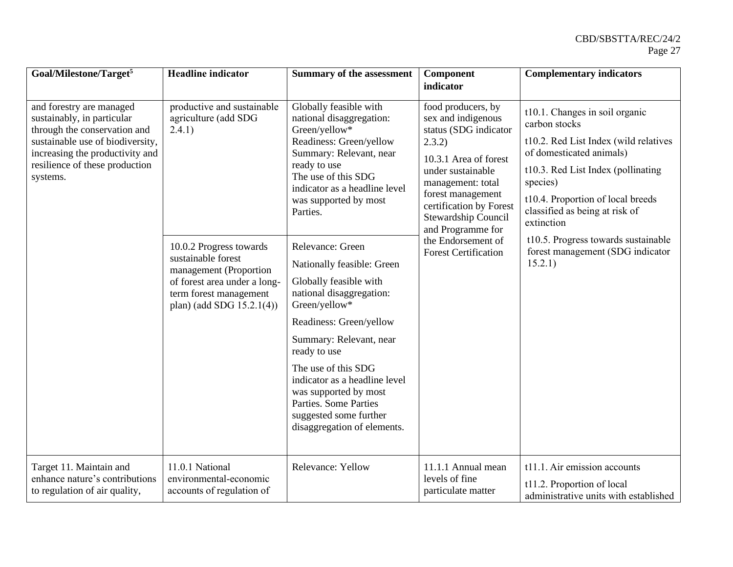| Goal/Milestone/Target[5] | Headline indicator | Summary of the assessment | Component indicator | Complementary indicators |
|---|---|---|---|---|
| and forestry are managed sustainably, in particular through the conservation and sustainable use of biodiversity, increasing the productivity and resilience of these production systems. | productive and sustainable agriculture (add SDG 2.4.1) | Globally feasible with national disaggregation: Green/yellow* Readiness: Green/yellow Summary: Relevant, near ready to use The use of this SDG indicator as a headline level was supported by most Parties. | food producers, by sex and indigenous status (SDG indicator 2.3.2) 10.3.1 Area of forest under sustainable management: total forest management certification by Forest Stewardship Council and Programme for the Endorsement of Forest Certification | t10.1. Changes in soil organic carbon stocks t10.2. Red List Index (wild relatives of domesticated animals) t10.3. Red List Index (pollinating species) t10.4. Proportion of local breeds classified as being at risk of extinction t10.5. Progress towards sustainable forest management (SDG indicator 15.2.1) |
| | 10.0.2 Progress towards sustainable forest management (Proportion of forest area under a long-term forest management plan) (add SDG 15.2.1(4)) | Relevance: Green Nationally feasible: Green Globally feasible with national disaggregation: Green/yellow* Readiness: Green/yellow Summary: Relevant, near ready to use The use of this SDG indicator as a headline level was supported by most Parties. Some Parties suggested some further disaggregation of elements. | | |
| Target 11. Maintain and enhance nature's contributions to regulation of air quality, | 11.0.1 National environmental-economic accounts of regulation of | Relevance: Yellow | 11.1.1 Annual mean levels of fine particulate matter | t11.1. Air emission accounts t11.2. Proportion of local administrative units with established |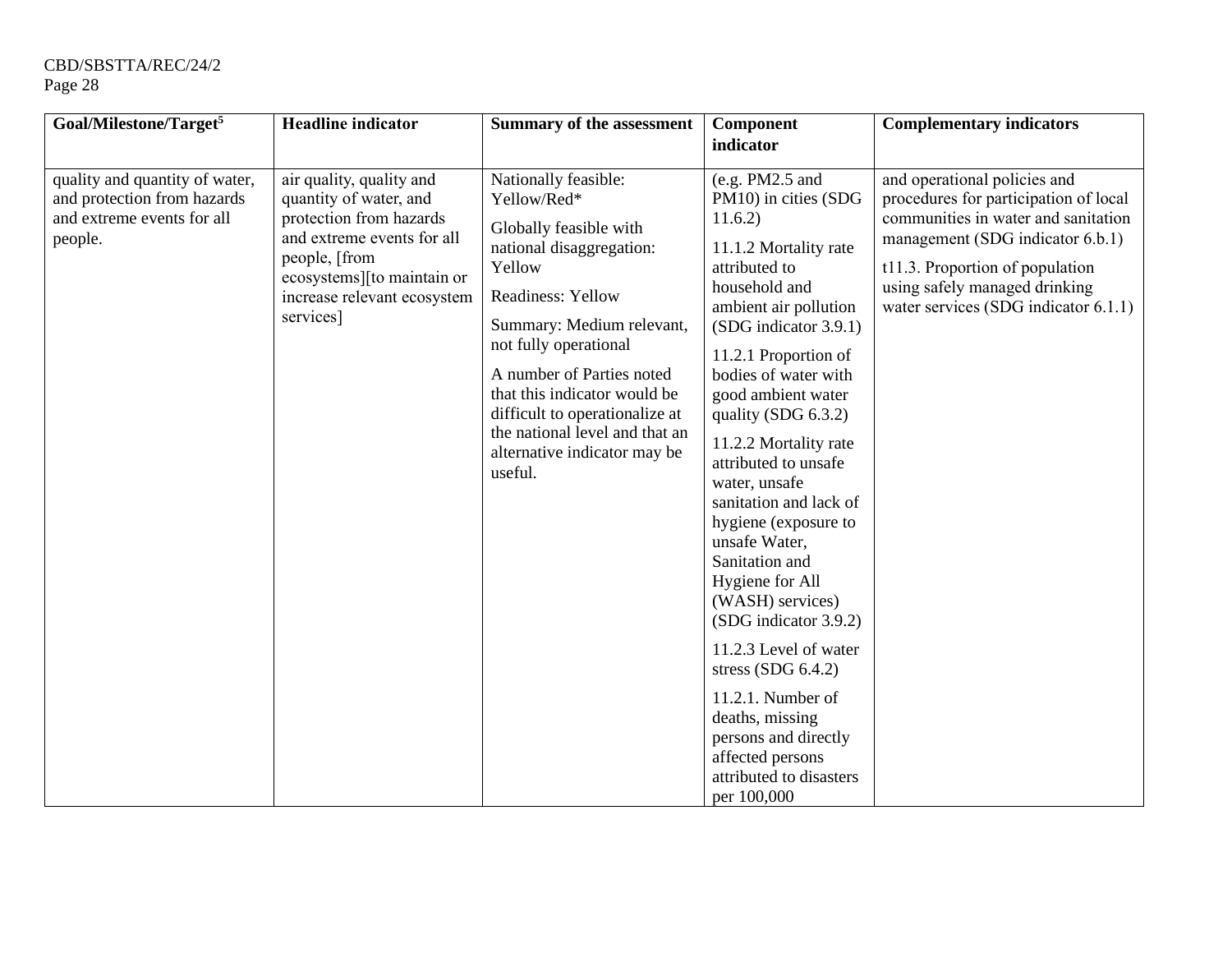| Goal/Milestone/Target[5] | Headline indicator | Summary of the assessment | Component indicator | Complementary indicators |
|---|---|---|---|---|
| quality and quantity of water, and protection from hazards and extreme events for all people. | air quality, quality and quantity of water, and protection from hazards and extreme events for all people, [from ecosystems][to maintain or increase relevant ecosystem services] | Nationally feasible: Yellow/Red*<br><br>Globally feasible with national disaggregation: Yellow<br><br>Readiness: Yellow<br><br>Summary: Medium relevant, not fully operational<br><br>A number of Parties noted that this indicator would be difficult to operationalize at the national level and that an alternative indicator may be useful. | (e.g. PM2.5 and PM10) in cities (SDG 11.6.2)<br><br>11.1.2 Mortality rate attributed to household and ambient air pollution (SDG indicator 3.9.1)<br><br>11.2.1 Proportion of bodies of water with good ambient water quality (SDG 6.3.2)<br><br>11.2.2 Mortality rate attributed to unsafe water, unsafe sanitation and lack of hygiene (exposure to unsafe Water, Sanitation and Hygiene for All (WASH) services) (SDG indicator 3.9.2)<br><br>11.2.3 Level of water stress (SDG 6.4.2)<br><br>11.2.1. Number of deaths, missing persons and directly affected persons attributed to disasters per 100,000 | and operational policies and procedures for participation of local communities in water and sanitation management (SDG indicator 6.b.1)<br><br>t11.3. Proportion of population using safely managed drinking water services (SDG indicator 6.1.1) |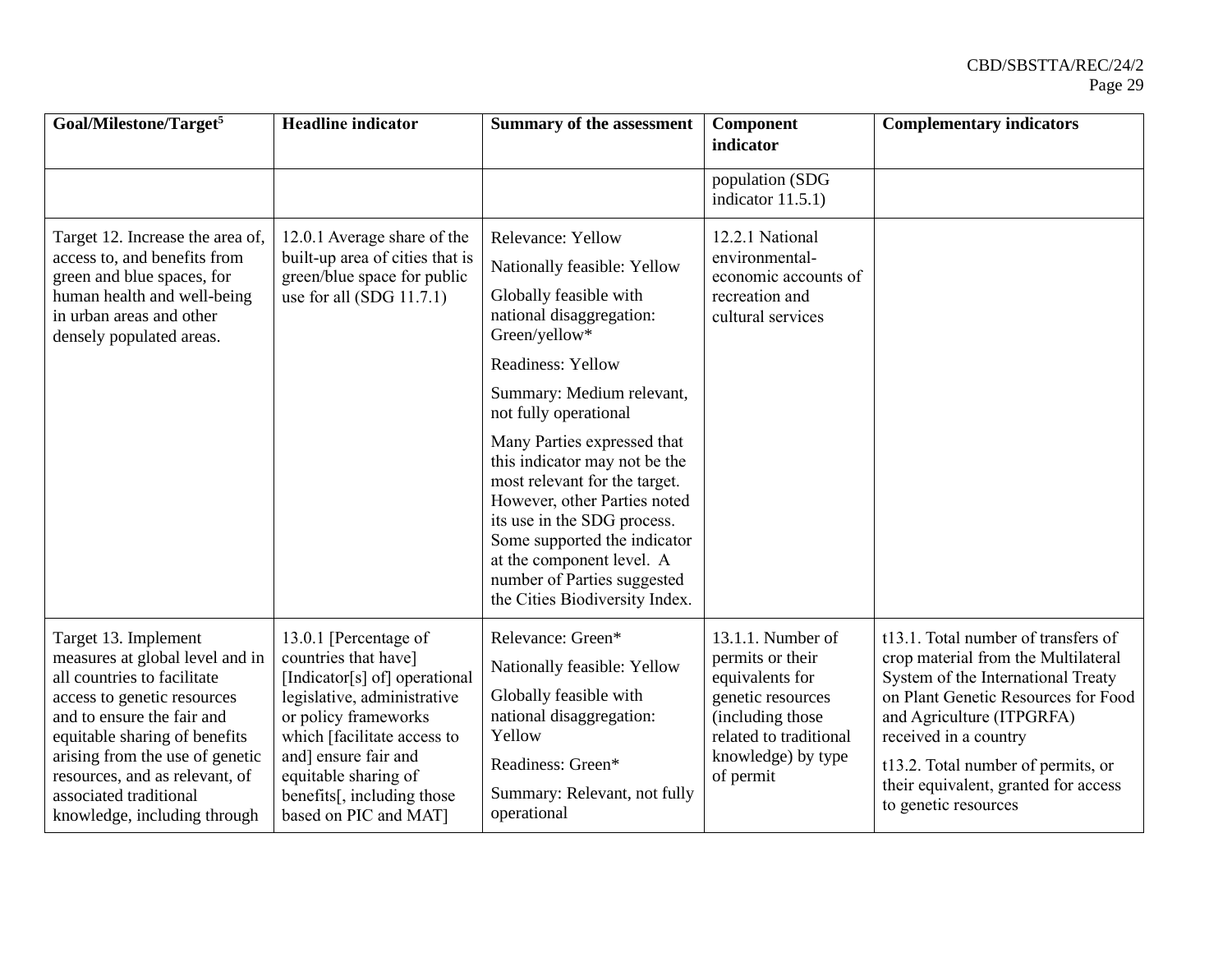| Goal/Milestone/Target[5] | Headline indicator | Summary of the assessment | Component indicator | Complementary indicators |
|---|---|---|---|---|
| | | | population (SDG indicator 11.5.1) | |
| Target 12. Increase the area of, access to, and benefits from green and blue spaces, for human health and well-being in urban areas and other densely populated areas. | 12.0.1 Average share of the built-up area of cities that is green/blue space for public use for all (SDG 11.7.1) | Relevance: Yellow<br>Nationally feasible: Yellow<br>Globally feasible with national disaggregation: Green/yellow*<br>Readiness: Yellow<br>Summary: Medium relevant, not fully operational<br>Many Parties expressed that this indicator may not be the most relevant for the target. However, other Parties noted its use in the SDG process. Some supported the indicator at the component level. A number of Parties suggested the Cities Biodiversity Index. | 12.2.1 National environmental-economic accounts of recreation and cultural services | |
| Target 13. Implement measures at global level and in all countries to facilitate access to genetic resources and to ensure the fair and equitable sharing of benefits arising from the use of genetic resources, and as relevant, of associated traditional knowledge, including through | 13.0.1 [Percentage of countries that have] [Indicator[s] of] operational legislative, administrative or policy frameworks which [facilitate access to and] ensure fair and equitable sharing of benefits[, including those based on PIC and MAT] | Relevance: Green*<br>Nationally feasible: Yellow<br>Globally feasible with national disaggregation: Yellow<br>Readiness: Green*<br>Summary: Relevant, not fully operational | 13.1.1. Number of permits or their equivalents for genetic resources (including those related to traditional knowledge) by type of permit | t13.1. Total number of transfers of crop material from the Multilateral System of the International Treaty on Plant Genetic Resources for Food and Agriculture (ITPGRFA) received in a country<br>t13.2. Total number of permits, or their equivalent, granted for access to genetic resources |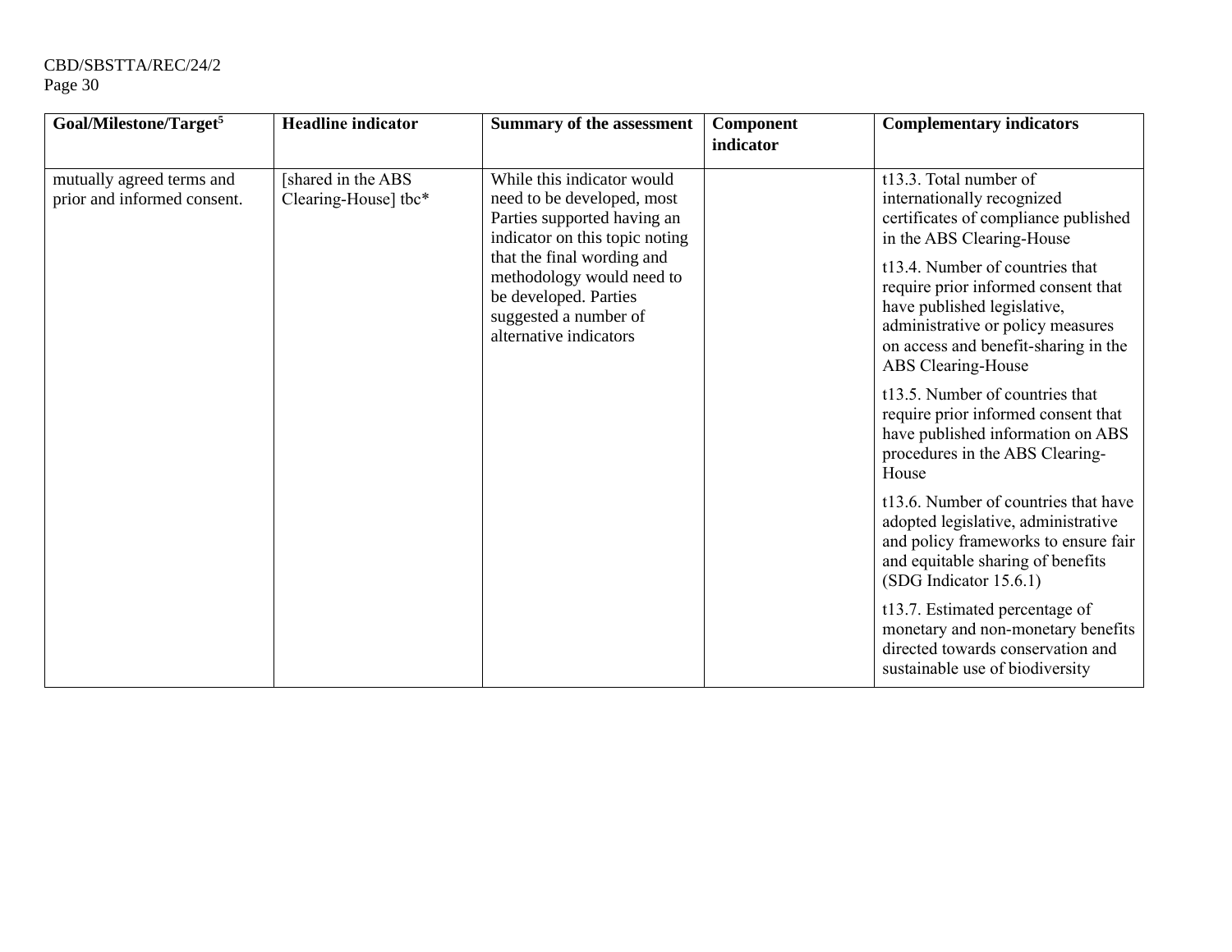| Goal/Milestone/Target[5] | Headline indicator | Summary of the assessment | Component indicator | Complementary indicators |
|---|---|---|---|---|
| mutually agreed terms and prior and informed consent. | [shared in the ABS Clearing-House] tbc* | While this indicator would need to be developed, most Parties supported having an indicator on this topic noting that the final wording and methodology would need to be developed. Parties suggested a number of alternative indicators | | t13.3. Total number of internationally recognized certificates of compliance published in the ABS Clearing-House<br><br>t13.4. Number of countries that require prior informed consent that have published legislative, administrative or policy measures on access and benefit-sharing in the ABS Clearing-House<br><br>t13.5. Number of countries that require prior informed consent that have published information on ABS procedures in the ABS Clearing-House<br><br>t13.6. Number of countries that have adopted legislative, administrative and policy frameworks to ensure fair and equitable sharing of benefits (SDG Indicator 15.6.1)<br><br>t13.7. Estimated percentage of monetary and non-monetary benefits directed towards conservation and sustainable use of biodiversity |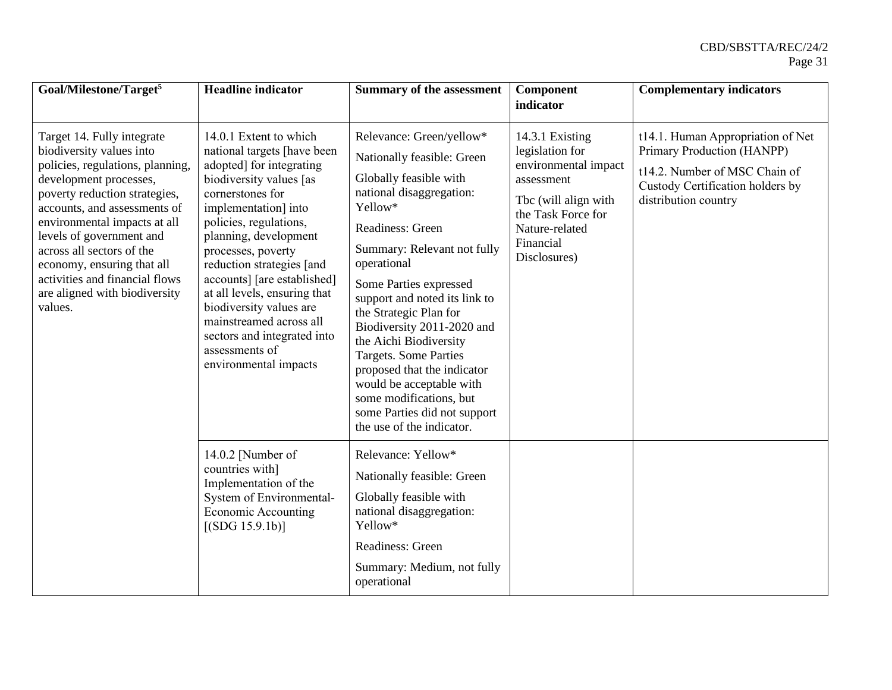| Goal/Milestone/Target[5] | Headline indicator | Summary of the assessment | Component indicator | Complementary indicators |
|---|---|---|---|---|
| Target 14. Fully integrate biodiversity values into policies, regulations, planning, development processes, poverty reduction strategies, accounts, and assessments of environmental impacts at all levels of government and across all sectors of the economy, ensuring that all activities and financial flows are aligned with biodiversity values. | 14.0.1 Extent to which national targets [have been adopted] for integrating biodiversity values [as cornerstones for implementation] into policies, regulations, planning, development processes, poverty reduction strategies [and accounts] [are established] at all levels, ensuring that biodiversity values are mainstreamed across all sectors and integrated into assessments of environmental impacts | Relevance: Green/yellow*<br>Nationally feasible: Green<br>Globally feasible with national disaggregation: Yellow*<br>Readiness: Green<br>Summary: Relevant not fully operational<br>Some Parties expressed support and noted its link to the Strategic Plan for Biodiversity 2011-2020 and the Aichi Biodiversity Targets. Some Parties proposed that the indicator would be acceptable with some modifications, but some Parties did not support the use of the indicator. | 14.3.1 Existing legislation for environmental impact assessment<br>Tbc (will align with the Task Force for Nature-related Financial Disclosures) | t14.1. Human Appropriation of Net Primary Production (HANPP)<br>t14.2. Number of MSC Chain of Custody Certification holders by distribution country |
| | 14.0.2 [Number of countries with] Implementation of the System of Environmental-Economic Accounting [(SDG 15.9.1b)] | Relevance: Yellow*<br>Nationally feasible: Green<br>Globally feasible with national disaggregation: Yellow*<br>Readiness: Green<br>Summary: Medium, not fully operational | | |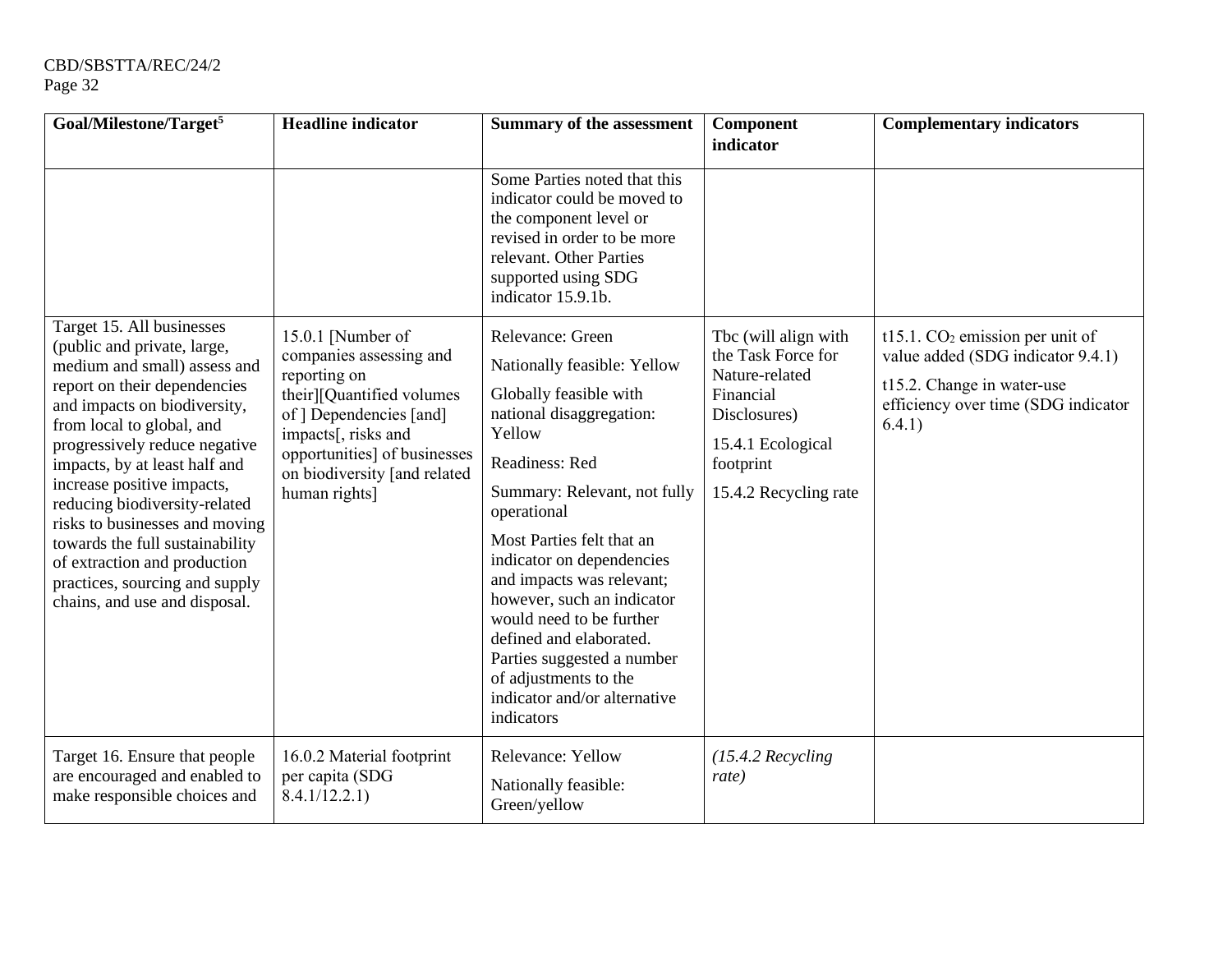| Goal/Milestone/Target[5] | Headline indicator | Summary of the assessment | Component indicator | Complementary indicators |
|---|---|---|---|---|
| | | Some Parties noted that this indicator could be moved to the component level or revised in order to be more relevant. Other Parties supported using SDG indicator 15.9.1b. | | |
| Target 15. All businesses (public and private, large, medium and small) assess and report on their dependencies and impacts on biodiversity, from local to global, and progressively reduce negative impacts, by at least half and increase positive impacts, reducing biodiversity-related risks to businesses and moving towards the full sustainability of extraction and production practices, sourcing and supply chains, and use and disposal. | 15.0.1 [Number of companies assessing and reporting on their][Quantified volumes of ] Dependencies [and] impacts[, risks and opportunities] of businesses on biodiversity [and related human rights] | Relevance: Green<br><br>Nationally feasible: Yellow<br><br>Globally feasible with national disaggregation: Yellow<br><br>Readiness: Red<br><br>Summary: Relevant, not fully operational<br><br>Most Parties felt that an indicator on dependencies and impacts was relevant; however, such an indicator would need to be further defined and elaborated. Parties suggested a number of adjustments to the indicator and/or alternative indicators | Tbc (will align with the Task Force for Nature-related Financial Disclosures)<br><br>15.4.1 Ecological footprint<br><br>15.4.2 Recycling rate | t15.1. $CO_2$ emission per unit of value added (SDG indicator 9.4.1)<br><br>t15.2. Change in water-use efficiency over time (SDG indicator 6.4.1) |
| Target 16. Ensure that people are encouraged and enabled to make responsible choices and | 16.0.2 Material footprint per capita (SDG 8.4.1/12.2.1) | Relevance: Yellow<br><br>Nationally feasible: Green/yellow | *(15.4.2 Recycling rate)* | |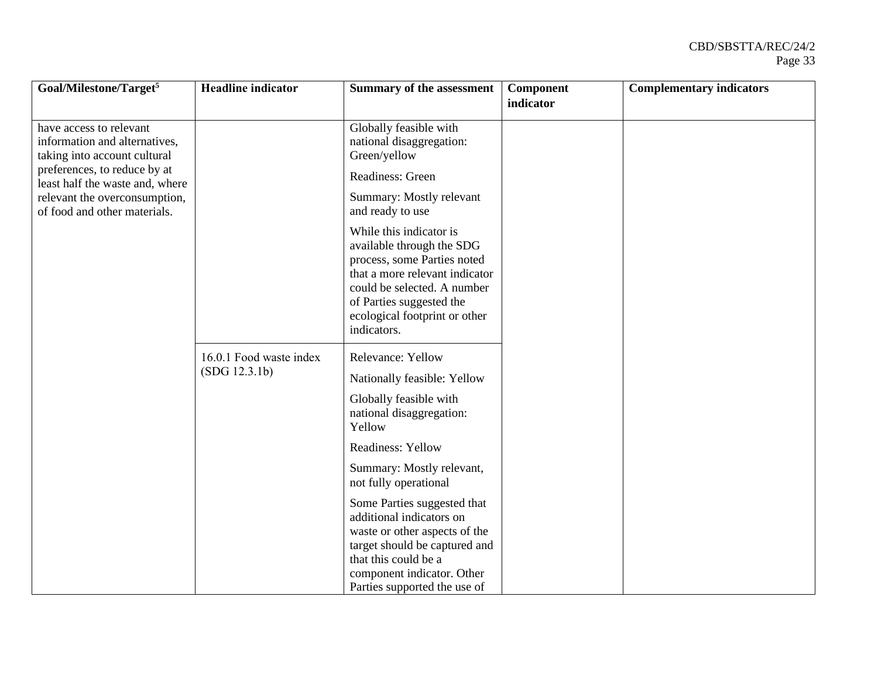| Goal/Milestone/Target[5] | Headline indicator | Summary of the assessment | Component indicator | Complementary indicators |
|---|---|---|---|---|
| have access to relevant information and alternatives, taking into account cultural preferences, to reduce by at least half the waste and, where relevant the overconsumption, of food and other materials. | | Globally feasible with national disaggregation: Green/yellow<br><br>Readiness: Green<br><br>Summary: Mostly relevant and ready to use<br><br>While this indicator is available through the SDG process, some Parties noted that a more relevant indicator could be selected. A number of Parties suggested the ecological footprint or other indicators. | | |
| | 16.0.1 Food waste index (SDG 12.3.1b) | Relevance: Yellow<br><br>Nationally feasible: Yellow<br><br>Globally feasible with national disaggregation: Yellow<br><br>Readiness: Yellow<br><br>Summary: Mostly relevant, not fully operational<br><br>Some Parties suggested that additional indicators on waste or other aspects of the target should be captured and that this could be a component indicator. Other Parties supported the use of | | |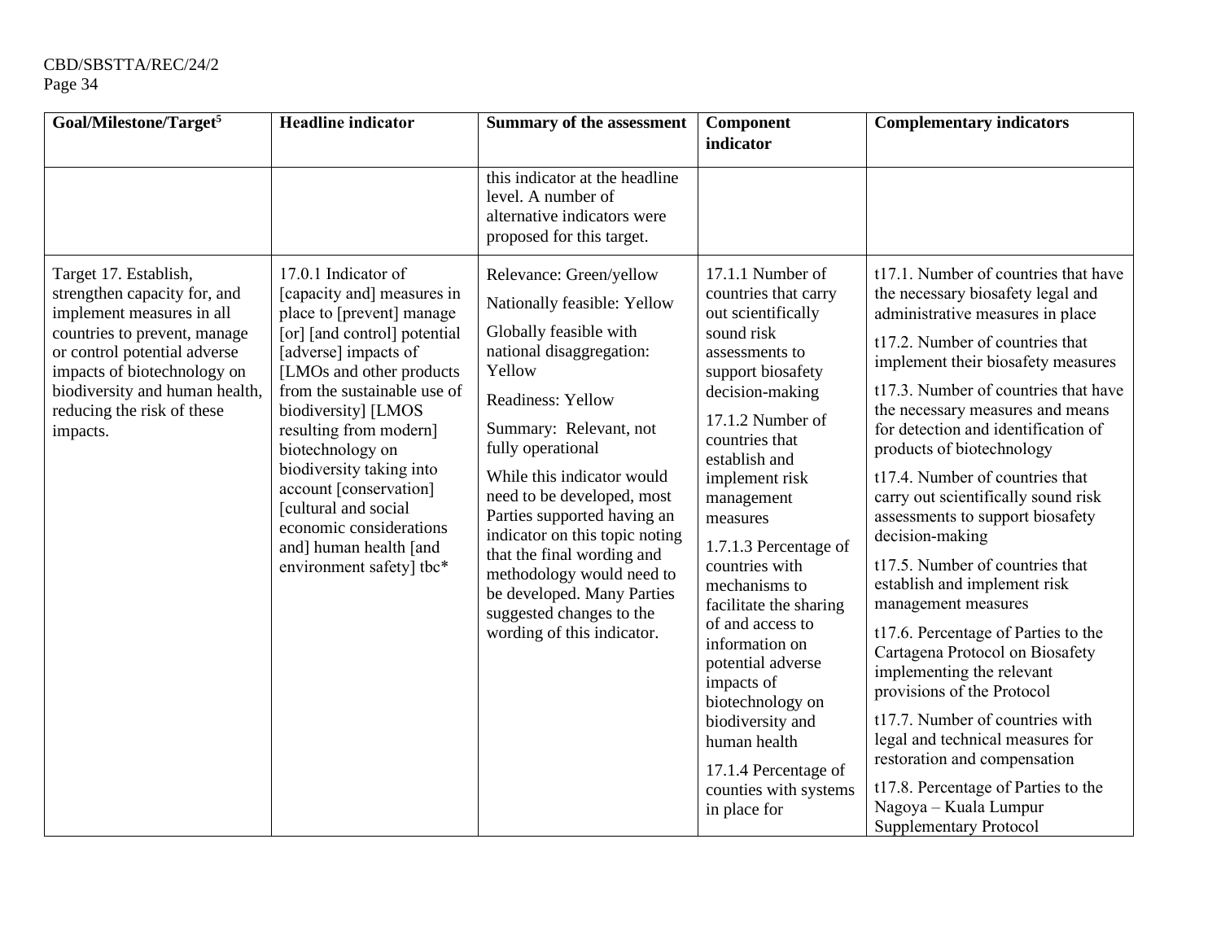| Goal/Milestone/Target[5] | Headline indicator | Summary of the assessment | Component indicator | Complementary indicators |
|---|---|---|---|---|
| | | this indicator at the headline level. A number of alternative indicators were proposed for this target. | | |
| Target 17. Establish, strengthen capacity for, and implement measures in all countries to prevent, manage or control potential adverse impacts of biotechnology on biodiversity and human health, reducing the risk of these impacts. | 17.0.1 Indicator of [capacity and] measures in place to [prevent] manage [or] [and control] potential [adverse] impacts of [LMOs and other products from the sustainable use of biodiversity] [LMOS resulting from modern] biotechnology on biodiversity taking into account [conservation] [cultural and social economic considerations and] human health [and environment safety] tbc* | Relevance: Green/yellow<br><br>Nationally feasible: Yellow<br><br>Globally feasible with national disaggregation: Yellow<br><br>Readiness: Yellow<br><br>Summary: Relevant, not fully operational<br><br>While this indicator would need to be developed, most Parties supported having an indicator on this topic noting that the final wording and methodology would need to be developed. Many Parties suggested changes to the wording of this indicator. | 17.1.1 Number of countries that carry out scientifically sound risk assessments to support biosafety decision-making<br><br>17.1.2 Number of countries that establish and implement risk management measures<br><br>1.7.1.3 Percentage of countries with mechanisms to facilitate the sharing of and access to information on potential adverse impacts of biotechnology on biodiversity and human health<br><br>17.1.4 Percentage of counties with systems in place for | t17.1. Number of countries that have the necessary biosafety legal and administrative measures in place<br><br>t17.2. Number of countries that implement their biosafety measures<br><br>t17.3. Number of countries that have the necessary measures and means for detection and identification of products of biotechnology<br><br>t17.4. Number of countries that carry out scientifically sound risk assessments to support biosafety decision-making<br><br>t17.5. Number of countries that establish and implement risk management measures<br><br>t17.6. Percentage of Parties to the Cartagena Protocol on Biosafety implementing the relevant provisions of the Protocol<br><br>t17.7. Number of countries with legal and technical measures for restoration and compensation<br><br>t17.8. Percentage of Parties to the Nagoya – Kuala Lumpur Supplementary Protocol |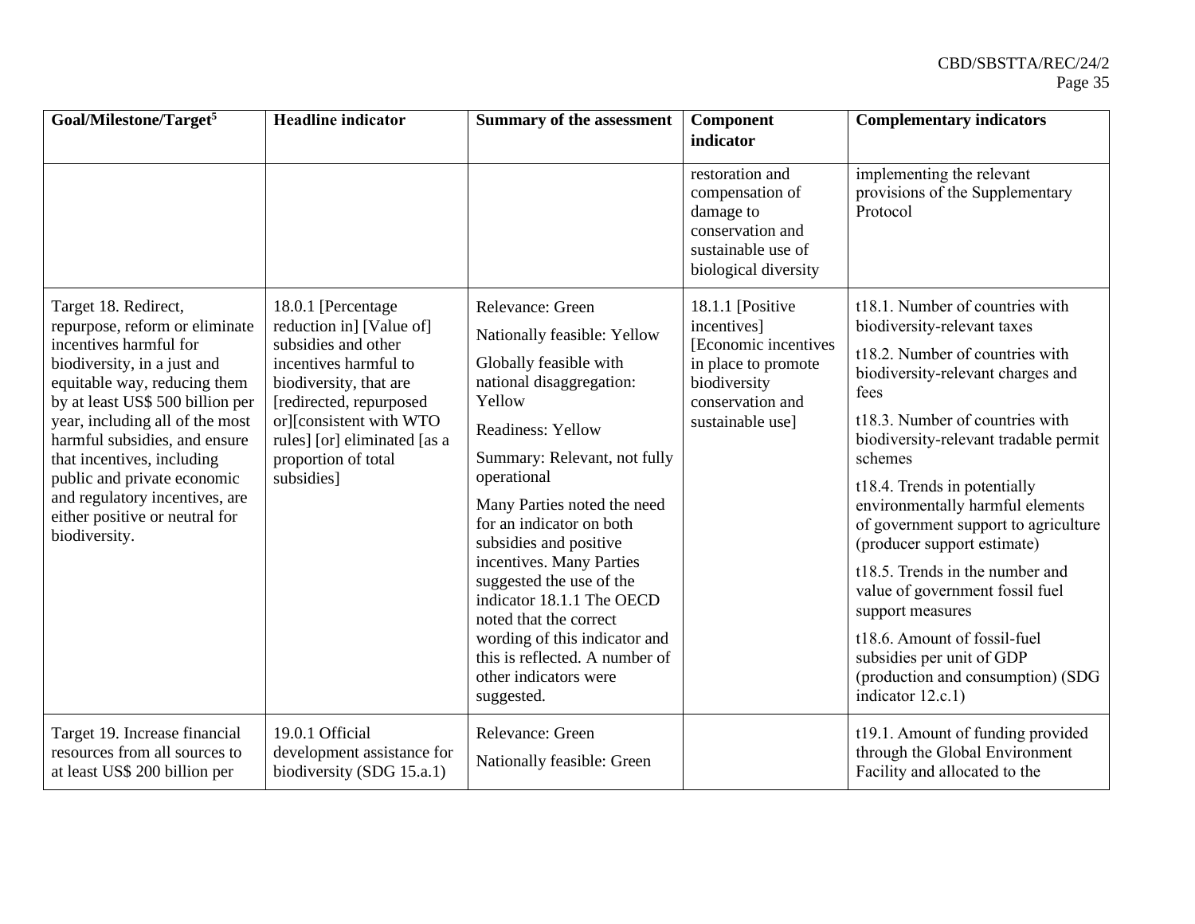| Goal/Milestone/Target[5] | Headline indicator | Summary of the assessment | Component indicator | Complementary indicators |
|---|---|---|---|---|
| | | | restoration and compensation of damage to conservation and sustainable use of biological diversity | implementing the relevant provisions of the Supplementary Protocol |
| Target 18. Redirect, repurpose, reform or eliminate incentives harmful for biodiversity, in a just and equitable way, reducing them by at least US$ 500 billion per year, including all of the most harmful subsidies, and ensure that incentives, including public and private economic and regulatory incentives, are either positive or neutral for biodiversity. | 18.0.1 [Percentage reduction in] [Value of] subsidies and other incentives harmful to biodiversity, that are [redirected, repurposed or][consistent with WTO rules] [or] eliminated [as a proportion of total subsidies] | Relevance: Green<br><br>Nationally feasible: Yellow<br><br>Globally feasible with national disaggregation: Yellow<br><br>Readiness: Yellow<br><br>Summary: Relevant, not fully operational<br><br>Many Parties noted the need for an indicator on both subsidies and positive incentives. Many Parties suggested the use of the indicator 18.1.1 The OECD noted that the correct wording of this indicator and this is reflected. A number of other indicators were suggested. | 18.1.1 [Positive incentives] [Economic incentives in place to promote biodiversity conservation and sustainable use] | t18.1. Number of countries with biodiversity-relevant taxes<br><br>t18.2. Number of countries with biodiversity-relevant charges and fees<br><br>t18.3. Number of countries with biodiversity-relevant tradable permit schemes<br><br>t18.4. Trends in potentially environmentally harmful elements of government support to agriculture (producer support estimate)<br><br>t18.5. Trends in the number and value of government fossil fuel support measures<br><br>t18.6. Amount of fossil-fuel subsidies per unit of GDP (production and consumption) (SDG indicator 12.c.1) |
| Target 19. Increase financial resources from all sources to at least US$ 200 billion per | 19.0.1 Official development assistance for biodiversity (SDG 15.a.1) | Relevance: Green<br><br>Nationally feasible: Green | | t19.1. Amount of funding provided through the Global Environment Facility and allocated to the |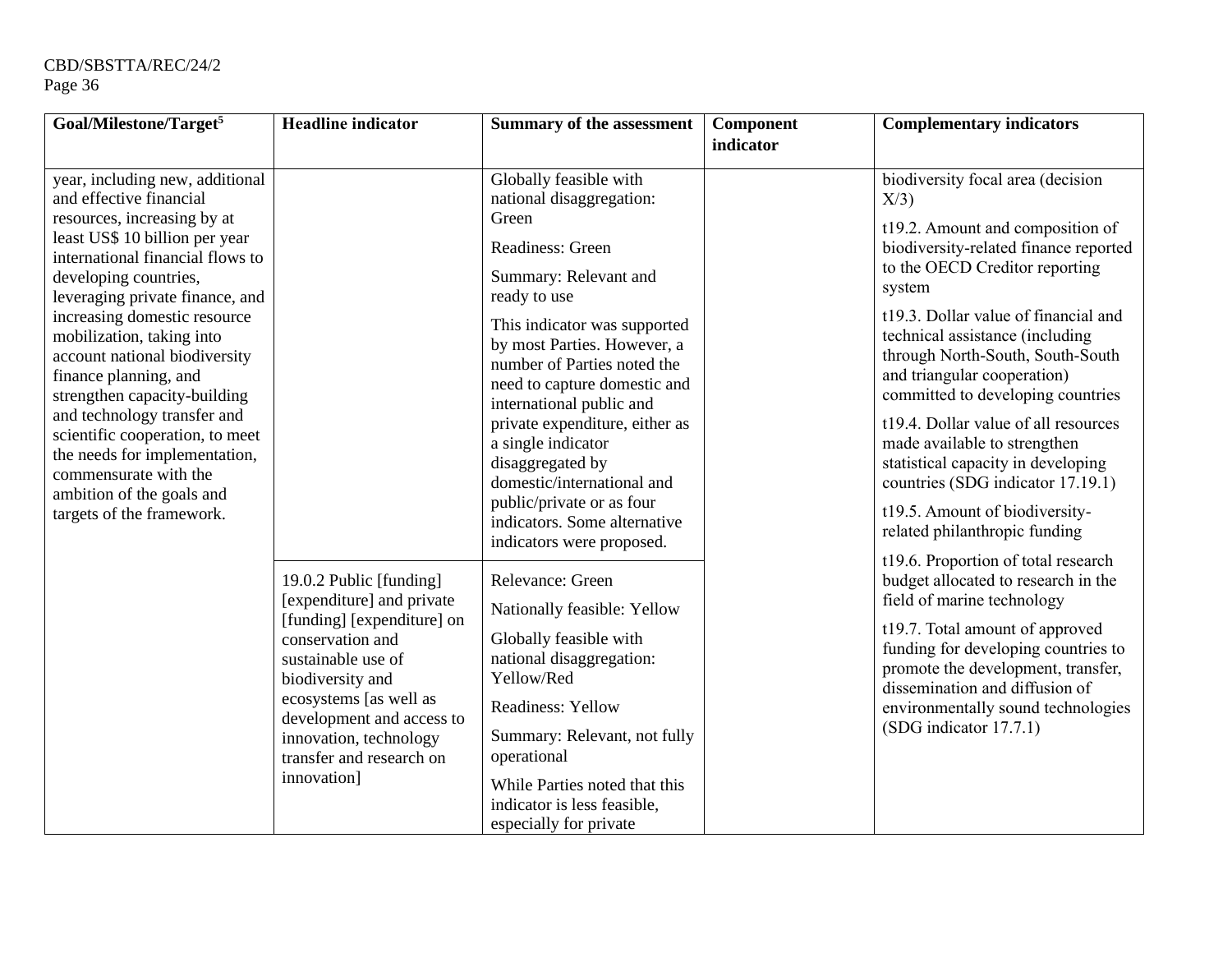| Goal/Milestone/Target[5] | Headline indicator | Summary of the assessment | Component indicator | Complementary indicators |
|---|---|---|---|---|
| year, including new, additional and effective financial resources, increasing by at least US$ 10 billion per year international financial flows to developing countries, leveraging private finance, and increasing domestic resource mobilization, taking into account national biodiversity finance planning, and strengthen capacity-building and technology transfer and scientific cooperation, to meet the needs for implementation, commensurate with the ambition of the goals and targets of the framework. | | Globally feasible with national disaggregation: Green<br><br>Readiness: Green<br><br>Summary: Relevant and ready to use<br><br>This indicator was supported by most Parties. However, a number of Parties noted the need to capture domestic and international public and private expenditure, either as a single indicator disaggregated by domestic/international and public/private or as four indicators. Some alternative indicators were proposed. | | biodiversity focal area (decision X/3)<br><br>t19.2. Amount and composition of biodiversity-related finance reported to the OECD Creditor reporting system<br><br>t19.3. Dollar value of financial and technical assistance (including through North-South, South-South and triangular cooperation) committed to developing countries<br><br>t19.4. Dollar value of all resources made available to strengthen statistical capacity in developing countries (SDG indicator 17.19.1)<br><br>t19.5. Amount of biodiversity-related philanthropic funding<br><br>t19.6. Proportion of total research budget allocated to research in the field of marine technology<br><br>t19.7. Total amount of approved funding for developing countries to promote the development, transfer, dissemination and diffusion of environmentally sound technologies (SDG indicator 17.7.1) |
| | 19.0.2 Public [funding] [expenditure] and private [funding] [expenditure] on conservation and sustainable use of biodiversity and ecosystems [as well as development and access to innovation, technology transfer and research on innovation] | Relevance: Green<br><br>Nationally feasible: Yellow<br><br>Globally feasible with national disaggregation: Yellow/Red<br><br>Readiness: Yellow<br><br>Summary: Relevant, not fully operational<br><br>While Parties noted that this indicator is less feasible, especially for private | | |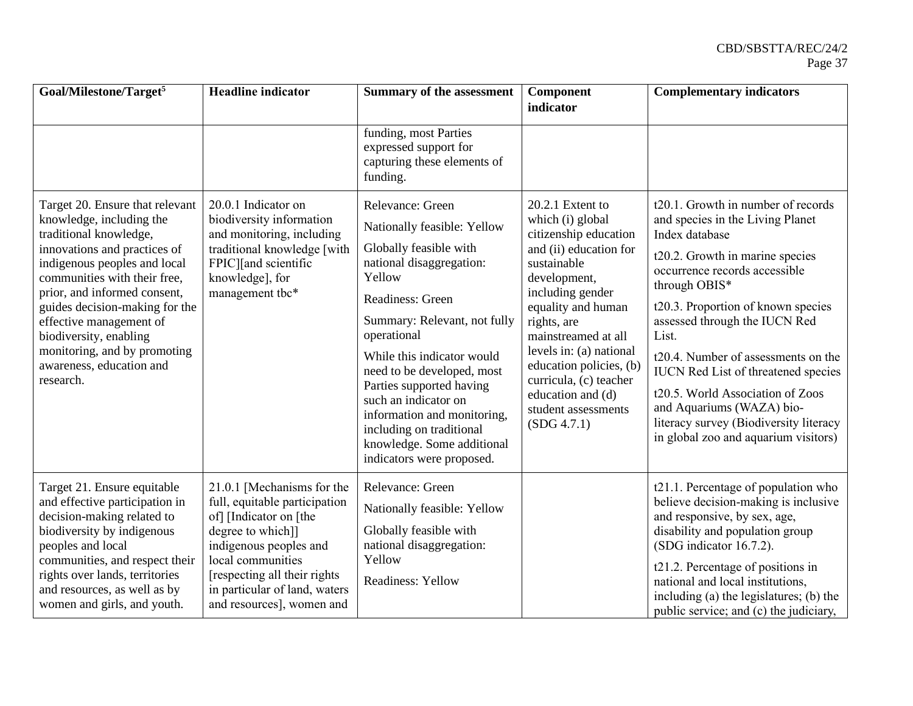| Goal/Milestone/Target[5] | Headline indicator | Summary of the assessment | Component indicator | Complementary indicators |
|---|---|---|---|---|
| | | funding, most Parties expressed support for capturing these elements of funding. | | |
| Target 20. Ensure that relevant knowledge, including the traditional knowledge, innovations and practices of indigenous peoples and local communities with their free, prior, and informed consent, guides decision-making for the effective management of biodiversity, enabling monitoring, and by promoting awareness, education and research. | 20.0.1 Indicator on biodiversity information and monitoring, including traditional knowledge [with FPIC][and scientific knowledge], for management tbc* | Relevance: Green<br><br>Nationally feasible: Yellow<br><br>Globally feasible with national disaggregation: Yellow<br><br>Readiness: Green<br><br>Summary: Relevant, not fully operational<br><br>While this indicator would need to be developed, most Parties supported having such an indicator on information and monitoring, including on traditional knowledge. Some additional indicators were proposed. | 20.2.1 Extent to which (i) global citizenship education and (ii) education for sustainable development, including gender equality and human rights, are mainstreamed at all levels in: (a) national education policies, (b) curricula, (c) teacher education and (d) student assessments (SDG 4.7.1) | t20.1. Growth in number of records and species in the Living Planet Index database<br><br>t20.2. Growth in marine species occurrence records accessible through OBIS*<br><br>t20.3. Proportion of known species assessed through the IUCN Red List.<br><br>t20.4. Number of assessments on the IUCN Red List of threatened species<br><br>t20.5. World Association of Zoos and Aquariums (WAZA) bio-literacy survey (Biodiversity literacy in global zoo and aquarium visitors) |
| Target 21. Ensure equitable and effective participation in decision-making related to biodiversity by indigenous peoples and local communities, and respect their rights over lands, territories and resources, as well as by women and girls, and youth. | 21.0.1 [Mechanisms for the full, equitable participation of] [Indicator on [the degree to which]] indigenous peoples and local communities [respecting all their rights in particular of land, waters and resources], women and | Relevance: Green<br><br>Nationally feasible: Yellow<br><br>Globally feasible with national disaggregation: Yellow<br><br>Readiness: Yellow | | t21.1. Percentage of population who believe decision-making is inclusive and responsive, by sex, age, disability and population group (SDG indicator 16.7.2).<br><br>t21.2. Percentage of positions in national and local institutions, including (a) the legislatures; (b) the public service; and (c) the judiciary, |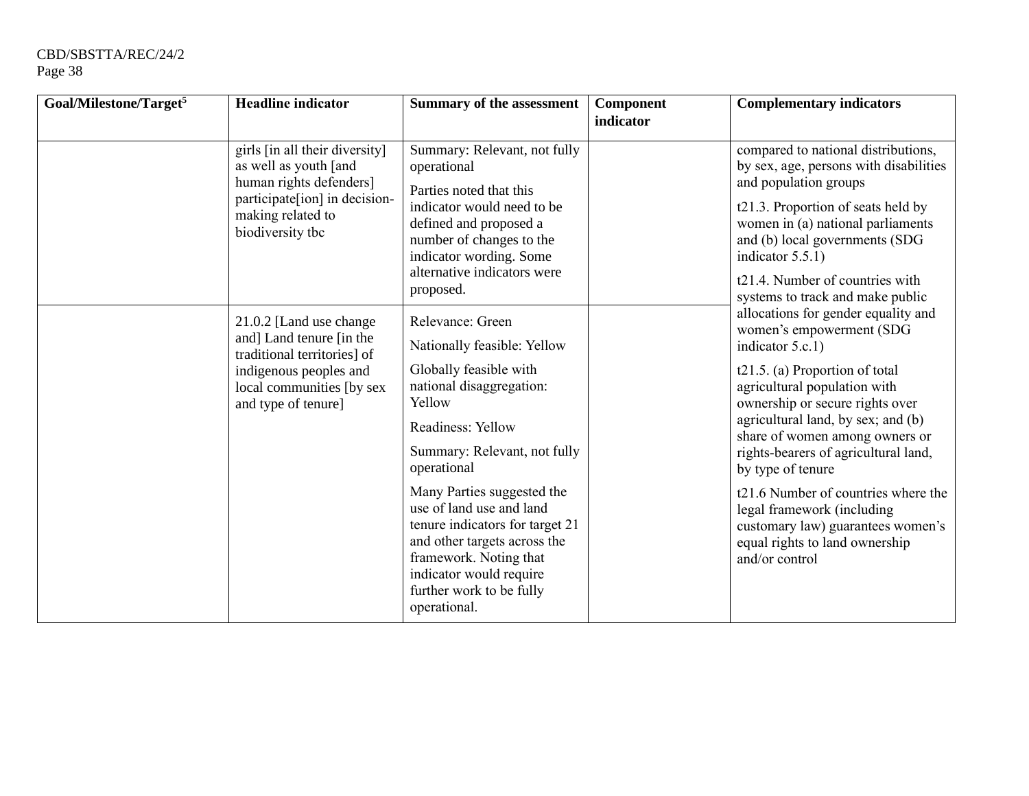| Goal/Milestone/Target[5] | Headline indicator | Summary of the assessment | Component indicator | Complementary indicators |
|---|---|---|---|---|
| | girls [in all their diversity] as well as youth [and human rights defenders] participate[ion] in decision-making related to biodiversity tbc | Summary: Relevant, not fully operational<br><br>Parties noted that this indicator would need to be defined and proposed a number of changes to the indicator wording. Some alternative indicators were proposed. | | compared to national distributions, by sex, age, persons with disabilities and population groups<br><br>t21.3. Proportion of seats held by women in (a) national parliaments and (b) local governments (SDG indicator 5.5.1)<br><br>t21.4. Number of countries with systems to track and make public allocations for gender equality and women's empowerment (SDG indicator 5.c.1)<br><br>t21.5. (a) Proportion of total agricultural population with ownership or secure rights over agricultural land, by sex; and (b) share of women among owners or rights-bearers of agricultural land, by type of tenure<br><br>t21.6 Number of countries where the legal framework (including customary law) guarantees women's equal rights to land ownership and/or control |
| | 21.0.2 [Land use change and] Land tenure [in the traditional territories] of indigenous peoples and local communities [by sex and type of tenure] | Relevance: Green<br><br>Nationally feasible: Yellow<br><br>Globally feasible with national disaggregation: Yellow<br><br>Readiness: Yellow<br><br>Summary: Relevant, not fully operational<br><br>Many Parties suggested the use of land use and land tenure indicators for target 21 and other targets across the framework. Noting that indicator would require further work to be fully operational. | | |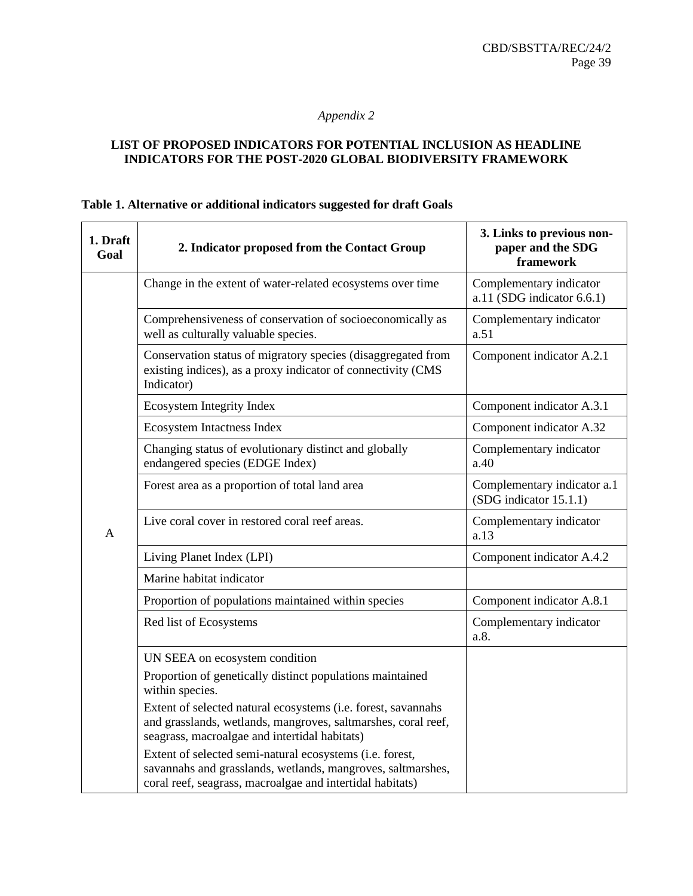*Appendix 2*

**LIST OF PROPOSED INDICATORS FOR POTENTIAL INCLUSION AS HEADLINE INDICATORS FOR THE POST-2020 GLOBAL BIODIVERSITY FRAMEWORK**

**Table 1. Alternative or additional indicators suggested for draft Goals**

| 1. Draft Goal | 2. Indicator proposed from the Contact Group | 3. Links to previous non-paper and the SDG framework |
|---|---|---|
| A | Change in the extent of water-related ecosystems over time | Complementary indicator a.11 (SDG indicator 6.6.1) |
| | Comprehensiveness of conservation of socioeconomically as well as culturally valuable species. | Complementary indicator a.51 |
| | Conservation status of migratory species (disaggregated from existing indices), as a proxy indicator of connectivity (CMS Indicator) | Component indicator A.2.1 |
| | Ecosystem Integrity Index | Component indicator A.3.1 |
| | Ecosystem Intactness Index | Component indicator A.32 |
| | Changing status of evolutionary distinct and globally endangered species (EDGE Index) | Complementary indicator a.40 |
| | Forest area as a proportion of total land area | Complementary indicator a.1 (SDG indicator 15.1.1) |
| | Live coral cover in restored coral reef areas. | Complementary indicator a.13 |
| | Living Planet Index (LPI) | Component indicator A.4.2 |
| | Marine habitat indicator | |
| | Proportion of populations maintained within species | Component indicator A.8.1 |
| | Red list of Ecosystems | Complementary indicator a.8. |
| | UN SEEA on ecosystem condition<br>Proportion of genetically distinct populations maintained within species.<br>Extent of selected natural ecosystems (i.e. forest, savannahs and grasslands, wetlands, mangroves, saltmarshes, coral reef, seagrass, macroalgae and intertidal habitats)<br>Extent of selected semi-natural ecosystems (i.e. forest, savannahs and grasslands, wetlands, mangroves, saltmarshes, coral reef, seagrass, macroalgae and intertidal habitats) | |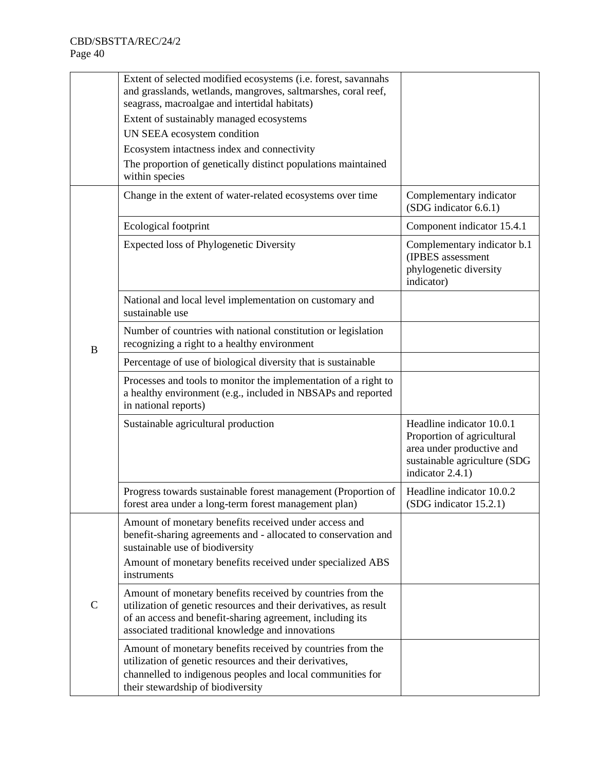| | | |
|---|---|---|
| | Extent of selected modified ecosystems (i.e. forest, savannahs and grasslands, wetlands, mangroves, saltmarshes, coral reef, seagrass, macroalgae and intertidal habitats)<br>Extent of sustainably managed ecosystems<br>UN SEEA ecosystem condition<br>Ecosystem intactness index and connectivity<br>The proportion of genetically distinct populations maintained within species | |
| B | Change in the extent of water-related ecosystems over time | Complementary indicator (SDG indicator 6.6.1) |
| | Ecological footprint | Component indicator 15.4.1 |
| | Expected loss of Phylogenetic Diversity | Complementary indicator b.1 (IPBES assessment phylogenetic diversity indicator) |
| | National and local level implementation on customary and sustainable use | |
| | Number of countries with national constitution or legislation recognizing a right to a healthy environment | |
| | Percentage of use of biological diversity that is sustainable | |
| | Processes and tools to monitor the implementation of a right to a healthy environment (e.g., included in NBSAPs and reported in national reports) | |
| | Sustainable agricultural production | Headline indicator 10.0.1 Proportion of agricultural area under productive and sustainable agriculture (SDG indicator 2.4.1) |
| | Progress towards sustainable forest management (Proportion of forest area under a long-term forest management plan) | Headline indicator 10.0.2 (SDG indicator 15.2.1) |
| C | Amount of monetary benefits received under access and benefit-sharing agreements and - allocated to conservation and sustainable use of biodiversity<br>Amount of monetary benefits received under specialized ABS instruments | |
| | Amount of monetary benefits received by countries from the utilization of genetic resources and their derivatives, as result of an access and benefit-sharing agreement, including its associated traditional knowledge and innovations | |
| | Amount of monetary benefits received by countries from the utilization of genetic resources and their derivatives, channelled to indigenous peoples and local communities for their stewardship of biodiversity | |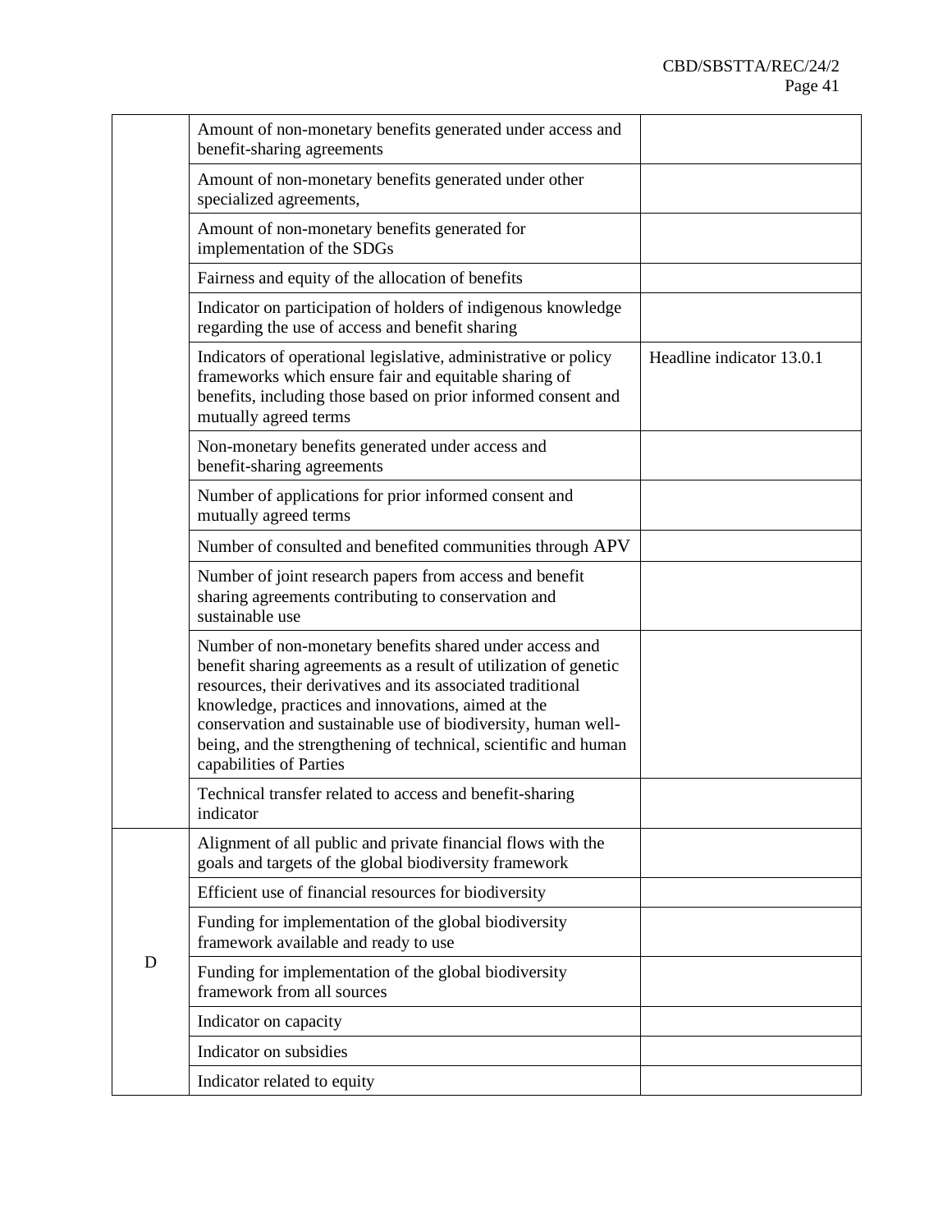| | | |
|---|---|---|
| | Amount of non-monetary benefits generated under access and benefit-sharing agreements | |
| | Amount of non-monetary benefits generated under other specialized agreements, | |
| | Amount of non-monetary benefits generated for implementation of the SDGs | |
| | Fairness and equity of the allocation of benefits | |
| | Indicator on participation of holders of indigenous knowledge regarding the use of access and benefit sharing | |
| | Indicators of operational legislative, administrative or policy frameworks which ensure fair and equitable sharing of benefits, including those based on prior informed consent and mutually agreed terms | Headline indicator 13.0.1 |
| | Non-monetary benefits generated under access and benefit-sharing agreements | |
| | Number of applications for prior informed consent and mutually agreed terms | |
| | Number of consulted and benefited communities through APV | |
| | Number of joint research papers from access and benefit sharing agreements contributing to conservation and sustainable use | |
| | Number of non-monetary benefits shared under access and benefit sharing agreements as a result of utilization of genetic resources, their derivatives and its associated traditional knowledge, practices and innovations, aimed at the conservation and sustainable use of biodiversity, human well-being, and the strengthening of technical, scientific and human capabilities of Parties | |
| | Technical transfer related to access and benefit-sharing indicator | |
| D | Alignment of all public and private financial flows with the goals and targets of the global biodiversity framework | |
| | Efficient use of financial resources for biodiversity | |
| | Funding for implementation of the global biodiversity framework available and ready to use | |
| | Funding for implementation of the global biodiversity framework from all sources | |
| | Indicator on capacity | |
| | Indicator on subsidies | |
| | Indicator related to equity | |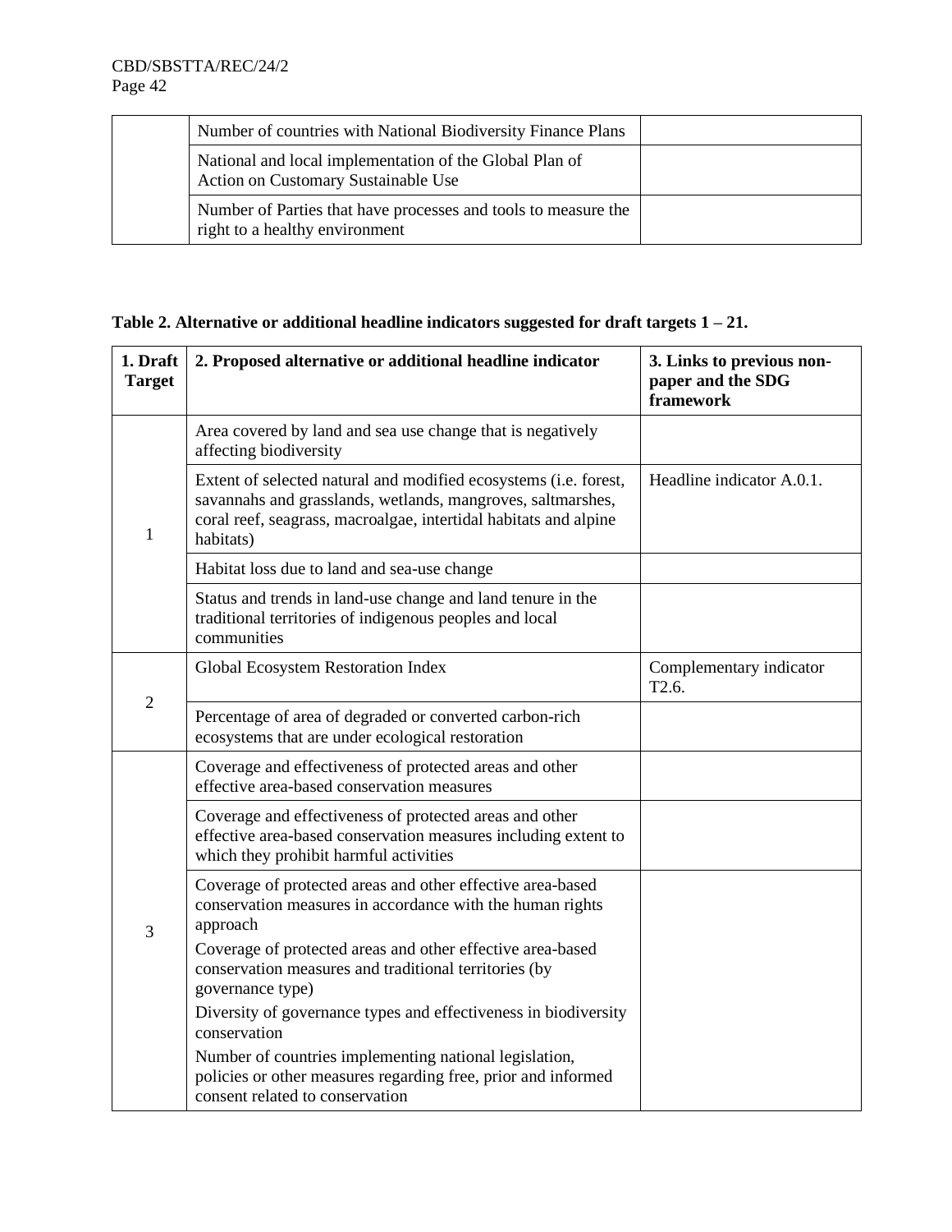| | | |
|---|---|---|
| | Number of countries with National Biodiversity Finance Plans | |
| | National and local implementation of the Global Plan of Action on Customary Sustainable Use | |
| | Number of Parties that have processes and tools to measure the right to a healthy environment | |

**Table 2. Alternative or additional headline indicators suggested for draft targets 1 – 21.**

| 1. Draft Target | 2. Proposed alternative or additional headline indicator | 3. Links to previous non-paper and the SDG framework |
|---|---|---|
| 1 | Area covered by land and sea use change that is negatively affecting biodiversity | |
| | Extent of selected natural and modified ecosystems (i.e. forest, savannahs and grasslands, wetlands, mangroves, saltmarshes, coral reef, seagrass, macroalgae, intertidal habitats and alpine habitats) | Headline indicator A.0.1. |
| | Habitat loss due to land and sea-use change | |
| | Status and trends in land-use change and land tenure in the traditional territories of indigenous peoples and local communities | |
| 2 | Global Ecosystem Restoration Index | Complementary indicator T2.6. |
| | Percentage of area of degraded or converted carbon-rich ecosystems that are under ecological restoration | |
| 3 | Coverage and effectiveness of protected areas and other effective area-based conservation measures | |
| | Coverage and effectiveness of protected areas and other effective area-based conservation measures including extent to which they prohibit harmful activities | |
| | Coverage of protected areas and other effective area-based conservation measures in accordance with the human rights approach<br>Coverage of protected areas and other effective area-based conservation measures and traditional territories (by governance type)<br>Diversity of governance types and effectiveness in biodiversity conservation<br>Number of countries implementing national legislation, policies or other measures regarding free, prior and informed consent related to conservation | |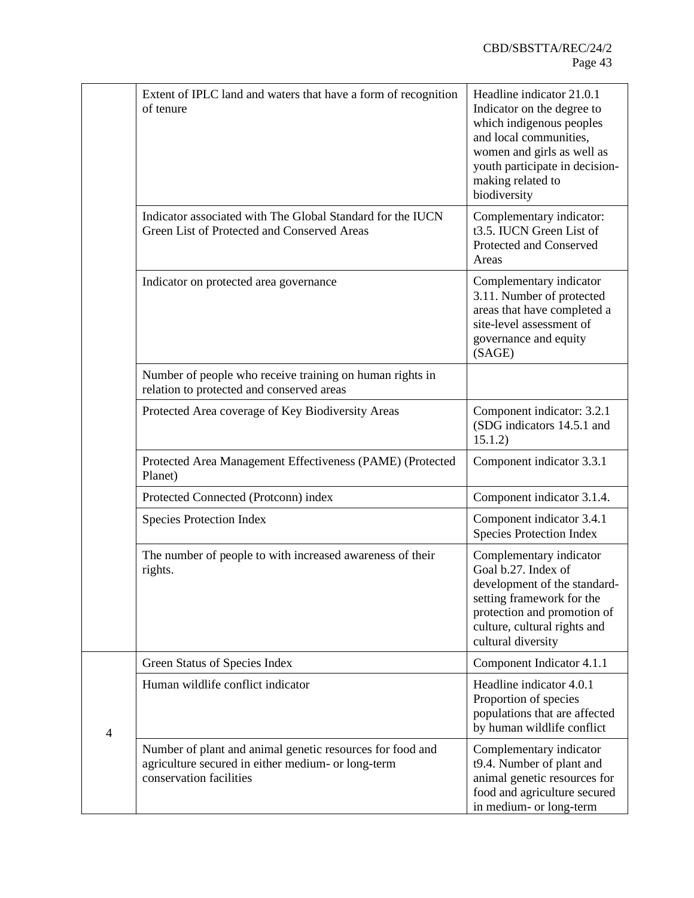| | | |
|---|---|---|
| | Extent of IPLC land and waters that have a form of recognition of tenure | Headline indicator 21.0.1 Indicator on the degree to which indigenous peoples and local communities, women and girls as well as youth participate in decision-making related to biodiversity |
| | Indicator associated with The Global Standard for the IUCN Green List of Protected and Conserved Areas | Complementary indicator: t3.5. IUCN Green List of Protected and Conserved Areas |
| | Indicator on protected area governance | Complementary indicator 3.11. Number of protected areas that have completed a site-level assessment of governance and equity (SAGE) |
| | Number of people who receive training on human rights in relation to protected and conserved areas | |
| | Protected Area coverage of Key Biodiversity Areas | Component indicator: 3.2.1 (SDG indicators 14.5.1 and 15.1.2) |
| | Protected Area Management Effectiveness (PAME) (Protected Planet) | Component indicator 3.3.1 |
| | Protected Connected (Protconn) index | Component indicator 3.1.4. |
| | Species Protection Index | Component indicator 3.4.1 Species Protection Index |
| | The number of people to with increased awareness of their rights. | Complementary indicator Goal b.27. Index of development of the standard-setting framework for the protection and promotion of culture, cultural rights and cultural diversity |
| 4 | Green Status of Species Index | Component Indicator 4.1.1 |
| | Human wildlife conflict indicator | Headline indicator 4.0.1 Proportion of species populations that are affected by human wildlife conflict |
| | Number of plant and animal genetic resources for food and agriculture secured in either medium- or long-term conservation facilities | Complementary indicator t9.4. Number of plant and animal genetic resources for food and agriculture secured in medium- or long-term |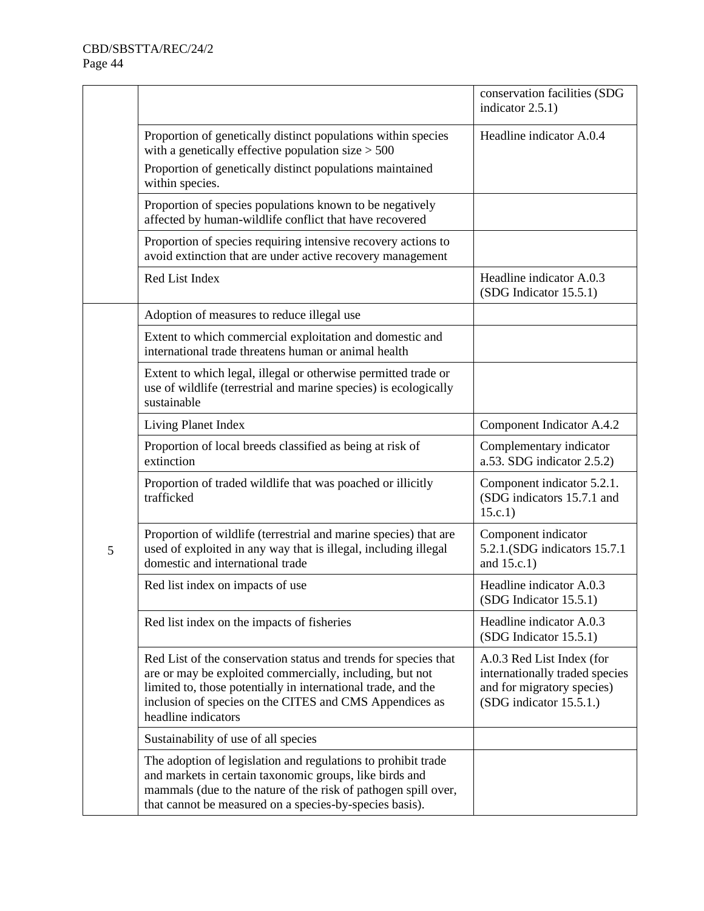| | | |
|---|---|---|
| | | conservation facilities (SDG indicator 2.5.1) |
| | Proportion of genetically distinct populations within species with a genetically effective population size > 500<br>Proportion of genetically distinct populations maintained within species. | Headline indicator A.0.4 |
| | Proportion of species populations known to be negatively affected by human-wildlife conflict that have recovered | |
| | Proportion of species requiring intensive recovery actions to avoid extinction that are under active recovery management | |
| | Red List Index | Headline indicator A.0.3 (SDG Indicator 15.5.1) |
| 5 | Adoption of measures to reduce illegal use | |
| | Extent to which commercial exploitation and domestic and international trade threatens human or animal health | |
| | Extent to which legal, illegal or otherwise permitted trade or use of wildlife (terrestrial and marine species) is ecologically sustainable | |
| | Living Planet Index | Component Indicator A.4.2 |
| | Proportion of local breeds classified as being at risk of extinction | Complementary indicator a.53. SDG indicator 2.5.2) |
| | Proportion of traded wildlife that was poached or illicitly trafficked | Component indicator 5.2.1. (SDG indicators 15.7.1 and 15.c.1) |
| | Proportion of wildlife (terrestrial and marine species) that are used of exploited in any way that is illegal, including illegal domestic and international trade | Component indicator 5.2.1.(SDG indicators 15.7.1 and 15.c.1) |
| | Red list index on impacts of use | Headline indicator A.0.3 (SDG Indicator 15.5.1) |
| | Red list index on the impacts of fisheries | Headline indicator A.0.3 (SDG Indicator 15.5.1) |
| | Red List of the conservation status and trends for species that are or may be exploited commercially, including, but not limited to, those potentially in international trade, and the inclusion of species on the CITES and CMS Appendices as headline indicators | A.0.3 Red List Index (for internationally traded species and for migratory species) (SDG indicator 15.5.1.) |
| | Sustainability of use of all species | |
| | The adoption of legislation and regulations to prohibit trade and markets in certain taxonomic groups, like birds and mammals (due to the nature of the risk of pathogen spill over, that cannot be measured on a species-by-species basis). | |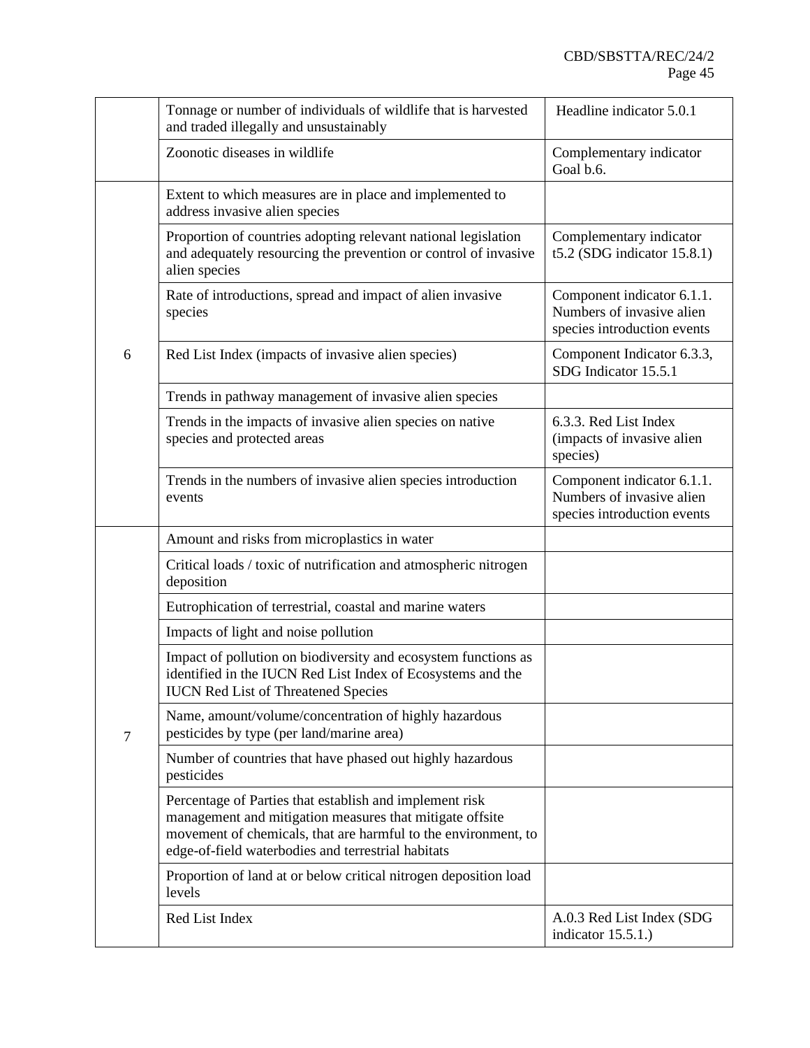| | | |
|---|---|---|
| | Tonnage or number of individuals of wildlife that is harvested and traded illegally and unsustainably | Headline indicator 5.0.1 |
| | Zoonotic diseases in wildlife | Complementary indicator Goal b.6. |
| 6 | Extent to which measures are in place and implemented to address invasive alien species | |
| | Proportion of countries adopting relevant national legislation and adequately resourcing the prevention or control of invasive alien species | Complementary indicator t5.2 (SDG indicator 15.8.1) |
| | Rate of introductions, spread and impact of alien invasive species | Component indicator 6.1.1. Numbers of invasive alien species introduction events |
| | Red List Index (impacts of invasive alien species) | Component Indicator 6.3.3, SDG Indicator 15.5.1 |
| | Trends in pathway management of invasive alien species | |
| | Trends in the impacts of invasive alien species on native species and protected areas | 6.3.3. Red List Index (impacts of invasive alien species) |
| | Trends in the numbers of invasive alien species introduction events | Component indicator 6.1.1. Numbers of invasive alien species introduction events |
| 7 | Amount and risks from microplastics in water | |
| | Critical loads / toxic of nutrification and atmospheric nitrogen deposition | |
| | Eutrophication of terrestrial, coastal and marine waters | |
| | Impacts of light and noise pollution | |
| | Impact of pollution on biodiversity and ecosystem functions as identified in the IUCN Red List Index of Ecosystems and the IUCN Red List of Threatened Species | |
| | Name, amount/volume/concentration of highly hazardous pesticides by type (per land/marine area) | |
| | Number of countries that have phased out highly hazardous pesticides | |
| | Percentage of Parties that establish and implement risk management and mitigation measures that mitigate offsite movement of chemicals, that are harmful to the environment, to edge-of-field waterbodies and terrestrial habitats | |
| | Proportion of land at or below critical nitrogen deposition load levels | |
| | Red List Index | A.0.3 Red List Index (SDG indicator 15.5.1.) |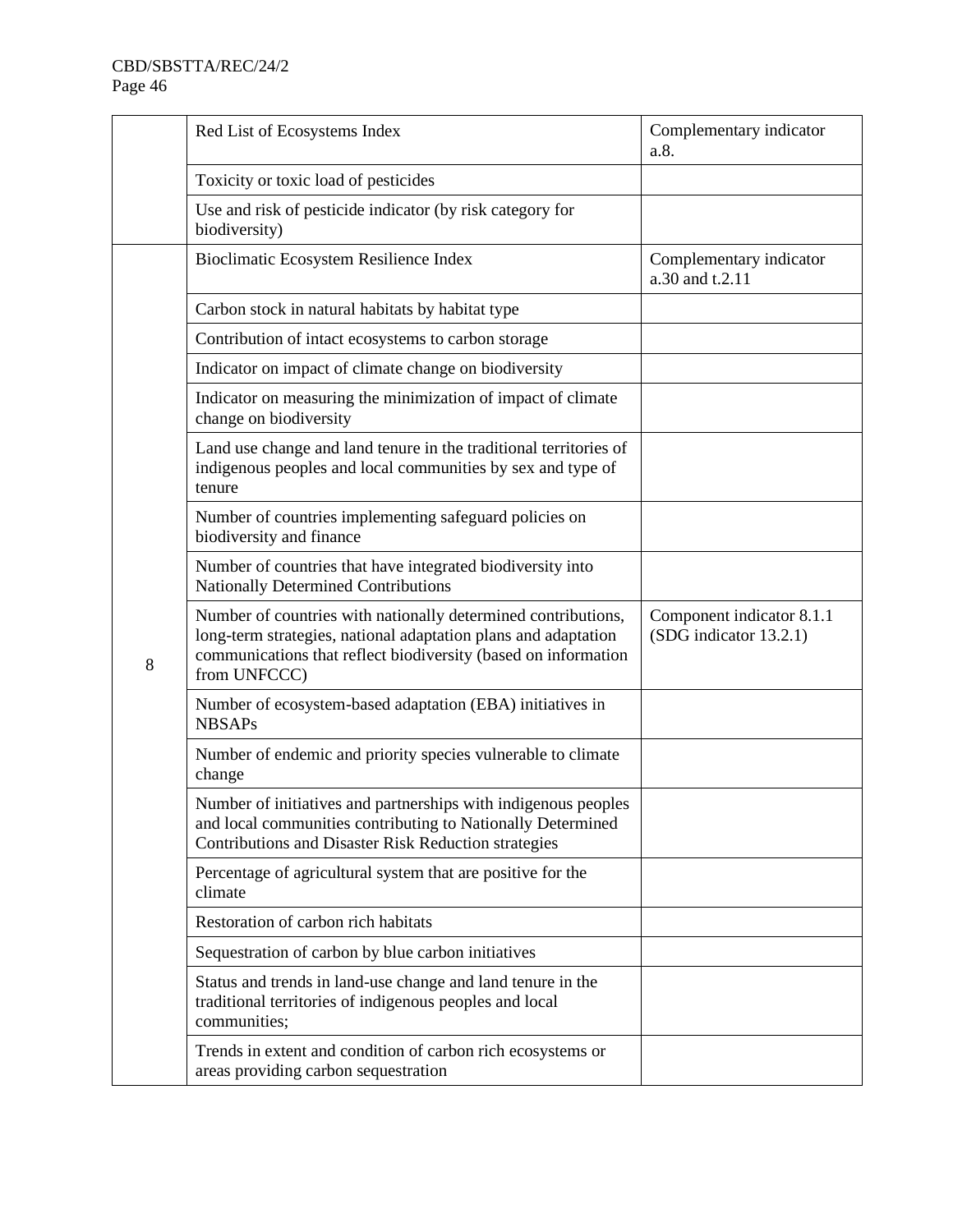| | | |
|---|---|---|
| | Red List of Ecosystems Index | Complementary indicator a.8. |
| | Toxicity or toxic load of pesticides | |
| | Use and risk of pesticide indicator (by risk category for biodiversity) | |
| 8 | Bioclimatic Ecosystem Resilience Index | Complementary indicator a.30 and t.2.11 |
| | Carbon stock in natural habitats by habitat type | |
| | Contribution of intact ecosystems to carbon storage | |
| | Indicator on impact of climate change on biodiversity | |
| | Indicator on measuring the minimization of impact of climate change on biodiversity | |
| | Land use change and land tenure in the traditional territories of indigenous peoples and local communities by sex and type of tenure | |
| | Number of countries implementing safeguard policies on biodiversity and finance | |
| | Number of countries that have integrated biodiversity into Nationally Determined Contributions | |
| | Number of countries with nationally determined contributions, long-term strategies, national adaptation plans and adaptation communications that reflect biodiversity (based on information from UNFCCC) | Component indicator 8.1.1 (SDG indicator 13.2.1) |
| | Number of ecosystem-based adaptation (EBA) initiatives in NBSAPs | |
| | Number of endemic and priority species vulnerable to climate change | |
| | Number of initiatives and partnerships with indigenous peoples and local communities contributing to Nationally Determined Contributions and Disaster Risk Reduction strategies | |
| | Percentage of agricultural system that are positive for the climate | |
| | Restoration of carbon rich habitats | |
| | Sequestration of carbon by blue carbon initiatives | |
| | Status and trends in land-use change and land tenure in the traditional territories of indigenous peoples and local communities; | |
| | Trends in extent and condition of carbon rich ecosystems or areas providing carbon sequestration | |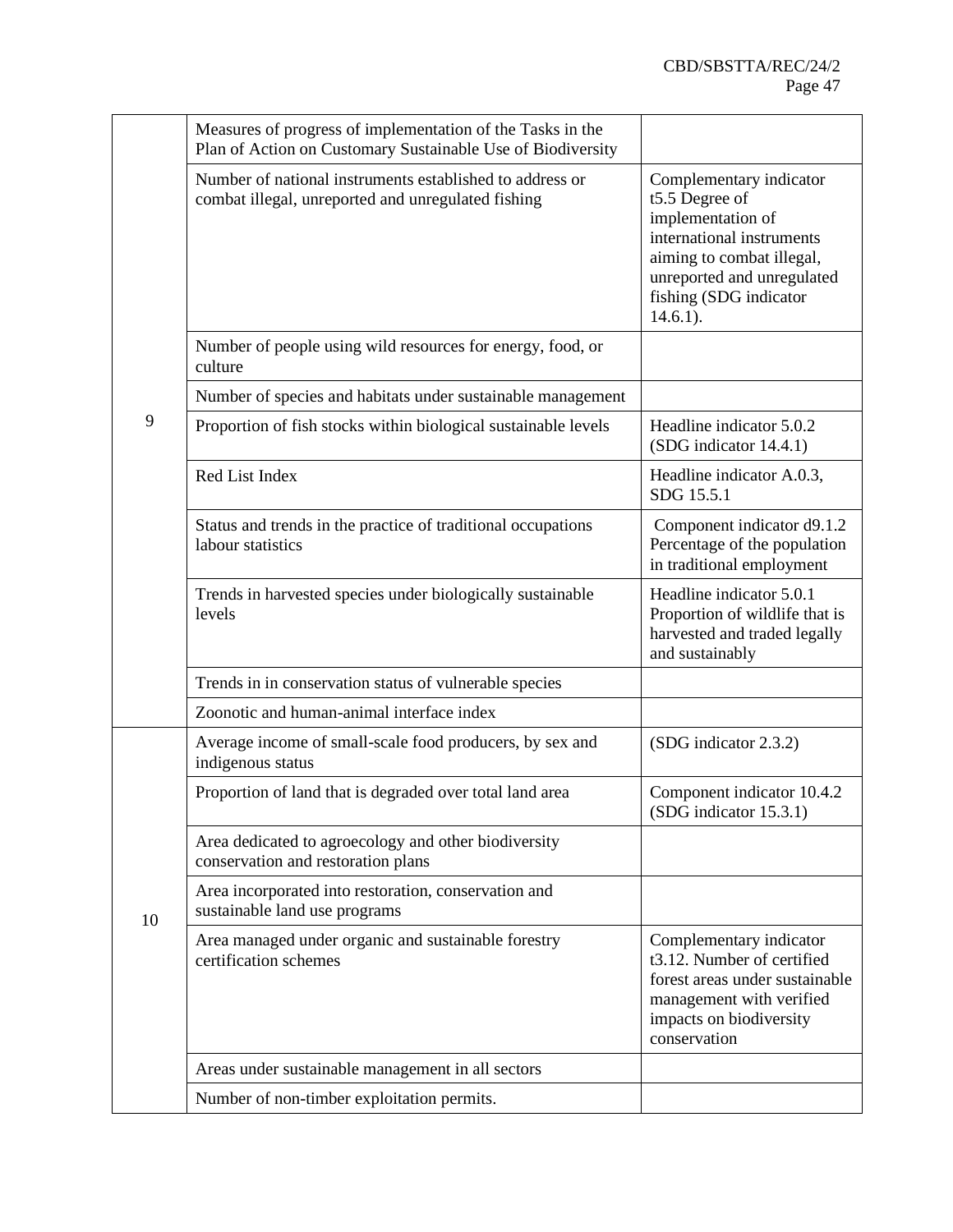| | | |
|---|---|---|
| 9 | Measures of progress of implementation of the Tasks in the Plan of Action on Customary Sustainable Use of Biodiversity | |
| | Number of national instruments established to address or combat illegal, unreported and unregulated fishing | Complementary indicator t5.5 Degree of implementation of international instruments aiming to combat illegal, unreported and unregulated fishing (SDG indicator 14.6.1). |
| | Number of people using wild resources for energy, food, or culture | |
| | Number of species and habitats under sustainable management | |
| | Proportion of fish stocks within biological sustainable levels | Headline indicator 5.0.2 (SDG indicator 14.4.1) |
| | Red List Index | Headline indicator A.0.3, SDG 15.5.1 |
| | Status and trends in the practice of traditional occupations labour statistics | Component indicator d9.1.2 Percentage of the population in traditional employment |
| | Trends in harvested species under biologically sustainable levels | Headline indicator 5.0.1 Proportion of wildlife that is harvested and traded legally and sustainably |
| | Trends in in conservation status of vulnerable species | |
| | Zoonotic and human-animal interface index | |
| 10 | Average income of small-scale food producers, by sex and indigenous status | (SDG indicator 2.3.2) |
| | Proportion of land that is degraded over total land area | Component indicator 10.4.2 (SDG indicator 15.3.1) |
| | Area dedicated to agroecology and other biodiversity conservation and restoration plans | |
| | Area incorporated into restoration, conservation and sustainable land use programs | |
| | Area managed under organic and sustainable forestry certification schemes | Complementary indicator t3.12. Number of certified forest areas under sustainable management with verified impacts on biodiversity conservation |
| | Areas under sustainable management in all sectors | |
| | Number of non-timber exploitation permits. | |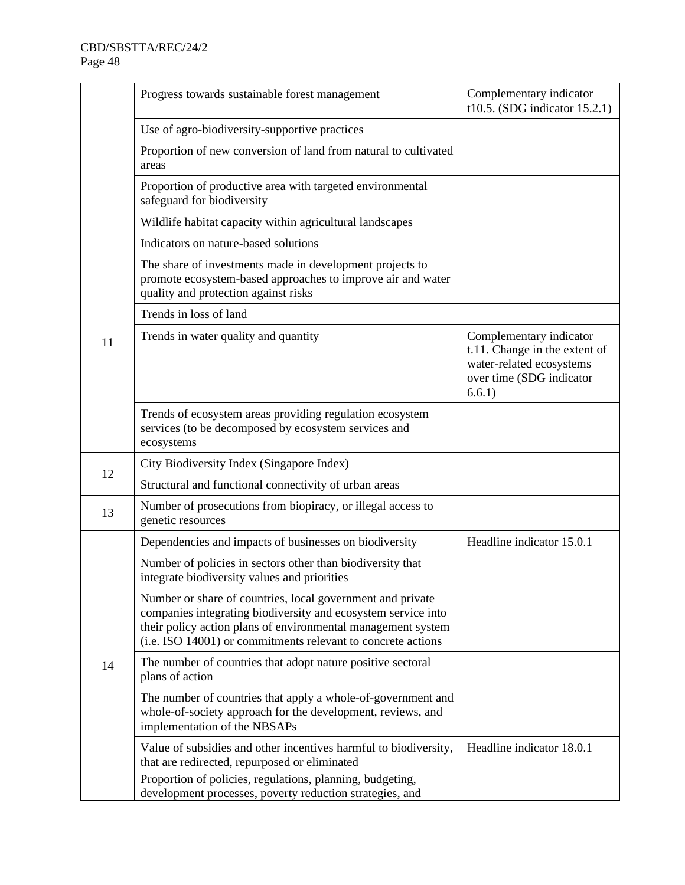|  | Progress towards sustainable forest management | Complementary indicator t10.5. (SDG indicator 15.2.1) |
|---|---|---|
|  | Use of agro-biodiversity-supportive practices |  |
|  | Proportion of new conversion of land from natural to cultivated areas |  |
|  | Proportion of productive area with targeted environmental safeguard for biodiversity |  |
|  | Wildlife habitat capacity within agricultural landscapes |  |
| 11 | Indicators on nature-based solutions |  |
|  | The share of investments made in development projects to promote ecosystem-based approaches to improve air and water quality and protection against risks |  |
|  | Trends in loss of land |  |
|  | Trends in water quality and quantity | Complementary indicator t.11. Change in the extent of water-related ecosystems over time (SDG indicator 6.6.1) |
|  | Trends of ecosystem areas providing regulation ecosystem services (to be decomposed by ecosystem services and ecosystems |  |
| 12 | City Biodiversity Index (Singapore Index) |  |
|  | Structural and functional connectivity of urban areas |  |
| 13 | Number of prosecutions from biopiracy, or illegal access to genetic resources |  |
| 14 | Dependencies and impacts of businesses on biodiversity | Headline indicator 15.0.1 |
|  | Number of policies in sectors other than biodiversity that integrate biodiversity values and priorities |  |
|  | Number or share of countries, local government and private companies integrating biodiversity and ecosystem service into their policy action plans of environmental management system (i.e. ISO 14001) or commitments relevant to concrete actions |  |
|  | The number of countries that adopt nature positive sectoral plans of action |  |
|  | The number of countries that apply a whole-of-government and whole-of-society approach for the development, reviews, and implementation of the NBSAPs |  |
|  | Value of subsidies and other incentives harmful to biodiversity, that are redirected, repurposed or eliminated<br>Proportion of policies, regulations, planning, budgeting, development processes, poverty reduction strategies, and | Headline indicator 18.0.1 |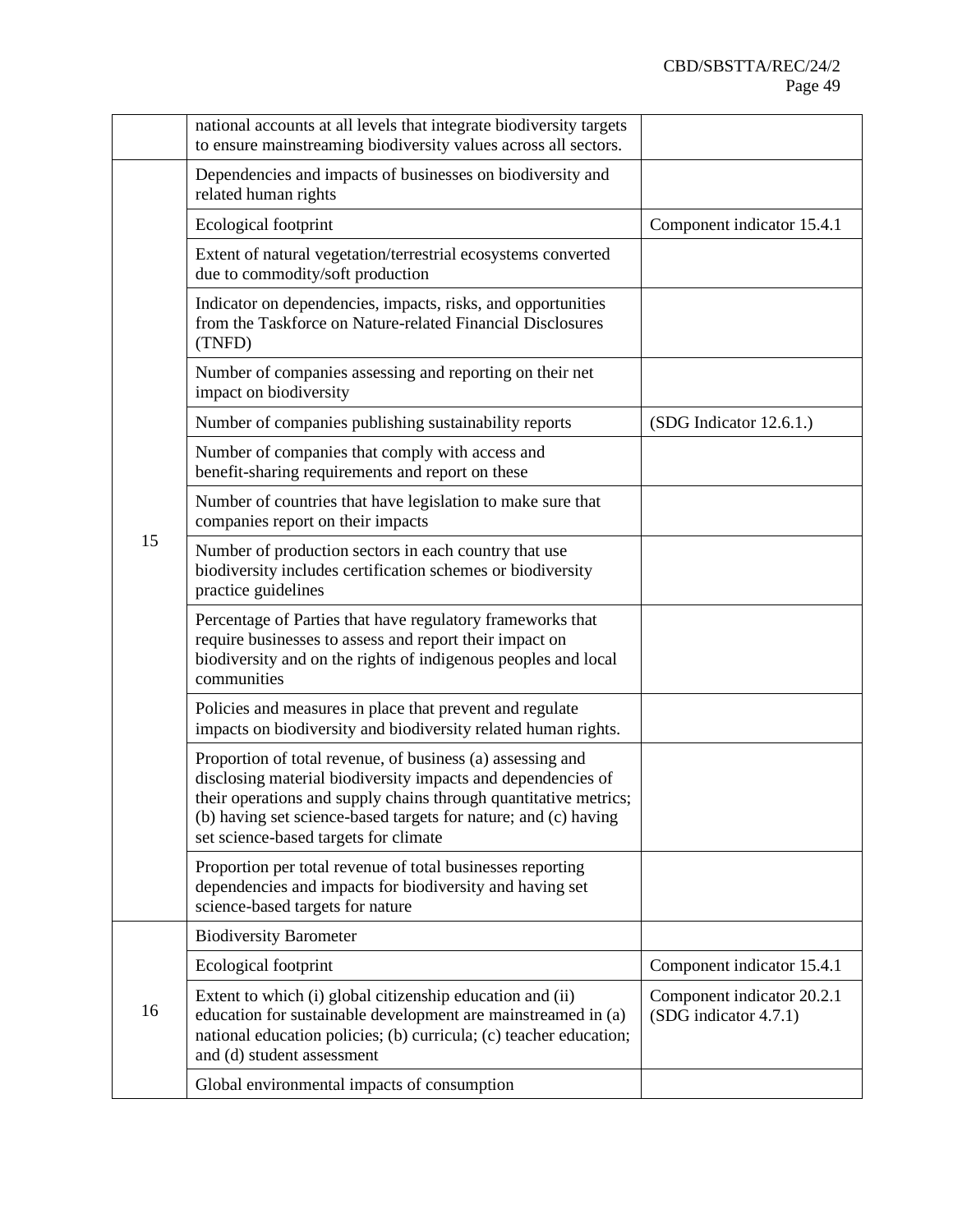| | | |
|---|---|---|
| | national accounts at all levels that integrate biodiversity targets to ensure mainstreaming biodiversity values across all sectors. | |
| 15 | Dependencies and impacts of businesses on biodiversity and related human rights | |
| | Ecological footprint | Component indicator 15.4.1 |
| | Extent of natural vegetation/terrestrial ecosystems converted due to commodity/soft production | |
| | Indicator on dependencies, impacts, risks, and opportunities from the Taskforce on Nature-related Financial Disclosures (TNFD) | |
| | Number of companies assessing and reporting on their net impact on biodiversity | |
| | Number of companies publishing sustainability reports | (SDG Indicator 12.6.1.) |
| | Number of companies that comply with access and benefit-sharing requirements and report on these | |
| | Number of countries that have legislation to make sure that companies report on their impacts | |
| | Number of production sectors in each country that use biodiversity includes certification schemes or biodiversity practice guidelines | |
| | Percentage of Parties that have regulatory frameworks that require businesses to assess and report their impact on biodiversity and on the rights of indigenous peoples and local communities | |
| | Policies and measures in place that prevent and regulate impacts on biodiversity and biodiversity related human rights. | |
| | Proportion of total revenue, of business (a) assessing and disclosing material biodiversity impacts and dependencies of their operations and supply chains through quantitative metrics; (b) having set science-based targets for nature; and (c) having set science-based targets for climate | |
| | Proportion per total revenue of total businesses reporting dependencies and impacts for biodiversity and having set science-based targets for nature | |
| 16 | Biodiversity Barometer | |
| | Ecological footprint | Component indicator 15.4.1 |
| | Extent to which (i) global citizenship education and (ii) education for sustainable development are mainstreamed in (a) national education policies; (b) curricula; (c) teacher education; and (d) student assessment | Component indicator 20.2.1 (SDG indicator 4.7.1) |
| | Global environmental impacts of consumption | |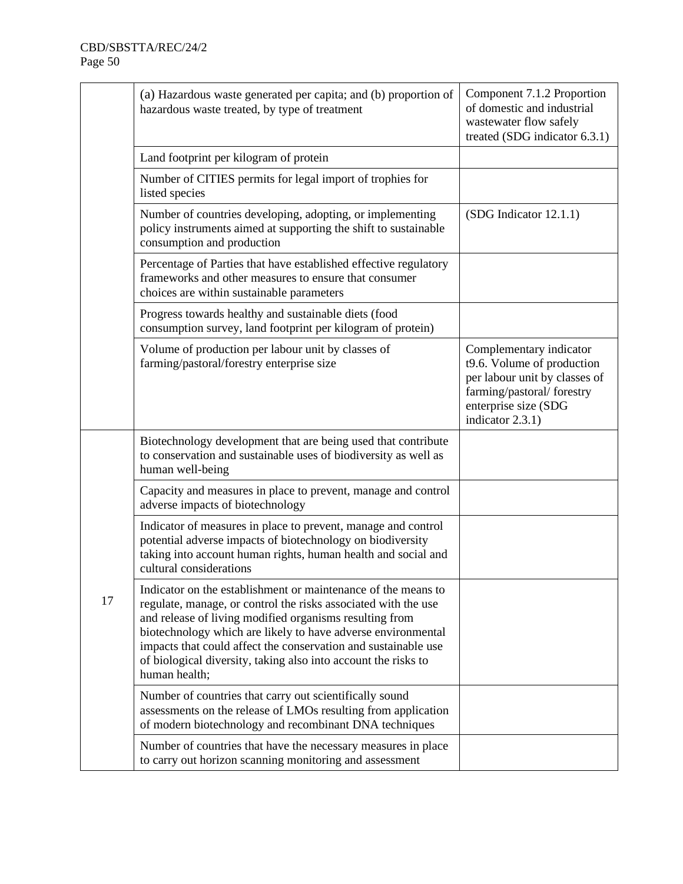| | | |
|---|---|---|
| | (a) Hazardous waste generated per capita; and (b) proportion of hazardous waste treated, by type of treatment | Component 7.1.2 Proportion of domestic and industrial wastewater flow safely treated (SDG indicator 6.3.1) |
| | Land footprint per kilogram of protein | |
| | Number of CITIES permits for legal import of trophies for listed species | |
| | Number of countries developing, adopting, or implementing policy instruments aimed at supporting the shift to sustainable consumption and production | (SDG Indicator 12.1.1) |
| | Percentage of Parties that have established effective regulatory frameworks and other measures to ensure that consumer choices are within sustainable parameters | |
| | Progress towards healthy and sustainable diets (food consumption survey, land footprint per kilogram of protein) | |
| | Volume of production per labour unit by classes of farming/pastoral/forestry enterprise size | Complementary indicator t9.6. Volume of production per labour unit by classes of farming/pastoral/ forestry enterprise size (SDG indicator 2.3.1) |
| 17 | Biotechnology development that are being used that contribute to conservation and sustainable uses of biodiversity as well as human well-being | |
| | Capacity and measures in place to prevent, manage and control adverse impacts of biotechnology | |
| | Indicator of measures in place to prevent, manage and control potential adverse impacts of biotechnology on biodiversity taking into account human rights, human health and social and cultural considerations | |
| | Indicator on the establishment or maintenance of the means to regulate, manage, or control the risks associated with the use and release of living modified organisms resulting from biotechnology which are likely to have adverse environmental impacts that could affect the conservation and sustainable use of biological diversity, taking also into account the risks to human health; | |
| | Number of countries that carry out scientifically sound assessments on the release of LMOs resulting from application of modern biotechnology and recombinant DNA techniques | |
| | Number of countries that have the necessary measures in place to carry out horizon scanning monitoring and assessment | |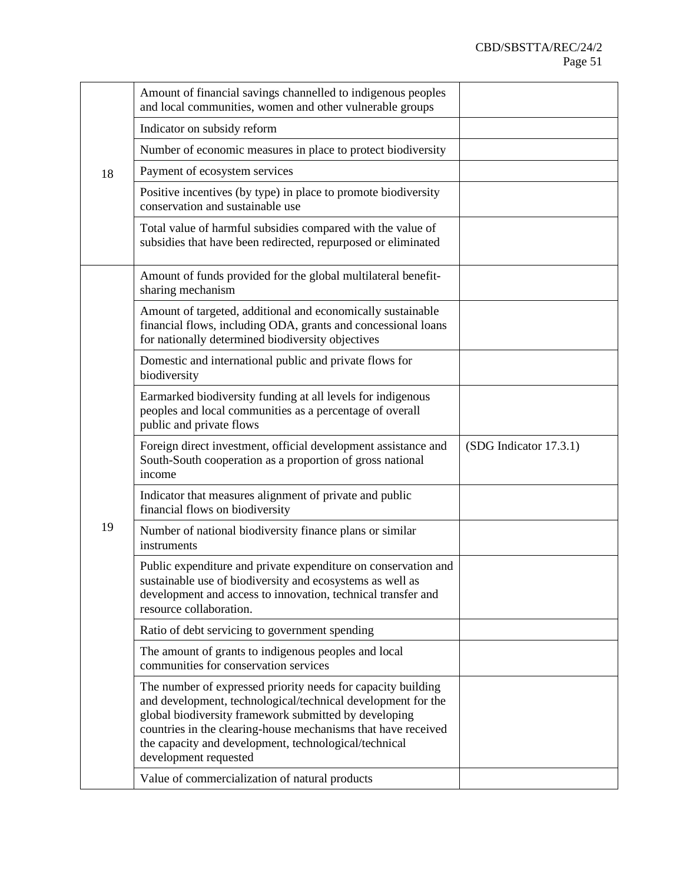| | | |
|---|---|---|
| 18 | Amount of financial savings channelled to indigenous peoples and local communities, women and other vulnerable groups | |
| | Indicator on subsidy reform | |
| | Number of economic measures in place to protect biodiversity | |
| | Payment of ecosystem services | |
| | Positive incentives (by type) in place to promote biodiversity conservation and sustainable use | |
| | Total value of harmful subsidies compared with the value of subsidies that have been redirected, repurposed or eliminated | |
| 19 | Amount of funds provided for the global multilateral benefit-sharing mechanism | |
| | Amount of targeted, additional and economically sustainable financial flows, including ODA, grants and concessional loans for nationally determined biodiversity objectives | |
| | Domestic and international public and private flows for biodiversity | |
| | Earmarked biodiversity funding at all levels for indigenous peoples and local communities as a percentage of overall public and private flows | |
| | Foreign direct investment, official development assistance and South-South cooperation as a proportion of gross national income | (SDG Indicator 17.3.1) |
| | Indicator that measures alignment of private and public financial flows on biodiversity | |
| | Number of national biodiversity finance plans or similar instruments | |
| | Public expenditure and private expenditure on conservation and sustainable use of biodiversity and ecosystems as well as development and access to innovation, technical transfer and resource collaboration. | |
| | Ratio of debt servicing to government spending | |
| | The amount of grants to indigenous peoples and local communities for conservation services | |
| | The number of expressed priority needs for capacity building and development, technological/technical development for the global biodiversity framework submitted by developing countries in the clearing-house mechanisms that have received the capacity and development, technological/technical development requested | |
| | Value of commercialization of natural products | |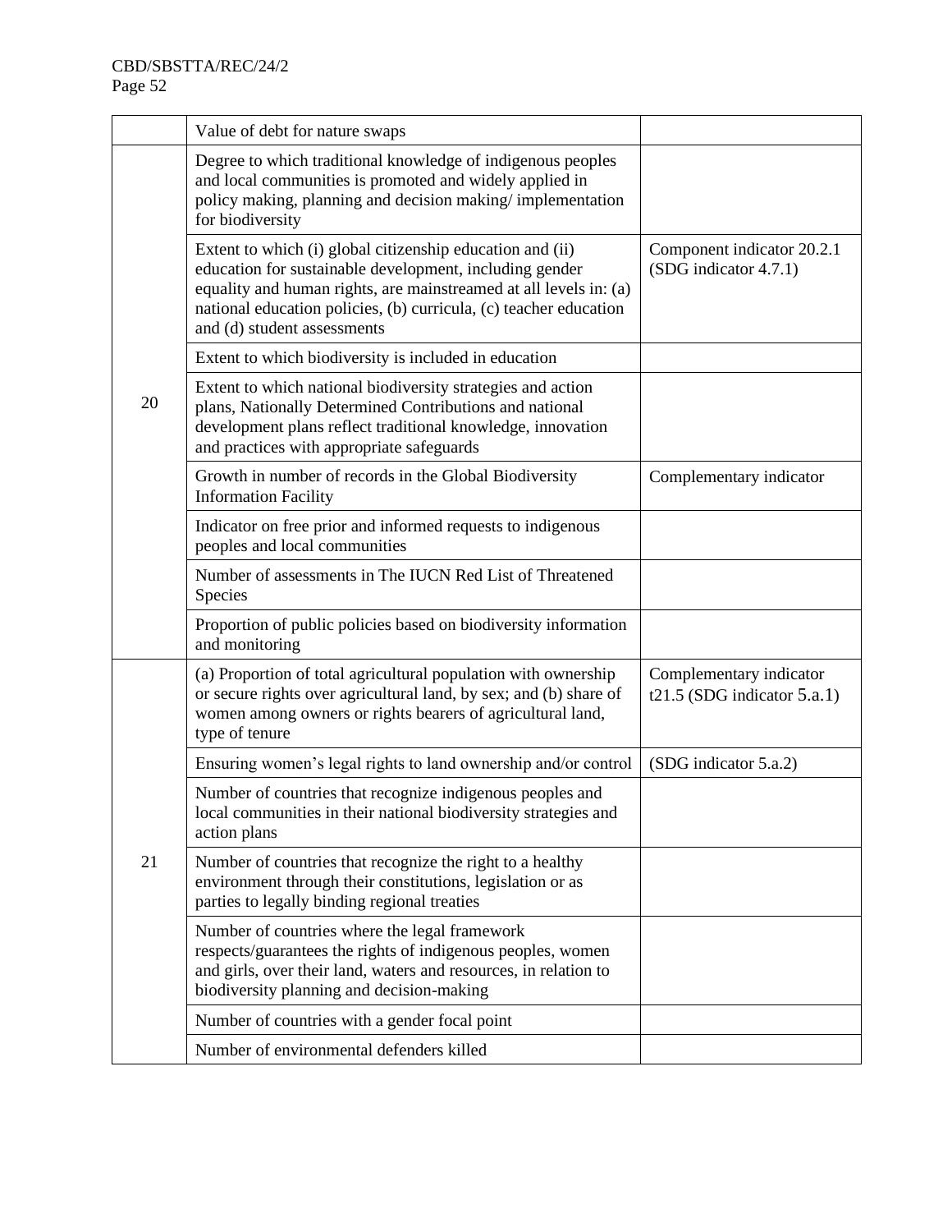| | | |
|---|---|---|
| | Value of debt for nature swaps | |
| 20 | Degree to which traditional knowledge of indigenous peoples and local communities is promoted and widely applied in policy making, planning and decision making/ implementation for biodiversity | |
| | Extent to which (i) global citizenship education and (ii) education for sustainable development, including gender equality and human rights, are mainstreamed at all levels in: (a) national education policies, (b) curricula, (c) teacher education and (d) student assessments | Component indicator 20.2.1 (SDG indicator 4.7.1) |
| | Extent to which biodiversity is included in education | |
| | Extent to which national biodiversity strategies and action plans, Nationally Determined Contributions and national development plans reflect traditional knowledge, innovation and practices with appropriate safeguards | |
| | Growth in number of records in the Global Biodiversity Information Facility | Complementary indicator |
| | Indicator on free prior and informed requests to indigenous peoples and local communities | |
| | Number of assessments in The IUCN Red List of Threatened Species | |
| | Proportion of public policies based on biodiversity information and monitoring | |
| 21 | (a) Proportion of total agricultural population with ownership or secure rights over agricultural land, by sex; and (b) share of women among owners or rights bearers of agricultural land, type of tenure | Complementary indicator t21.5 (SDG indicator 5.a.1) |
| | Ensuring women's legal rights to land ownership and/or control | (SDG indicator 5.a.2) |
| | Number of countries that recognize indigenous peoples and local communities in their national biodiversity strategies and action plans | |
| | Number of countries that recognize the right to a healthy environment through their constitutions, legislation or as parties to legally binding regional treaties | |
| | Number of countries where the legal framework respects/guarantees the rights of indigenous peoples, women and girls, over their land, waters and resources, in relation to biodiversity planning and decision-making | |
| | Number of countries with a gender focal point | |
| | Number of environmental defenders killed | |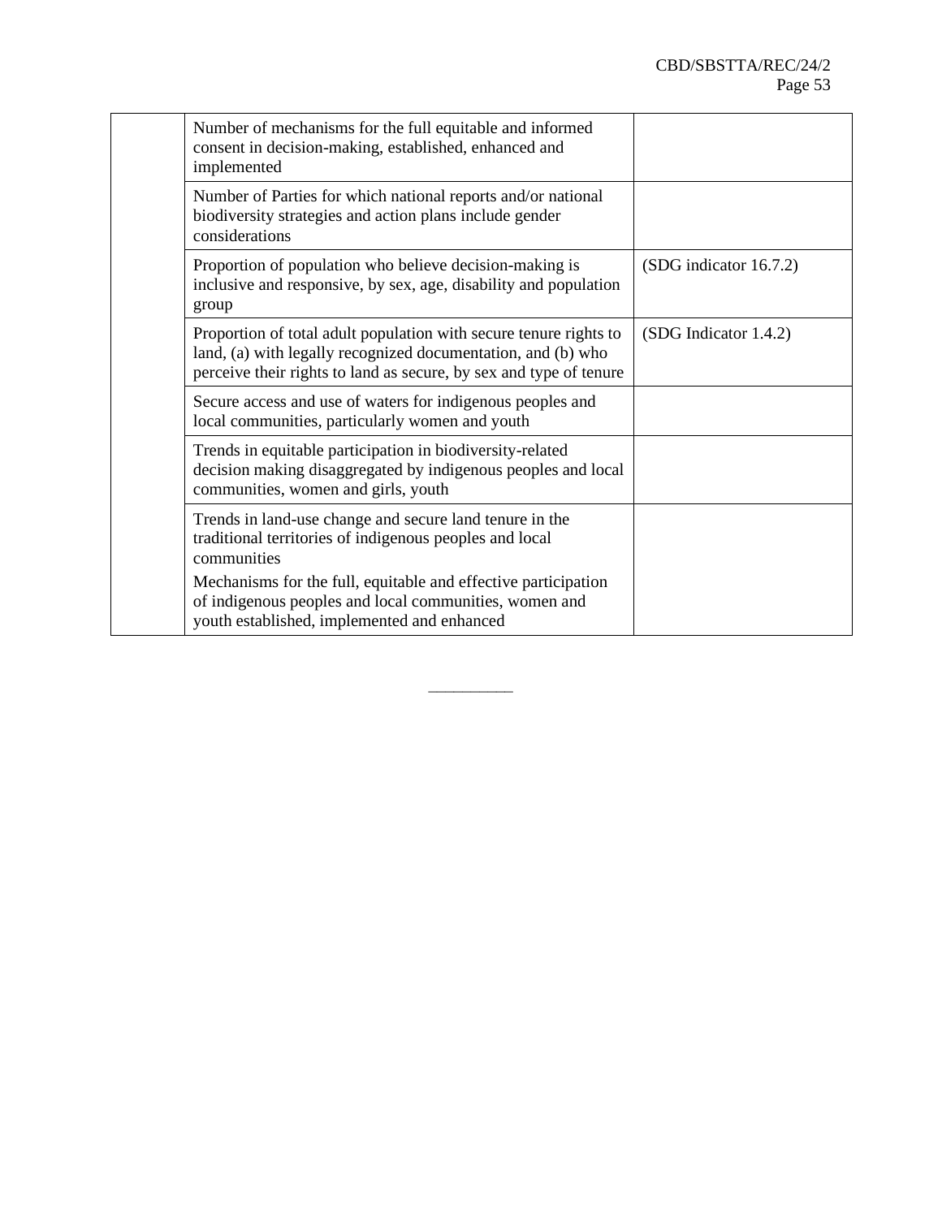| | | |
|---|---|---|
| | Number of mechanisms for the full equitable and informed consent in decision-making, established, enhanced and implemented | |
| | Number of Parties for which national reports and/or national biodiversity strategies and action plans include gender considerations | |
| | Proportion of population who believe decision-making is inclusive and responsive, by sex, age, disability and population group | (SDG indicator 16.7.2) |
| | Proportion of total adult population with secure tenure rights to land, (a) with legally recognized documentation, and (b) who perceive their rights to land as secure, by sex and type of tenure | (SDG Indicator 1.4.2) |
| | Secure access and use of waters for indigenous peoples and local communities, particularly women and youth | |
| | Trends in equitable participation in biodiversity-related decision making disaggregated by indigenous peoples and local communities, women and girls, youth | |
| | Trends in land-use change and secure land tenure in the traditional territories of indigenous peoples and local communities<br>Mechanisms for the full, equitable and effective participation of indigenous peoples and local communities, women and youth established, implemented and enhanced | |

__________